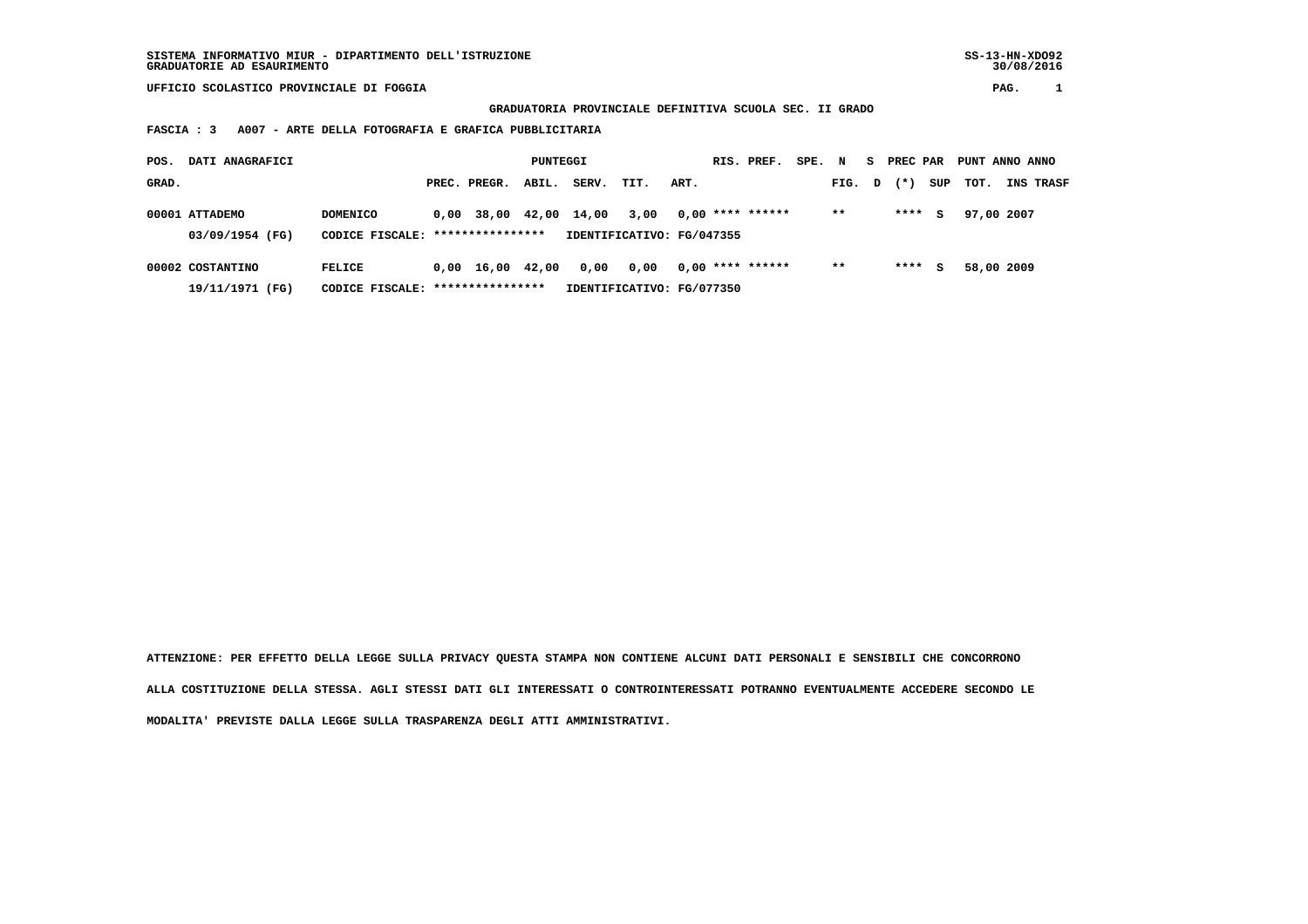SISTEMA INFORMATIVO MIUR - DIPARTIMENTO DELL'ISTRUZIONE
GRADUATORIE AD ESAURIMENTO

UFFICIO SCOLASTICO PROVINCIALE DI FOGGIA

**GRADUATORIA PROVINCIALE DEFINITIVA SCUOLA SEC. II GRADO**

**FASCIA : 3   A007 - ARTE DELLA FOTOGRAFIA E GRAFICA PUBBLICITARIA**

| POS. GRAD. | DATI ANAGRAFICI | | PREC. | PREGR. | ABIL. | SERV. | TIT. | ART. | RIS. | PREF. | SPE. | N FIG. | S D | PREC PAR (*) | SUP | PUNT TOT. | ANNO INS | TRASF |
|---|---|---|---|---|---|---|---|---|---|---|---|---|---|---|---|---|---|---|
| 00001 | ATTADEMO | DOMENICO | 0,00 | 38,00 | 42,00 | 14,00 | 3,00 | 0,00 | **** | ****** | | ** | | **** | S | 97,00 | 2007 | |
| | 03/09/1954 (FG) | CODICE FISCALE: **************** | IDENTIFICATIVO: FG/047355 | | | | | | | | | | | | | | | |
| 00002 | COSTANTINO | FELICE | 0,00 | 16,00 | 42,00 | 0,00 | 0,00 | 0,00 | **** | ****** | | ** | | **** | S | 58,00 | 2009 | |
| | 19/11/1971 (FG) | CODICE FISCALE: **************** | IDENTIFICATIVO: FG/077350 | | | | | | | | | | | | | | | |

**ATTENZIONE: PER EFFETTO DELLA LEGGE SULLA PRIVACY QUESTA STAMPA NON CONTIENE ALCUNI DATI PERSONALI E SENSIBILI CHE CONCORRONO ALLA COSTITUZIONE DELLA STESSA. AGLI STESSI DATI GLI INTERESSATI O CONTROINTERESSATI POTRANNO EVENTUALMENTE ACCEDERE SECONDO LE MODALITA' PREVISTE DALLA LEGGE SULLA TRASPARENZA DEGLI ATTI AMMINISTRATIVI.**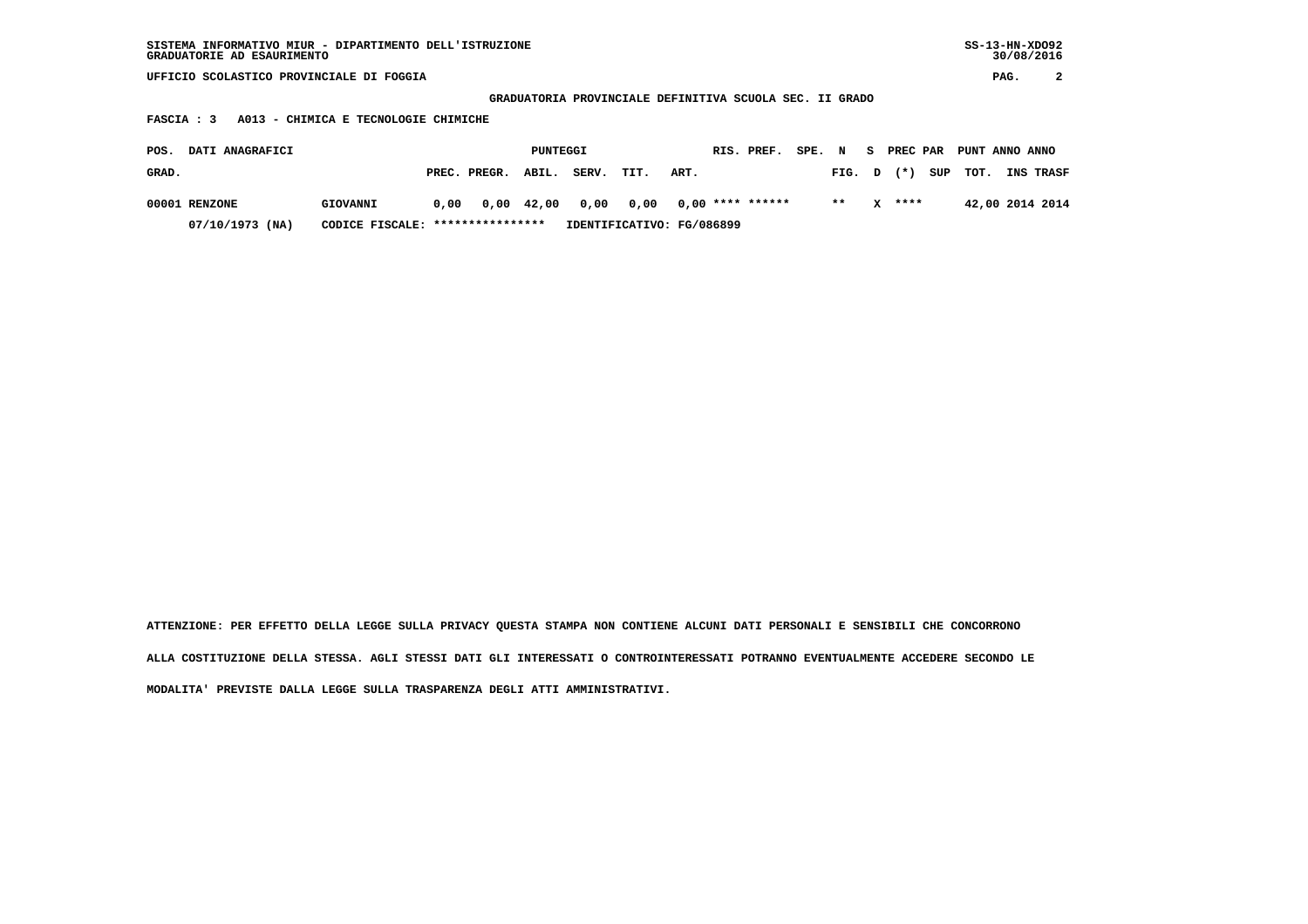SISTEMA INFORMATIVO MIUR - DIPARTIMENTO DELL'ISTRUZIONE
GRADUATORIE AD ESAURIMENTO

UFFICIO SCOLASTICO PROVINCIALE DI FOGGIA

GRADUATORIA PROVINCIALE DEFINITIVA SCUOLA SEC. II GRADO

FASCIA : 3 A013 - CHIMICA E TECNOLOGIE CHIMICHE

| POS. GRAD. | DATI ANAGRAFICI | | PUNTEGGI PREC. | PREGR. | ABIL. | SERV. | TIT. | ART. | RIS. | PREF. | SPE. | N FIG. | S D | PREC PAR (*) | SUP | PUNT TOT. | ANNO INS | ANNO TRASF |
|---|---|---|---|---|---|---|---|---|---|---|---|---|---|---|---|---|---|---|
| 00001 | RENZONE | GIOVANNI | 0,00 | 0,00 | 42,00 | 0,00 | 0,00 | 0,00 | **** | ****** | | ** | X | **** | | 42,00 | 2014 | 2014 |
| | 07/10/1973 (NA) | CODICE FISCALE: **************** | IDENTIFICATIVO: FG/086899 | | | | | | | | | | | | | | | |

ATTENZIONE: PER EFFETTO DELLA LEGGE SULLA PRIVACY QUESTA STAMPA NON CONTIENE ALCUNI DATI PERSONALI E SENSIBILI CHE CONCORRONO ALLA COSTITUZIONE DELLA STESSA. AGLI STESSI DATI GLI INTERESSATI O CONTROINTERESSATI POTRANNO EVENTUALMENTE ACCEDERE SECONDO LE MODALITA' PREVISTE DALLA LEGGE SULLA TRASPARENZA DEGLI ATTI AMMINISTRATIVI.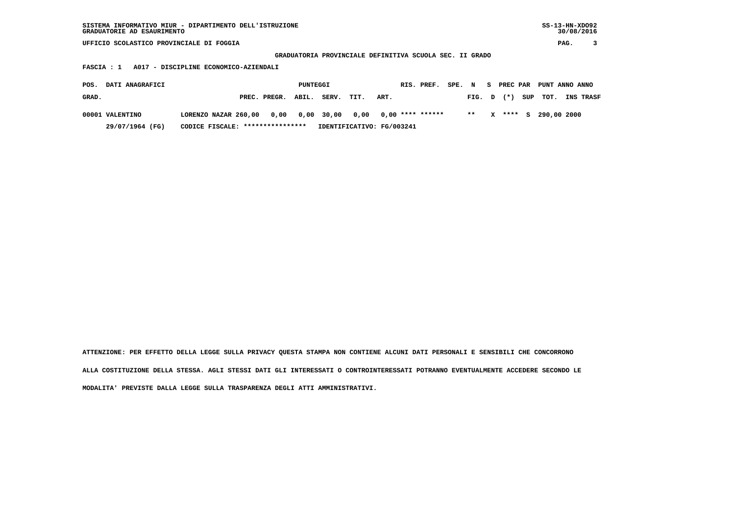SISTEMA INFORMATIVO MIUR - DIPARTIMENTO DELL'ISTRUZIONE
GRADUATORIE AD ESAURIMENTO

SS-13-HN-XDO92
30/08/2016

UFFICIO SCOLASTICO PROVINCIALE DI FOGGIA

## GRADUATORIA PROVINCIALE DEFINITIVA SCUOLA SEC. II GRADO

**FASCIA : 1 A017 - DISCIPLINE ECONOMICO-AZIENDALI**

| POS. GRAD. | DATI ANAGRAFICI | PUNTEGGI PREC. | PREGR. | ABIL. | SERV. | TIT. | ART. | RIS. | PREF. | SPE. | N FIG. | S D | PREC PAR (*) | SUP | PUNT TOT. | ANNO INS | ANNO TRASF |
|---|---|---|---|---|---|---|---|---|---|---|---|---|---|---|---|---|---|
| 00001 | VALENTINO LORENZO NAZAR | 260,00 | 0,00 | 0,00 | 30,00 | 0,00 | 0,00 | **** | ****** | | ** | X | **** | S | 290,00 | 2000 | |
| | 29/07/1964 (FG) CODICE FISCALE: **************** IDENTIFICATIVO: FG/003241 | | | | | | | | | | | | | | | | |

ATTENZIONE: PER EFFETTO DELLA LEGGE SULLA PRIVACY QUESTA STAMPA NON CONTIENE ALCUNI DATI PERSONALI E SENSIBILI CHE CONCORRONO ALLA COSTITUZIONE DELLA STESSA. AGLI STESSI DATI GLI INTERESSATI O CONTROINTERESSATI POTRANNO EVENTUALMENTE ACCEDERE SECONDO LE MODALITA' PREVISTE DALLA LEGGE SULLA TRASPARENZA DEGLI ATTI AMMINISTRATIVI.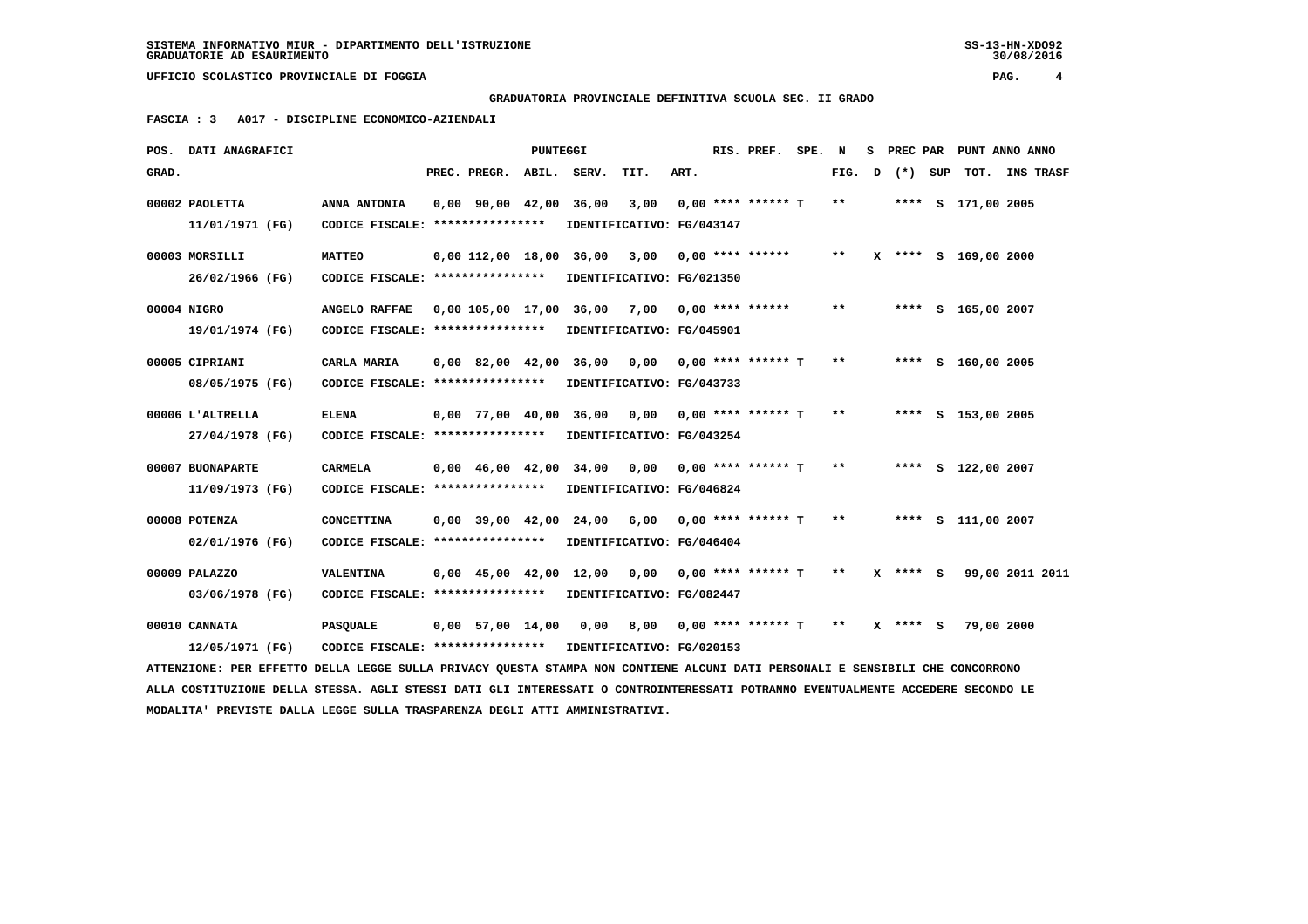SISTEMA INFORMATIVO MIUR - DIPARTIMENTO DELL'ISTRUZIONE
GRADUATORIE AD ESAURIMENTO

UFFICIO SCOLASTICO PROVINCIALE DI FOGGIA

**GRADUATORIA PROVINCIALE DEFINITIVA SCUOLA SEC. II GRADO**

**FASCIA : 3 A017 - DISCIPLINE ECONOMICO-AZIENDALI**

| POS. GRAD. | DATI ANAGRAFICI | | PREC. | PREGR. | ABIL. | SERV. | TIT. | ART. | RIS. | PREF. | SPE. | N FIG. | S D | PREC PAR (*) | SUP | PUNT TOT. | ANNO INS | ANNO TRASF |
|---|---|---|---|---|---|---|---|---|---|---|---|---|---|---|---|---|---|---|
| 00002 | PAOLETTA 11/01/1971 (FG) | ANNA ANTONIA CODICE FISCALE: **************** IDENTIFICATIVO: FG/043147 | 0,00 | 90,00 | 42,00 | 36,00 | 3,00 | 0,00 | **** | ****** | T | ** | | **** | S | 171,00 | 2005 | |
| 00003 | MORSILLI 26/02/1966 (FG) | MATTEO CODICE FISCALE: **************** IDENTIFICATIVO: FG/021350 | 0,00 | 112,00 | 18,00 | 36,00 | 3,00 | 0,00 | **** | ****** | | ** | X | **** | S | 169,00 | 2000 | |
| 00004 | NIGRO 19/01/1974 (FG) | ANGELO RAFFAE CODICE FISCALE: **************** IDENTIFICATIVO: FG/045901 | 0,00 | 105,00 | 17,00 | 36,00 | 7,00 | 0,00 | **** | ****** | | ** | | **** | S | 165,00 | 2007 | |
| 00005 | CIPRIANI 08/05/1975 (FG) | CARLA MARIA CODICE FISCALE: **************** IDENTIFICATIVO: FG/043733 | 0,00 | 82,00 | 42,00 | 36,00 | 0,00 | 0,00 | **** | ****** | T | ** | | **** | S | 160,00 | 2005 | |
| 00006 | L'ALTRELLA 27/04/1978 (FG) | ELENA CODICE FISCALE: **************** IDENTIFICATIVO: FG/043254 | 0,00 | 77,00 | 40,00 | 36,00 | 0,00 | 0,00 | **** | ****** | T | ** | | **** | S | 153,00 | 2005 | |
| 00007 | BUONAPARTE 11/09/1973 (FG) | CARMELA CODICE FISCALE: **************** IDENTIFICATIVO: FG/046824 | 0,00 | 46,00 | 42,00 | 34,00 | 0,00 | 0,00 | **** | ****** | T | ** | | **** | S | 122,00 | 2007 | |
| 00008 | POTENZA 02/01/1976 (FG) | CONCETTINA CODICE FISCALE: **************** IDENTIFICATIVO: FG/046404 | 0,00 | 39,00 | 42,00 | 24,00 | 6,00 | 0,00 | **** | ****** | T | ** | | **** | S | 111,00 | 2007 | |
| 00009 | PALAZZO 03/06/1978 (FG) | VALENTINA CODICE FISCALE: **************** IDENTIFICATIVO: FG/082447 | 0,00 | 45,00 | 42,00 | 12,00 | 0,00 | 0,00 | **** | ****** | T | ** | X | **** | S | 99,00 | 2011 | 2011 |
| 00010 | CANNATA 12/05/1971 (FG) | PASQUALE CODICE FISCALE: **************** IDENTIFICATIVO: FG/020153 | 0,00 | 57,00 | 14,00 | 0,00 | 8,00 | 0,00 | **** | ****** | T | ** | X | **** | S | 79,00 | 2000 | |

ATTENZIONE: PER EFFETTO DELLA LEGGE SULLA PRIVACY QUESTA STAMPA NON CONTIENE ALCUNI DATI PERSONALI E SENSIBILI CHE CONCORRONO ALLA COSTITUZIONE DELLA STESSA. AGLI STESSI DATI GLI INTERESSATI O CONTROINTERESSATI POTRANNO EVENTUALMENTE ACCEDERE SECONDO LE MODALITA' PREVISTE DALLA LEGGE SULLA TRASPARENZA DEGLI ATTI AMMINISTRATIVI.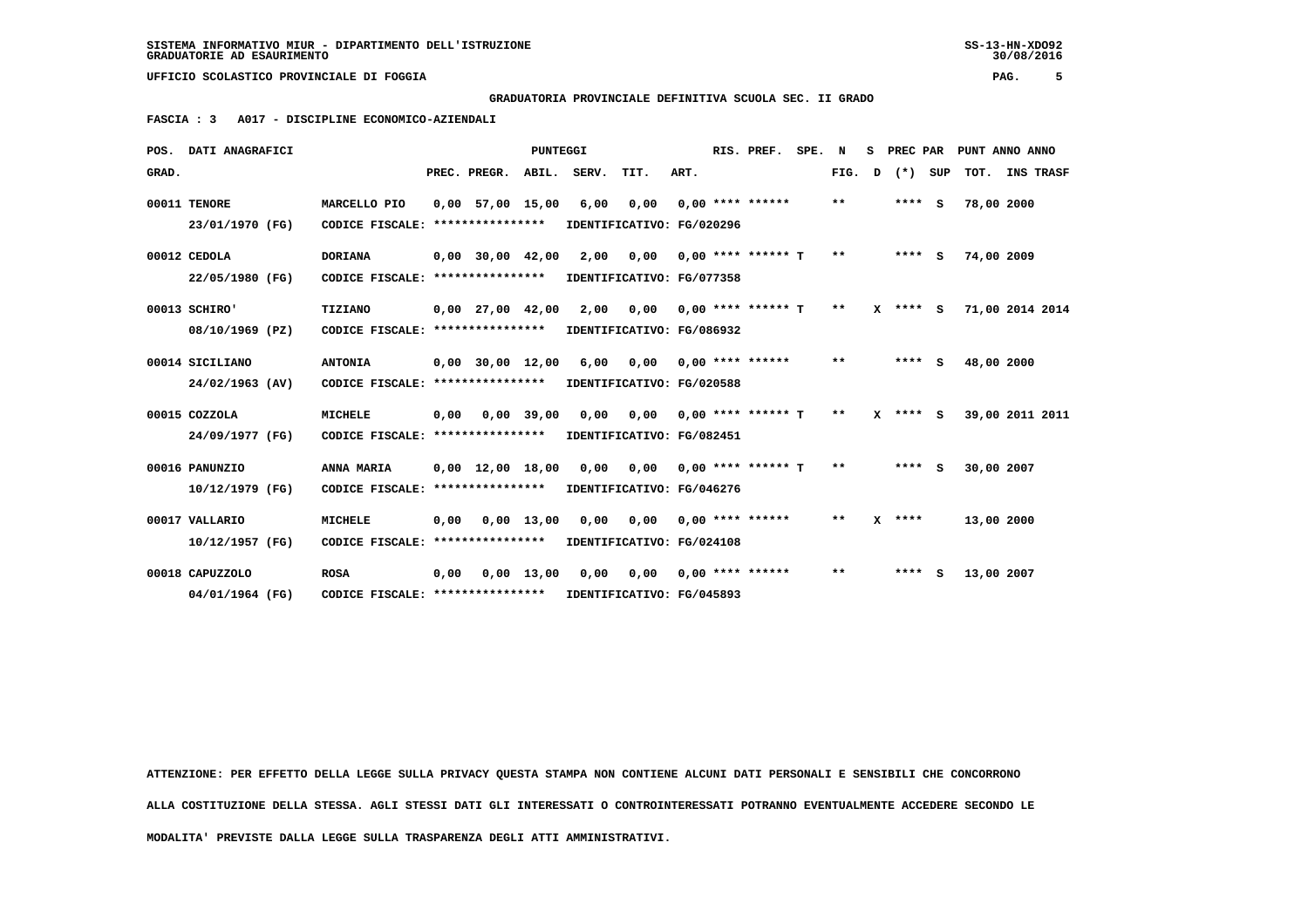SISTEMA INFORMATIVO MIUR - DIPARTIMENTO DELL'ISTRUZIONE
GRADUATORIE AD ESAURIMENTO

UFFICIO SCOLASTICO PROVINCIALE DI FOGGIA

**GRADUATORIA PROVINCIALE DEFINITIVA SCUOLA SEC. II GRADO**

**FASCIA : 3 A017 - DISCIPLINE ECONOMICO-AZIENDALI**

| POS. GRAD. | DATI ANAGRAFICI | | PREC. | PREGR. | ABIL. | SERV. | TIT. | ART. | RIS. PREF. | SPE. | N FIG. | S D | PREC PAR (*) | SUP | PUNT TOT. | ANNO | ANNO INS TRASF |
|---|---|---|---|---|---|---|---|---|---|---|---|---|---|---|---|---|---|
| 00011 | TENORE 23/01/1970 (FG) | MARCELLO PIO CODICE FISCALE: **************** IDENTIFICATIVO: FG/020296 | 0,00 | 57,00 | 15,00 | 6,00 | 0,00 | 0,00 | **** ****** | | ** | | **** | S | 78,00 | 2000 | |
| 00012 | CEDOLA 22/05/1980 (FG) | DORIANA CODICE FISCALE: **************** IDENTIFICATIVO: FG/077358 | 0,00 | 30,00 | 42,00 | 2,00 | 0,00 | 0,00 | **** ****** | T | ** | | **** | S | 74,00 | 2009 | |
| 00013 | SCHIRO' 08/10/1969 (PZ) | TIZIANO CODICE FISCALE: **************** IDENTIFICATIVO: FG/086932 | 0,00 | 27,00 | 42,00 | 2,00 | 0,00 | 0,00 | **** ****** | T | ** | X | **** | S | 71,00 | 2014 | 2014 |
| 00014 | SICILIANO 24/02/1963 (AV) | ANTONIA CODICE FISCALE: **************** IDENTIFICATIVO: FG/020588 | 0,00 | 30,00 | 12,00 | 6,00 | 0,00 | 0,00 | **** ****** | | ** | | **** | S | 48,00 | 2000 | |
| 00015 | COZZOLA 24/09/1977 (FG) | MICHELE CODICE FISCALE: **************** IDENTIFICATIVO: FG/082451 | 0,00 | 0,00 | 39,00 | 0,00 | 0,00 | 0,00 | **** ****** | T | ** | X | **** | S | 39,00 | 2011 | 2011 |
| 00016 | PANUNZIO 10/12/1979 (FG) | ANNA MARIA CODICE FISCALE: **************** IDENTIFICATIVO: FG/046276 | 0,00 | 12,00 | 18,00 | 0,00 | 0,00 | 0,00 | **** ****** | T | ** | | **** | S | 30,00 | 2007 | |
| 00017 | VALLARIO 10/12/1957 (FG) | MICHELE CODICE FISCALE: **************** IDENTIFICATIVO: FG/024108 | 0,00 | 0,00 | 13,00 | 0,00 | 0,00 | 0,00 | **** ****** | | ** | X | **** | | 13,00 | 2000 | |
| 00018 | CAPUZZOLO 04/01/1964 (FG) | ROSA CODICE FISCALE: **************** IDENTIFICATIVO: FG/045893 | 0,00 | 0,00 | 13,00 | 0,00 | 0,00 | 0,00 | **** ****** | | ** | | **** | S | 13,00 | 2007 | |

ATTENZIONE: PER EFFETTO DELLA LEGGE SULLA PRIVACY QUESTA STAMPA NON CONTIENE ALCUNI DATI PERSONALI E SENSIBILI CHE CONCORRONO ALLA COSTITUZIONE DELLA STESSA. AGLI STESSI DATI GLI INTERESSATI O CONTROINTERESSATI POTRANNO EVENTUALMENTE ACCEDERE SECONDO LE MODALITA' PREVISTE DALLA LEGGE SULLA TRASPARENZA DEGLI ATTI AMMINISTRATIVI.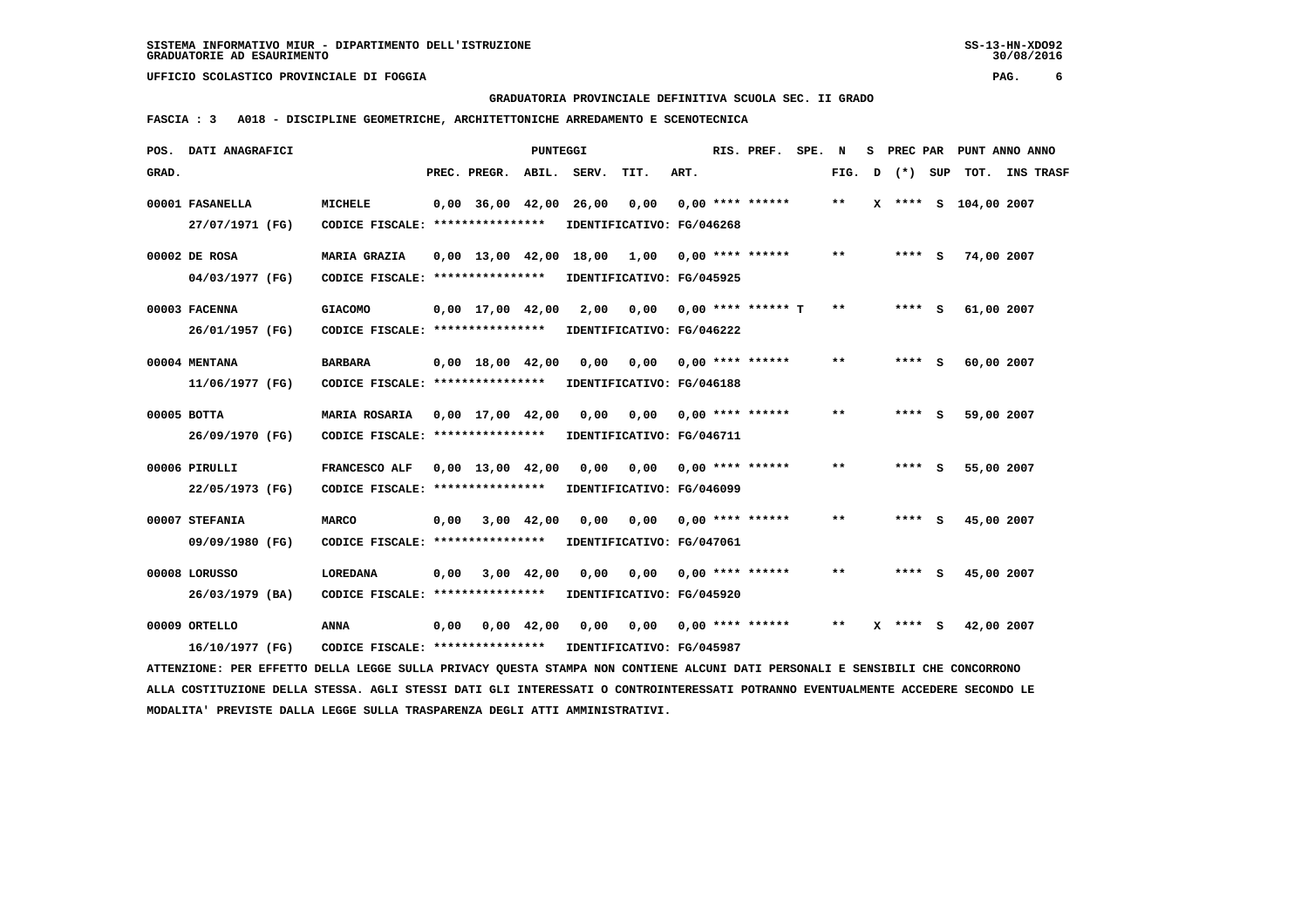SISTEMA INFORMATIVO MIUR - DIPARTIMENTO DELL'ISTRUZIONE
GRADUATORIE AD ESAURIMENTO

UFFICIO SCOLASTICO PROVINCIALE DI FOGGIA

GRADUATORIA PROVINCIALE DEFINITIVA SCUOLA SEC. II GRADO

FASCIA : 3 A018 - DISCIPLINE GEOMETRICHE, ARCHITETTONICHE ARREDAMENTO E SCENOTECNICA

| POS. GRAD. | DATI ANAGRAFICI | | PREC. | PREGR. | ABIL. | SERV. | TIT. | ART. | RIS. PREF. | SPE. | N FIG. | S D | PREC PAR (*) | SUP | PUNT ANNO TOT. | ANNO INS TRASF |
|---|---|---|---|---|---|---|---|---|---|---|---|---|---|---|---|---|
| 00001 | FASANELLA 27/07/1971 (FG) | MICHELE CODICE FISCALE: **************** | 0,00 | 36,00 | 42,00 | 26,00 | 0,00 | 0,00 | **** ****** | | ** | X | **** | S | 104,00 | 2007 |
| | | IDENTIFICATIVO: FG/046268 | | | | | | | | | | | | | | |
| 00002 | DE ROSA 04/03/1977 (FG) | MARIA GRAZIA CODICE FISCALE: **************** | 0,00 | 13,00 | 42,00 | 18,00 | 1,00 | 0,00 | **** ****** | | ** | | **** | S | 74,00 | 2007 |
| | | IDENTIFICATIVO: FG/045925 | | | | | | | | | | | | | | |
| 00003 | FACENNA 26/01/1957 (FG) | GIACOMO CODICE FISCALE: **************** | 0,00 | 17,00 | 42,00 | 2,00 | 0,00 | 0,00 | **** ****** | T | ** | | **** | S | 61,00 | 2007 |
| | | IDENTIFICATIVO: FG/046222 | | | | | | | | | | | | | | |
| 00004 | MENTANA 11/06/1977 (FG) | BARBARA CODICE FISCALE: **************** | 0,00 | 18,00 | 42,00 | 0,00 | 0,00 | 0,00 | **** ****** | | ** | | **** | S | 60,00 | 2007 |
| | | IDENTIFICATIVO: FG/046188 | | | | | | | | | | | | | | |
| 00005 | BOTTA 26/09/1970 (FG) | MARIA ROSARIA CODICE FISCALE: **************** | 0,00 | 17,00 | 42,00 | 0,00 | 0,00 | 0,00 | **** ****** | | ** | | **** | S | 59,00 | 2007 |
| | | IDENTIFICATIVO: FG/046711 | | | | | | | | | | | | | | |
| 00006 | PIRULLI 22/05/1973 (FG) | FRANCESCO ALF CODICE FISCALE: **************** | 0,00 | 13,00 | 42,00 | 0,00 | 0,00 | 0,00 | **** ****** | | ** | | **** | S | 55,00 | 2007 |
| | | IDENTIFICATIVO: FG/046099 | | | | | | | | | | | | | | |
| 00007 | STEFANIA 09/09/1980 (FG) | MARCO CODICE FISCALE: **************** | 0,00 | 3,00 | 42,00 | 0,00 | 0,00 | 0,00 | **** ****** | | ** | | **** | S | 45,00 | 2007 |
| | | IDENTIFICATIVO: FG/047061 | | | | | | | | | | | | | | |
| 00008 | LORUSSO 26/03/1979 (BA) | LOREDANA CODICE FISCALE: **************** | 0,00 | 3,00 | 42,00 | 0,00 | 0,00 | 0,00 | **** ****** | | ** | | **** | S | 45,00 | 2007 |
| | | IDENTIFICATIVO: FG/045920 | | | | | | | | | | | | | | |
| 00009 | ORTELLO 16/10/1977 (FG) | ANNA CODICE FISCALE: **************** | 0,00 | 0,00 | 42,00 | 0,00 | 0,00 | 0,00 | **** ****** | | ** | X | **** | S | 42,00 | 2007 |
| | | IDENTIFICATIVO: FG/045987 | | | | | | | | | | | | | | |

ATTENZIONE: PER EFFETTO DELLA LEGGE SULLA PRIVACY QUESTA STAMPA NON CONTIENE ALCUNI DATI PERSONALI E SENSIBILI CHE CONCORRONO ALLA COSTITUZIONE DELLA STESSA. AGLI STESSI DATI GLI INTERESSATI O CONTROINTERESSATI POTRANNO EVENTUALMENTE ACCEDERE SECONDO LE MODALITA' PREVISTE DALLA LEGGE SULLA TRASPARENZA DEGLI ATTI AMMINISTRATIVI.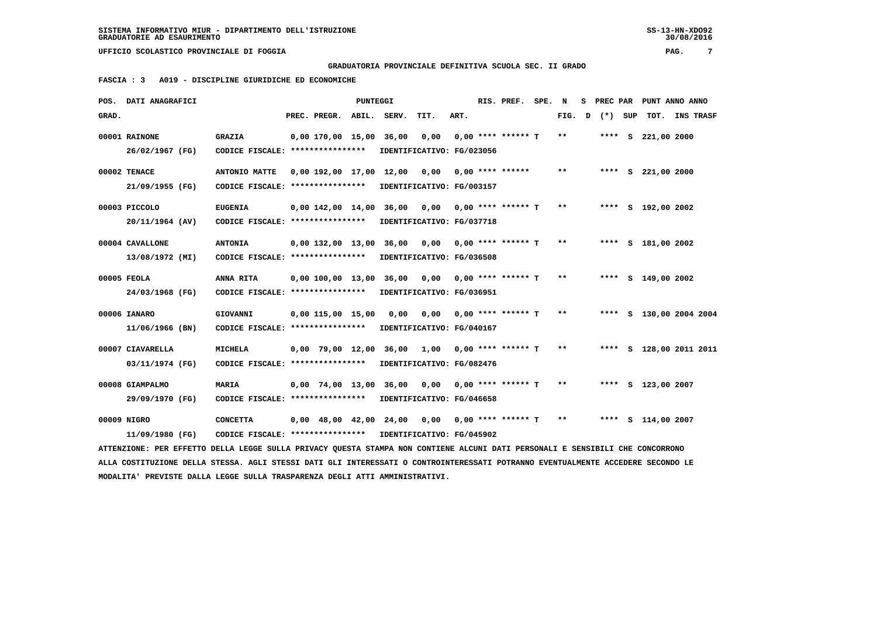SISTEMA INFORMATIVO MIUR - DIPARTIMENTO DELL'ISTRUZIONE
GRADUATORIE AD ESAURIMENTO

UFFICIO SCOLASTICO PROVINCIALE DI FOGGIA

**GRADUATORIA PROVINCIALE DEFINITIVA SCUOLA SEC. II GRADO**

**FASCIA : 3   A019 - DISCIPLINE GIURIDICHE ED ECONOMICHE**

| POS. GRAD. | DATI ANAGRAFICI | | PREC. | PREGR. | ABIL. | SERV. | TIT. | ART. | RIS. PREF. | SPE. N FIG. | S D | PREC PAR (*) | SUP | PUNT ANNO TOT. | ANNO INS | TRASF |
|---|---|---|---|---|---|---|---|---|---|---|---|---|---|---|---|---|
| 00001 | RAINONE 26/02/1967 (FG) | GRAZIA CODICE FISCALE: **************** IDENTIFICATIVO: FG/023056 | 0,00 | 170,00 | 15,00 | 36,00 | 0,00 | 0,00 | **** ****** T | ** | | **** | S | 221,00 | 2000 | |
| 00002 | TENACE 21/09/1955 (FG) | ANTONIO MATTE CODICE FISCALE: **************** IDENTIFICATIVO: FG/003157 | 0,00 | 192,00 | 17,00 | 12,00 | 0,00 | 0,00 | **** ****** | ** | | **** | S | 221,00 | 2000 | |
| 00003 | PICCOLO 20/11/1964 (AV) | EUGENIA CODICE FISCALE: **************** IDENTIFICATIVO: FG/037718 | 0,00 | 142,00 | 14,00 | 36,00 | 0,00 | 0,00 | **** ****** T | ** | | **** | S | 192,00 | 2002 | |
| 00004 | CAVALLONE 13/08/1972 (MI) | ANTONIA CODICE FISCALE: **************** IDENTIFICATIVO: FG/036508 | 0,00 | 132,00 | 13,00 | 36,00 | 0,00 | 0,00 | **** ****** T | ** | | **** | S | 181,00 | 2002 | |
| 00005 | FEOLA 24/03/1968 (FG) | ANNA RITA CODICE FISCALE: **************** IDENTIFICATIVO: FG/036951 | 0,00 | 100,00 | 13,00 | 36,00 | 0,00 | 0,00 | **** ****** T | ** | | **** | S | 149,00 | 2002 | |
| 00006 | IANARO 11/06/1966 (BN) | GIOVANNI CODICE FISCALE: **************** IDENTIFICATIVO: FG/040167 | 0,00 | 115,00 | 15,00 | 0,00 | 0,00 | 0,00 | **** ****** T | ** | | **** | S | 130,00 | 2004 | 2004 |
| 00007 | CIAVARELLA 03/11/1974 (FG) | MICHELA CODICE FISCALE: **************** IDENTIFICATIVO: FG/082476 | 0,00 | 79,00 | 12,00 | 36,00 | 1,00 | 0,00 | **** ****** T | ** | | **** | S | 128,00 | 2011 | 2011 |
| 00008 | GIAMPALMO 29/09/1970 (FG) | MARIA CODICE FISCALE: **************** IDENTIFICATIVO: FG/046658 | 0,00 | 74,00 | 13,00 | 36,00 | 0,00 | 0,00 | **** ****** T | ** | | **** | S | 123,00 | 2007 | |
| 00009 | NIGRO 11/09/1980 (FG) | CONCETTA CODICE FISCALE: **************** IDENTIFICATIVO: FG/045902 | 0,00 | 48,00 | 42,00 | 24,00 | 0,00 | 0,00 | **** ****** T | ** | | **** | S | 114,00 | 2007 | |

ATTENZIONE: PER EFFETTO DELLA LEGGE SULLA PRIVACY QUESTA STAMPA NON CONTIENE ALCUNI DATI PERSONALI E SENSIBILI CHE CONCORRONO ALLA COSTITUZIONE DELLA STESSA. AGLI STESSI DATI GLI INTERESSATI O CONTROINTERESSATI POTRANNO EVENTUALMENTE ACCEDERE SECONDO LE MODALITA' PREVISTE DALLA LEGGE SULLA TRASPARENZA DEGLI ATTI AMMINISTRATIVI.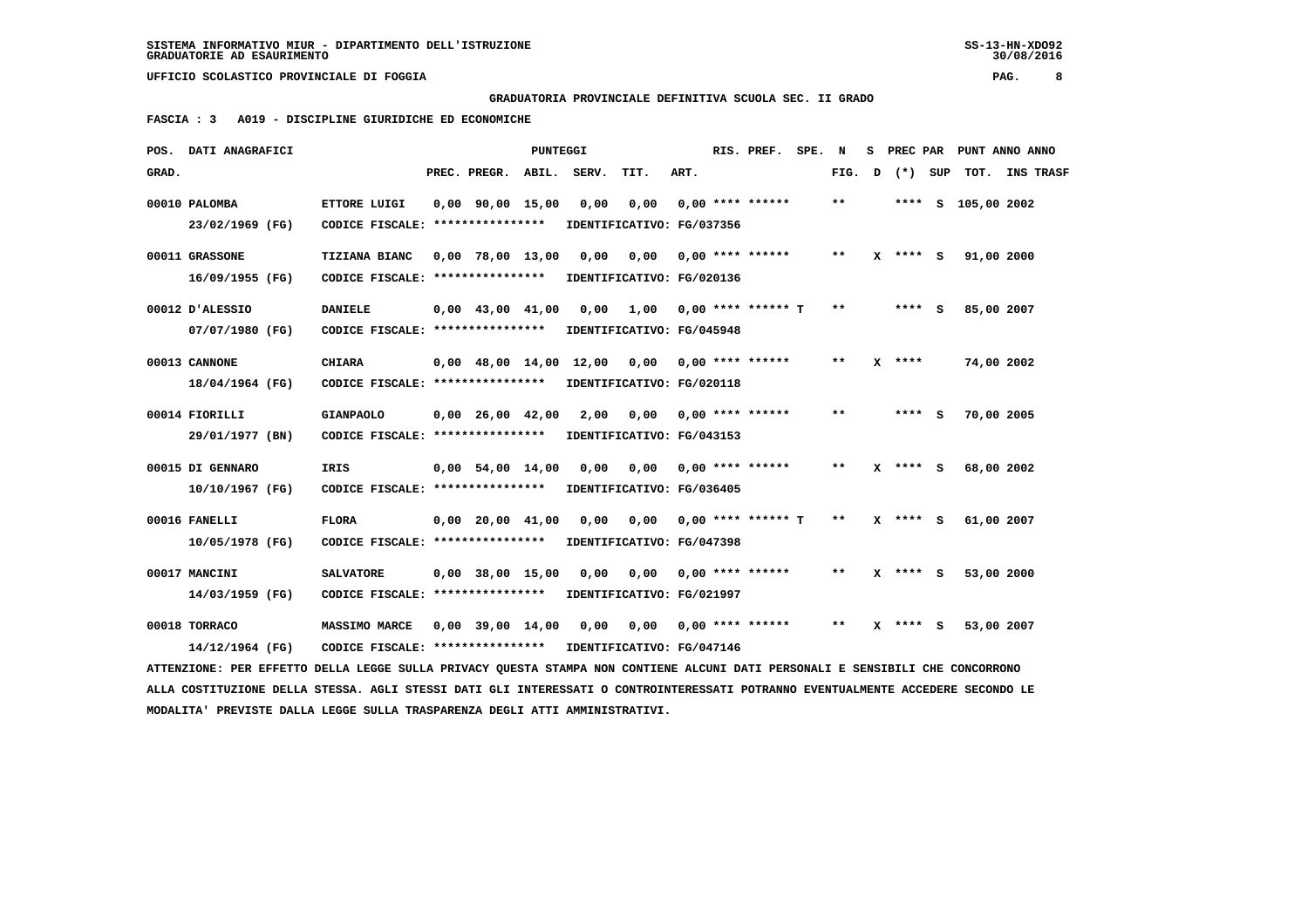SISTEMA INFORMATIVO MIUR - DIPARTIMENTO DELL'ISTRUZIONE
GRADUATORIE AD ESAURIMENTO

UFFICIO SCOLASTICO PROVINCIALE DI FOGGIA

GRADUATORIA PROVINCIALE DEFINITIVA SCUOLA SEC. II GRADO

FASCIA : 3 A019 - DISCIPLINE GIURIDICHE ED ECONOMICHE

| POS. GRAD. | DATI ANAGRAFICI | | PREC. | PREGR. | ABIL. | SERV. | TIT. | ART. | RIS. PREF. | SPE. | N FIG. | S D | PREC PAR (*) | SUP | PUNT TOT. | ANNO INS TRASF |
|---|---|---|---|---|---|---|---|---|---|---|---|---|---|---|---|---|
| 00010 | PALOMBA 23/02/1969 (FG) | ETTORE LUIGI CODICE FISCALE: **************** IDENTIFICATIVO: FG/037356 | 0,00 | 90,00 | 15,00 | 0,00 | 0,00 | 0,00 | **** ****** | | ** | | **** | S | 105,00 | 2002 |
| 00011 | GRASSONE 16/09/1955 (FG) | TIZIANA BIANC CODICE FISCALE: **************** IDENTIFICATIVO: FG/020136 | 0,00 | 78,00 | 13,00 | 0,00 | 0,00 | 0,00 | **** ****** | | ** | X | **** | S | 91,00 | 2000 |
| 00012 | D'ALESSIO 07/07/1980 (FG) | DANIELE CODICE FISCALE: **************** IDENTIFICATIVO: FG/045948 | 0,00 | 43,00 | 41,00 | 0,00 | 1,00 | 0,00 | **** ****** | T | ** | | **** | S | 85,00 | 2007 |
| 00013 | CANNONE 18/04/1964 (FG) | CHIARA CODICE FISCALE: **************** IDENTIFICATIVO: FG/020118 | 0,00 | 48,00 | 14,00 | 12,00 | 0,00 | 0,00 | **** ****** | | ** | X | **** | | 74,00 | 2002 |
| 00014 | FIORILLI 29/01/1977 (BN) | GIANPAOLO CODICE FISCALE: **************** IDENTIFICATIVO: FG/043153 | 0,00 | 26,00 | 42,00 | 2,00 | 0,00 | 0,00 | **** ****** | | ** | | **** | S | 70,00 | 2005 |
| 00015 | DI GENNARO 10/10/1967 (FG) | IRIS CODICE FISCALE: **************** IDENTIFICATIVO: FG/036405 | 0,00 | 54,00 | 14,00 | 0,00 | 0,00 | 0,00 | **** ****** | | ** | X | **** | S | 68,00 | 2002 |
| 00016 | FANELLI 10/05/1978 (FG) | FLORA CODICE FISCALE: **************** IDENTIFICATIVO: FG/047398 | 0,00 | 20,00 | 41,00 | 0,00 | 0,00 | 0,00 | **** ****** | T | ** | X | **** | S | 61,00 | 2007 |
| 00017 | MANCINI 14/03/1959 (FG) | SALVATORE CODICE FISCALE: **************** IDENTIFICATIVO: FG/021997 | 0,00 | 38,00 | 15,00 | 0,00 | 0,00 | 0,00 | **** ****** | | ** | X | **** | S | 53,00 | 2000 |
| 00018 | TORRACO 14/12/1964 (FG) | MASSIMO MARCE CODICE FISCALE: **************** IDENTIFICATIVO: FG/047146 | 0,00 | 39,00 | 14,00 | 0,00 | 0,00 | 0,00 | **** ****** | | ** | X | **** | S | 53,00 | 2007 |

ATTENZIONE: PER EFFETTO DELLA LEGGE SULLA PRIVACY QUESTA STAMPA NON CONTIENE ALCUNI DATI PERSONALI E SENSIBILI CHE CONCORRONO ALLA COSTITUZIONE DELLA STESSA. AGLI STESSI DATI GLI INTERESSATI O CONTROINTERESSATI POTRANNO EVENTUALMENTE ACCEDERE SECONDO LE MODALITA' PREVISTE DALLA LEGGE SULLA TRASPARENZA DEGLI ATTI AMMINISTRATIVI.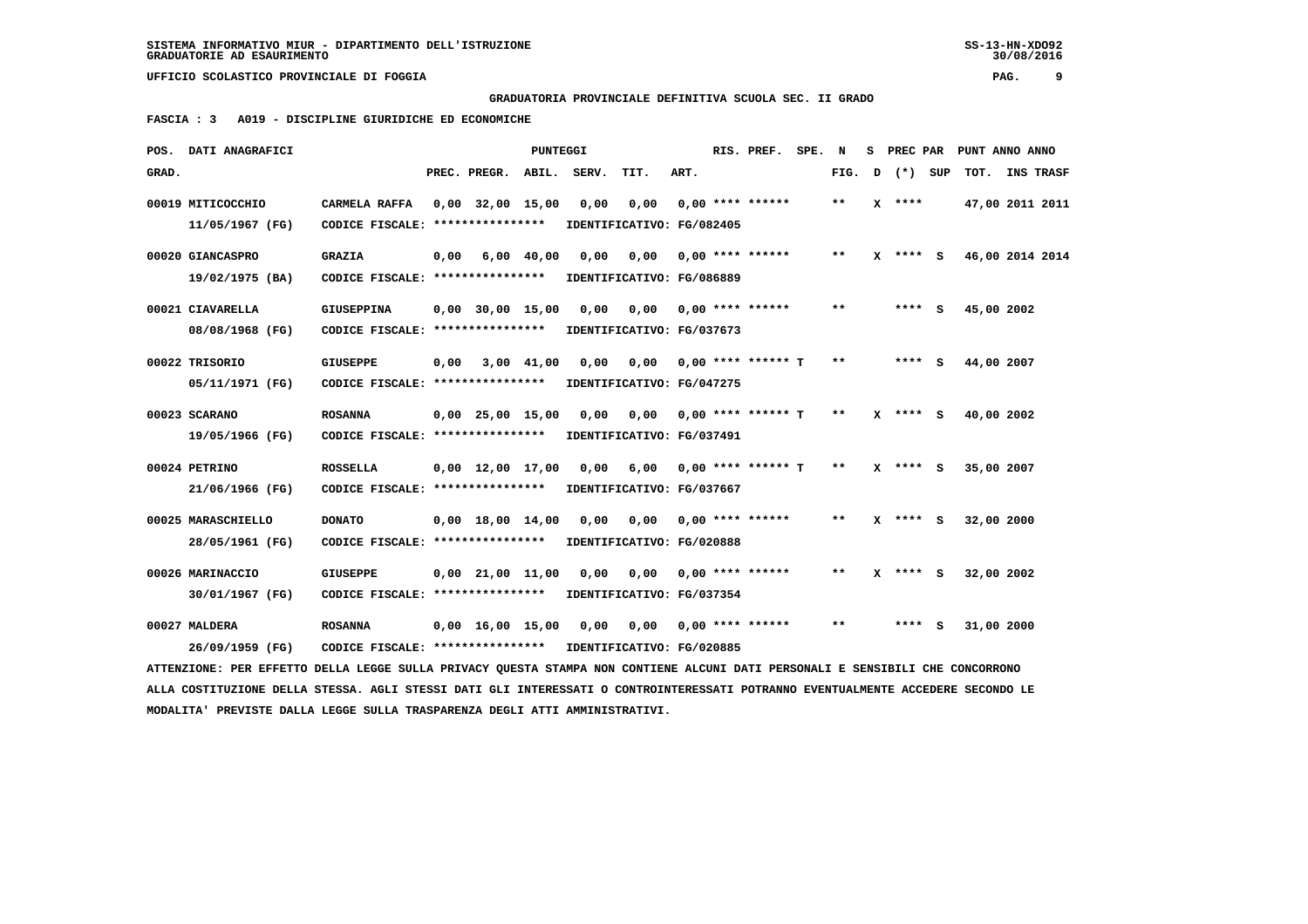SISTEMA INFORMATIVO MIUR - DIPARTIMENTO DELL'ISTRUZIONE
GRADUATORIE AD ESAURIMENTO

UFFICIO SCOLASTICO PROVINCIALE DI FOGGIA

GRADUATORIA PROVINCIALE DEFINITIVA SCUOLA SEC. II GRADO

FASCIA : 3 A019 - DISCIPLINE GIURIDICHE ED ECONOMICHE

| POS. GRAD. | DATI ANAGRAFICI | | PREC. | PREGR. | ABIL. | SERV. | TIT. | ART. | RIS. PREF. | SPE. | N FIG. | S D | PREC PAR (*) | SUP | PUNT TOT. | ANNO INS | ANNO TRASF |
|---|---|---|---|---|---|---|---|---|---|---|---|---|---|---|---|---|---|
| 00019 | MITICOCCHIO 11/05/1967 (FG) | CARMELA RAFFA CODICE FISCALE: **************** IDENTIFICATIVO: FG/082405 | 0,00 | 32,00 | 15,00 | 0,00 | 0,00 | 0,00 | **** ****** | | ** | X | **** | | 47,00 | 2011 | 2011 |
| 00020 | GIANCASPRO 19/02/1975 (BA) | GRAZIA CODICE FISCALE: **************** IDENTIFICATIVO: FG/086889 | 0,00 | 6,00 | 40,00 | 0,00 | 0,00 | 0,00 | **** ****** | | ** | X | **** | S | 46,00 | 2014 | 2014 |
| 00021 | CIAVARELLA 08/08/1968 (FG) | GIUSEPPINA CODICE FISCALE: **************** IDENTIFICATIVO: FG/037673 | 0,00 | 30,00 | 15,00 | 0,00 | 0,00 | 0,00 | **** ****** | | ** | | **** | S | 45,00 | 2002 | |
| 00022 | TRISORIO 05/11/1971 (FG) | GIUSEPPE CODICE FISCALE: **************** IDENTIFICATIVO: FG/047275 | 0,00 | 3,00 | 41,00 | 0,00 | 0,00 | 0,00 | **** ****** T | | ** | | **** | S | 44,00 | 2007 | |
| 00023 | SCARANO 19/05/1966 (FG) | ROSANNA CODICE FISCALE: **************** IDENTIFICATIVO: FG/037491 | 0,00 | 25,00 | 15,00 | 0,00 | 0,00 | 0,00 | **** ****** T | | ** | X | **** | S | 40,00 | 2002 | |
| 00024 | PETRINO 21/06/1966 (FG) | ROSSELLA CODICE FISCALE: **************** IDENTIFICATIVO: FG/037667 | 0,00 | 12,00 | 17,00 | 0,00 | 6,00 | 0,00 | **** ****** T | | ** | X | **** | S | 35,00 | 2007 | |
| 00025 | MARASCHIELLO 28/05/1961 (FG) | DONATO CODICE FISCALE: **************** IDENTIFICATIVO: FG/020888 | 0,00 | 18,00 | 14,00 | 0,00 | 0,00 | 0,00 | **** ****** | | ** | X | **** | S | 32,00 | 2000 | |
| 00026 | MARINACCIO 30/01/1967 (FG) | GIUSEPPE CODICE FISCALE: **************** IDENTIFICATIVO: FG/037354 | 0,00 | 21,00 | 11,00 | 0,00 | 0,00 | 0,00 | **** ****** | | ** | X | **** | S | 32,00 | 2002 | |
| 00027 | MALDERA 26/09/1959 (FG) | ROSANNA CODICE FISCALE: **************** IDENTIFICATIVO: FG/020885 | 0,00 | 16,00 | 15,00 | 0,00 | 0,00 | 0,00 | **** ****** | | ** | | **** | S | 31,00 | 2000 | |

ATTENZIONE: PER EFFETTO DELLA LEGGE SULLA PRIVACY QUESTA STAMPA NON CONTIENE ALCUNI DATI PERSONALI E SENSIBILI CHE CONCORRONO ALLA COSTITUZIONE DELLA STESSA. AGLI STESSI DATI GLI INTERESSATI O CONTROINTERESSATI POTRANNO EVENTUALMENTE ACCEDERE SECONDO LE MODALITA' PREVISTE DALLA LEGGE SULLA TRASPARENZA DEGLI ATTI AMMINISTRATIVI.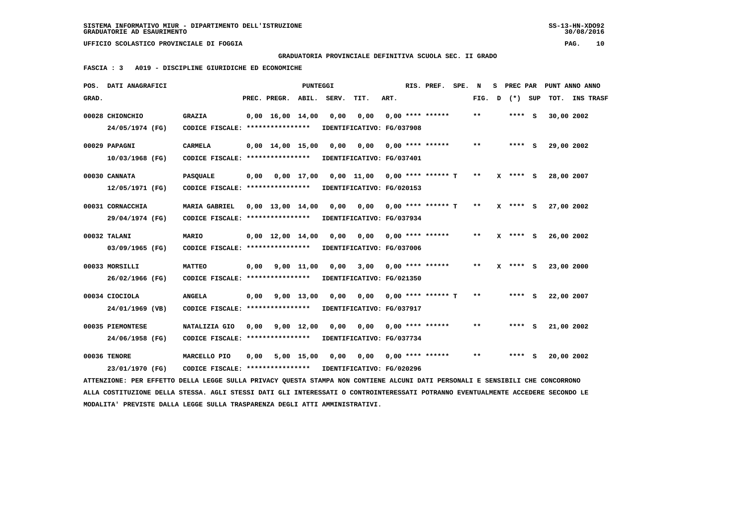SISTEMA INFORMATIVO MIUR - DIPARTIMENTO DELL'ISTRUZIONE
GRADUATORIE AD ESAURIMENTO

UFFICIO SCOLASTICO PROVINCIALE DI FOGGIA

**GRADUATORIA PROVINCIALE DEFINITIVA SCUOLA SEC. II GRADO**

**FASCIA : 3   A019 - DISCIPLINE GIURIDICHE ED ECONOMICHE**

| POS. GRAD. | DATI ANAGRAFICI | | PREC. | PREGR. | ABIL. | SERV. | TIT. | ART. | RIS. | PREF. | SPE. | N FIG. | S D | PREC PAR (*) | SUP | PUNT TOT. | ANNO INS | TRASF |
|---|---|---|---|---|---|---|---|---|---|---|---|---|---|---|---|---|---|---|
| 00028 | CHIONCHIO 24/05/1974 (FG) | GRAZIA CODICE FISCALE: **************** IDENTIFICATIVO: FG/037908 | 0,00 | 16,00 | 14,00 | 0,00 | 0,00 | 0,00 | **** | ****** | | ** | | **** | S | 30,00 | 2002 | |
| 00029 | PAPAGNI 10/03/1968 (FG) | CARMELA CODICE FISCALE: **************** IDENTIFICATIVO: FG/037401 | 0,00 | 14,00 | 15,00 | 0,00 | 0,00 | 0,00 | **** | ****** | | ** | | **** | S | 29,00 | 2002 | |
| 00030 | CANNATA 12/05/1971 (FG) | PASQUALE CODICE FISCALE: **************** IDENTIFICATIVO: FG/020153 | 0,00 | 0,00 | 17,00 | 0,00 | 11,00 | 0,00 | **** | ****** | T | ** | X | **** | S | 28,00 | 2007 | |
| 00031 | CORNACCHIA 29/04/1974 (FG) | MARIA GABRIEL CODICE FISCALE: **************** IDENTIFICATIVO: FG/037934 | 0,00 | 13,00 | 14,00 | 0,00 | 0,00 | 0,00 | **** | ****** | T | ** | X | **** | S | 27,00 | 2002 | |
| 00032 | TALANI 03/09/1965 (FG) | MARIO CODICE FISCALE: **************** IDENTIFICATIVO: FG/037006 | 0,00 | 12,00 | 14,00 | 0,00 | 0,00 | 0,00 | **** | ****** | | ** | X | **** | S | 26,00 | 2002 | |
| 00033 | MORSILLI 26/02/1966 (FG) | MATTEO CODICE FISCALE: **************** IDENTIFICATIVO: FG/021350 | 0,00 | 9,00 | 11,00 | 0,00 | 3,00 | 0,00 | **** | ****** | | ** | X | **** | S | 23,00 | 2000 | |
| 00034 | CIOCIOLA 24/01/1969 (VB) | ANGELA CODICE FISCALE: **************** IDENTIFICATIVO: FG/037917 | 0,00 | 9,00 | 13,00 | 0,00 | 0,00 | 0,00 | **** | ****** | T | ** | | **** | S | 22,00 | 2007 | |
| 00035 | PIEMONTESE 24/06/1958 (FG) | NATALIZIA GIO CODICE FISCALE: **************** IDENTIFICATIVO: FG/037734 | 0,00 | 9,00 | 12,00 | 0,00 | 0,00 | 0,00 | **** | ****** | | ** | | **** | S | 21,00 | 2002 | |
| 00036 | TENORE 23/01/1970 (FG) | MARCELLO PIO CODICE FISCALE: **************** IDENTIFICATIVO: FG/020296 | 0,00 | 5,00 | 15,00 | 0,00 | 0,00 | 0,00 | **** | ****** | | ** | | **** | S | 20,00 | 2002 | |

ATTENZIONE: PER EFFETTO DELLA LEGGE SULLA PRIVACY QUESTA STAMPA NON CONTIENE ALCUNI DATI PERSONALI E SENSIBILI CHE CONCORRONO ALLA COSTITUZIONE DELLA STESSA. AGLI STESSI DATI GLI INTERESSATI O CONTROINTERESSATI POTRANNO EVENTUALMENTE ACCEDERE SECONDO LE MODALITA' PREVISTE DALLA LEGGE SULLA TRASPARENZA DEGLI ATTI AMMINISTRATIVI.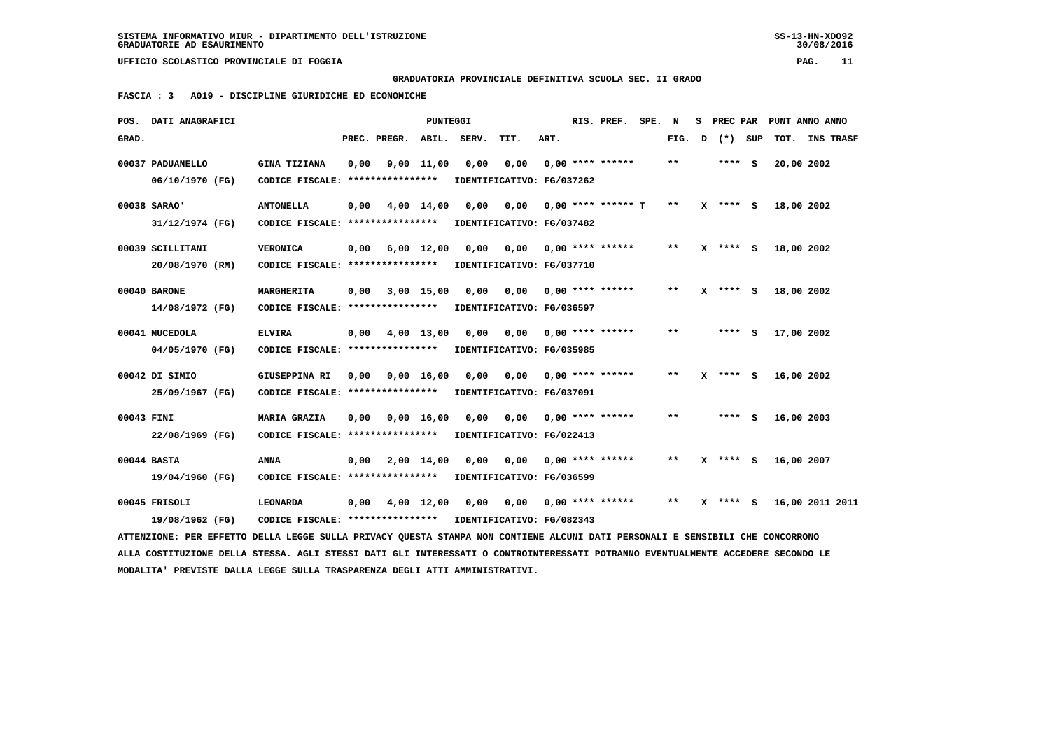SISTEMA INFORMATIVO MIUR - DIPARTIMENTO DELL'ISTRUZIONE
GRADUATORIE AD ESAURIMENTO

UFFICIO SCOLASTICO PROVINCIALE DI FOGGIA

GRADUATORIA PROVINCIALE DEFINITIVA SCUOLA SEC. II GRADO

FASCIA : 3 A019 - DISCIPLINE GIURIDICHE ED ECONOMICHE

| POS. GRAD. | DATI ANAGRAFICI | | PREC. | PREGR. | ABIL. | SERV. | TIT. | ART. | RIS. PREF. | SPE. | N FIG. | S D | PREC PAR (*) | SUP | PUNT ANNO TOT. | ANNO INS | TRASF |
|---|---|---|---|---|---|---|---|---|---|---|---|---|---|---|---|---|---|
| 00037 | PADUANELLO 06/10/1970 (FG) | GINA TIZIANA CODICE FISCALE: **************** | 0,00 | 9,00 | 11,00 | 0,00 | 0,00 | 0,00 | **** ****** IDENTIFICATIVO: FG/037262 | | ** | | **** | S | 20,00 | 2002 | |
| 00038 | SARAO' 31/12/1974 (FG) | ANTONELLA CODICE FISCALE: **************** | 0,00 | 4,00 | 14,00 | 0,00 | 0,00 | 0,00 | **** ****** IDENTIFICATIVO: FG/037482 | T | ** | X | **** | S | 18,00 | 2002 | |
| 00039 | SCILLITANI 20/08/1970 (RM) | VERONICA CODICE FISCALE: **************** | 0,00 | 6,00 | 12,00 | 0,00 | 0,00 | 0,00 | **** ****** IDENTIFICATIVO: FG/037710 | | ** | X | **** | S | 18,00 | 2002 | |
| 00040 | BARONE 14/08/1972 (FG) | MARGHERITA CODICE FISCALE: **************** | 0,00 | 3,00 | 15,00 | 0,00 | 0,00 | 0,00 | **** ****** IDENTIFICATIVO: FG/036597 | | ** | X | **** | S | 18,00 | 2002 | |
| 00041 | MUCEDOLA 04/05/1970 (FG) | ELVIRA CODICE FISCALE: **************** | 0,00 | 4,00 | 13,00 | 0,00 | 0,00 | 0,00 | **** ****** IDENTIFICATIVO: FG/035985 | | ** | | **** | S | 17,00 | 2002 | |
| 00042 | DI SIMIO 25/09/1967 (FG) | GIUSEPPINA RI CODICE FISCALE: **************** | 0,00 | 0,00 | 16,00 | 0,00 | 0,00 | 0,00 | **** ****** IDENTIFICATIVO: FG/037091 | | ** | X | **** | S | 16,00 | 2002 | |
| 00043 | FINI 22/08/1969 (FG) | MARIA GRAZIA CODICE FISCALE: **************** | 0,00 | 0,00 | 16,00 | 0,00 | 0,00 | 0,00 | **** ****** IDENTIFICATIVO: FG/022413 | | ** | | **** | S | 16,00 | 2003 | |
| 00044 | BASTA 19/04/1960 (FG) | ANNA CODICE FISCALE: **************** | 0,00 | 2,00 | 14,00 | 0,00 | 0,00 | 0,00 | **** ****** IDENTIFICATIVO: FG/036599 | | ** | X | **** | S | 16,00 | 2007 | |
| 00045 | FRISOLI 19/08/1962 (FG) | LEONARDA CODICE FISCALE: **************** | 0,00 | 4,00 | 12,00 | 0,00 | 0,00 | 0,00 | **** ****** IDENTIFICATIVO: FG/082343 | | ** | X | **** | S | 16,00 | 2011 | 2011 |

ATTENZIONE: PER EFFETTO DELLA LEGGE SULLA PRIVACY QUESTA STAMPA NON CONTIENE ALCUNI DATI PERSONALI E SENSIBILI CHE CONCORRONO ALLA COSTITUZIONE DELLA STESSA. AGLI STESSI DATI GLI INTERESSATI O CONTROINTERESSATI POTRANNO EVENTUALMENTE ACCEDERE SECONDO LE MODALITA' PREVISTE DALLA LEGGE SULLA TRASPARENZA DEGLI ATTI AMMINISTRATIVI.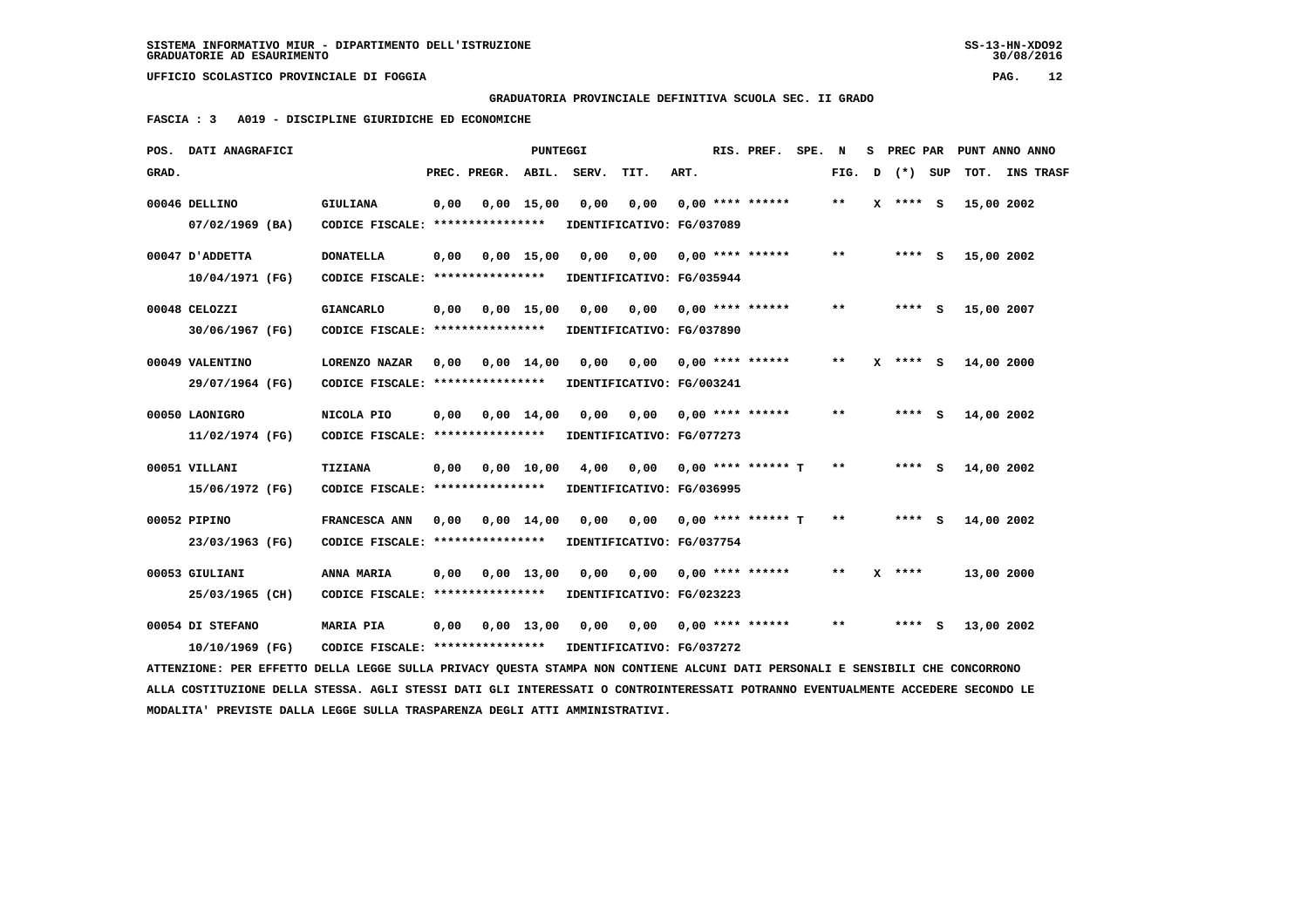GRADUATORIA PROVINCIALE DEFINITIVA SCUOLA SEC. II GRADO

**FASCIA : 3 A019 - DISCIPLINE GIURIDICHE ED ECONOMICHE**

| POS. GRAD. | DATI ANAGRAFICI | | PREC. | PREGR. | ABIL. | SERV. | TIT. | ART. | RIS. PREF. | SPE. | N FIG. | S D | PREC PAR (*) | SUP | PUNT ANNO TOT. | ANNO INS TRASF |
|---|---|---|---|---|---|---|---|---|---|---|---|---|---|---|---|---|
| 00046 | DELLINO 07/02/1969 (BA) | GIULIANA CODICE FISCALE: **************** IDENTIFICATIVO: FG/037089 | 0,00 | 0,00 | 15,00 | 0,00 | 0,00 | 0,00 | **** ****** | | ** | X | **** | S | 15,00 | 2002 |
| 00047 | D'ADDETTA 10/04/1971 (FG) | DONATELLA CODICE FISCALE: **************** IDENTIFICATIVO: FG/035944 | 0,00 | 0,00 | 15,00 | 0,00 | 0,00 | 0,00 | **** ****** | | ** | | **** | S | 15,00 | 2002 |
| 00048 | CELOZZI 30/06/1967 (FG) | GIANCARLO CODICE FISCALE: **************** IDENTIFICATIVO: FG/037890 | 0,00 | 0,00 | 15,00 | 0,00 | 0,00 | 0,00 | **** ****** | | ** | | **** | S | 15,00 | 2007 |
| 00049 | VALENTINO 29/07/1964 (FG) | LORENZO NAZAR CODICE FISCALE: **************** IDENTIFICATIVO: FG/003241 | 0,00 | 0,00 | 14,00 | 0,00 | 0,00 | 0,00 | **** ****** | | ** | X | **** | S | 14,00 | 2000 |
| 00050 | LAONIGRO 11/02/1974 (FG) | NICOLA PIO CODICE FISCALE: **************** IDENTIFICATIVO: FG/077273 | 0,00 | 0,00 | 14,00 | 0,00 | 0,00 | 0,00 | **** ****** | | ** | | **** | S | 14,00 | 2002 |
| 00051 | VILLANI 15/06/1972 (FG) | TIZIANA CODICE FISCALE: **************** IDENTIFICATIVO: FG/036995 | 0,00 | 0,00 | 10,00 | 4,00 | 0,00 | 0,00 | **** ****** | T | ** | | **** | S | 14,00 | 2002 |
| 00052 | PIPINO 23/03/1963 (FG) | FRANCESCA ANN CODICE FISCALE: **************** IDENTIFICATIVO: FG/037754 | 0,00 | 0,00 | 14,00 | 0,00 | 0,00 | 0,00 | **** ****** | T | ** | | **** | S | 14,00 | 2002 |
| 00053 | GIULIANI 25/03/1965 (CH) | ANNA MARIA CODICE FISCALE: **************** IDENTIFICATIVO: FG/023223 | 0,00 | 0,00 | 13,00 | 0,00 | 0,00 | 0,00 | **** ****** | | ** | X | **** | | 13,00 | 2000 |
| 00054 | DI STEFANO 10/10/1969 (FG) | MARIA PIA CODICE FISCALE: **************** IDENTIFICATIVO: FG/037272 | 0,00 | 0,00 | 13,00 | 0,00 | 0,00 | 0,00 | **** ****** | | ** | | **** | S | 13,00 | 2002 |

ATTENZIONE: PER EFFETTO DELLA LEGGE SULLA PRIVACY QUESTA STAMPA NON CONTIENE ALCUNI DATI PERSONALI E SENSIBILI CHE CONCORRONO ALLA COSTITUZIONE DELLA STESSA. AGLI STESSI DATI GLI INTERESSATI O CONTROINTERESSATI POTRANNO EVENTUALMENTE ACCEDERE SECONDO LE MODALITA' PREVISTE DALLA LEGGE SULLA TRASPARENZA DEGLI ATTI AMMINISTRATIVI.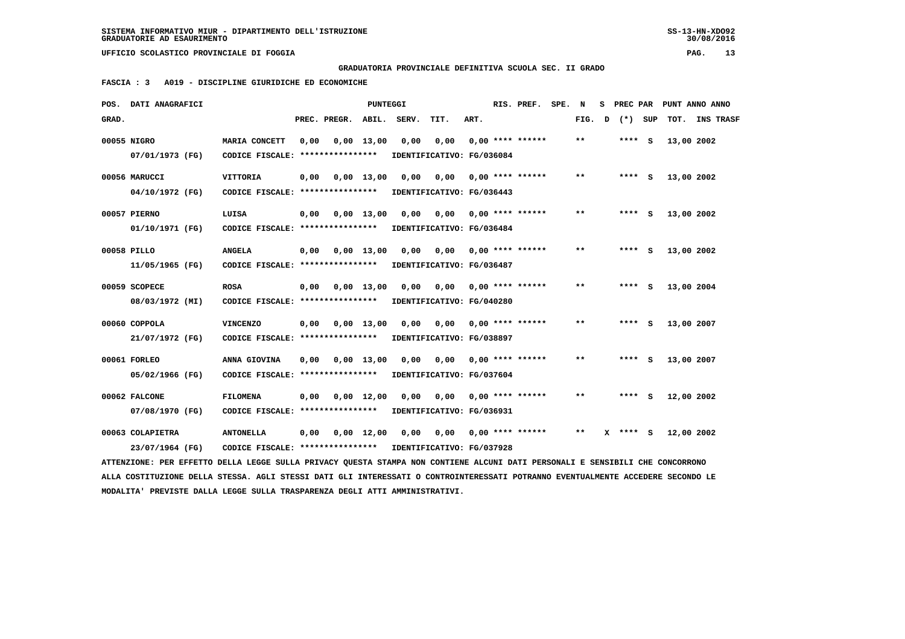**GRADUATORIA PROVINCIALE DEFINITIVA SCUOLA SEC. II GRADO**

**FASCIA : 3 A019 - DISCIPLINE GIURIDICHE ED ECONOMICHE**

| POS. GRAD. | DATI ANAGRAFICI | | PREC. | PREGR. | ABIL. | SERV. | TIT. | ART. | RIS. PREF. | SPE. | N FIG. | S D | PREC PAR (*) | SUP | PUNT ANNO TOT. | ANNO INS TRASF |
|---|---|---|---|---|---|---|---|---|---|---|---|---|---|---|---|---|
| 00055 | NIGRO 07/01/1973 (FG) | MARIA CONCETT CODICE FISCALE: **************** IDENTIFICATIVO: FG/036084 | 0,00 | 0,00 | 13,00 | 0,00 | 0,00 | 0,00 | **** ****** | | ** | | **** | S | 13,00 | 2002 |
| 00056 | MARUCCI 04/10/1972 (FG) | VITTORIA CODICE FISCALE: **************** IDENTIFICATIVO: FG/036443 | 0,00 | 0,00 | 13,00 | 0,00 | 0,00 | 0,00 | **** ****** | | ** | | **** | S | 13,00 | 2002 |
| 00057 | PIERNO 01/10/1971 (FG) | LUISA CODICE FISCALE: **************** IDENTIFICATIVO: FG/036484 | 0,00 | 0,00 | 13,00 | 0,00 | 0,00 | 0,00 | **** ****** | | ** | | **** | S | 13,00 | 2002 |
| 00058 | PILLO 11/05/1965 (FG) | ANGELA CODICE FISCALE: **************** IDENTIFICATIVO: FG/036487 | 0,00 | 0,00 | 13,00 | 0,00 | 0,00 | 0,00 | **** ****** | | ** | | **** | S | 13,00 | 2002 |
| 00059 | SCOPECE 08/03/1972 (MI) | ROSA CODICE FISCALE: **************** IDENTIFICATIVO: FG/040280 | 0,00 | 0,00 | 13,00 | 0,00 | 0,00 | 0,00 | **** ****** | | ** | | **** | S | 13,00 | 2004 |
| 00060 | COPPOLA 21/07/1972 (FG) | VINCENZO CODICE FISCALE: **************** IDENTIFICATIVO: FG/038897 | 0,00 | 0,00 | 13,00 | 0,00 | 0,00 | 0,00 | **** ****** | | ** | | **** | S | 13,00 | 2007 |
| 00061 | FORLEO 05/02/1966 (FG) | ANNA GIOVINA CODICE FISCALE: **************** IDENTIFICATIVO: FG/037604 | 0,00 | 0,00 | 13,00 | 0,00 | 0,00 | 0,00 | **** ****** | | ** | | **** | S | 13,00 | 2007 |
| 00062 | FALCONE 07/08/1970 (FG) | FILOMENA CODICE FISCALE: **************** IDENTIFICATIVO: FG/036931 | 0,00 | 0,00 | 12,00 | 0,00 | 0,00 | 0,00 | **** ****** | | ** | | **** | S | 12,00 | 2002 |
| 00063 | COLAPIETRA 23/07/1964 (FG) | ANTONELLA CODICE FISCALE: **************** IDENTIFICATIVO: FG/037928 | 0,00 | 0,00 | 12,00 | 0,00 | 0,00 | 0,00 | **** ****** | | ** | X | **** | S | 12,00 | 2002 |

ATTENZIONE: PER EFFETTO DELLA LEGGE SULLA PRIVACY QUESTA STAMPA NON CONTIENE ALCUNI DATI PERSONALI E SENSIBILI CHE CONCORRONO ALLA COSTITUZIONE DELLA STESSA. AGLI STESSI DATI GLI INTERESSATI O CONTROINTERESSATI POTRANNO EVENTUALMENTE ACCEDERE SECONDO LE MODALITA' PREVISTE DALLA LEGGE SULLA TRASPARENZA DEGLI ATTI AMMINISTRATIVI.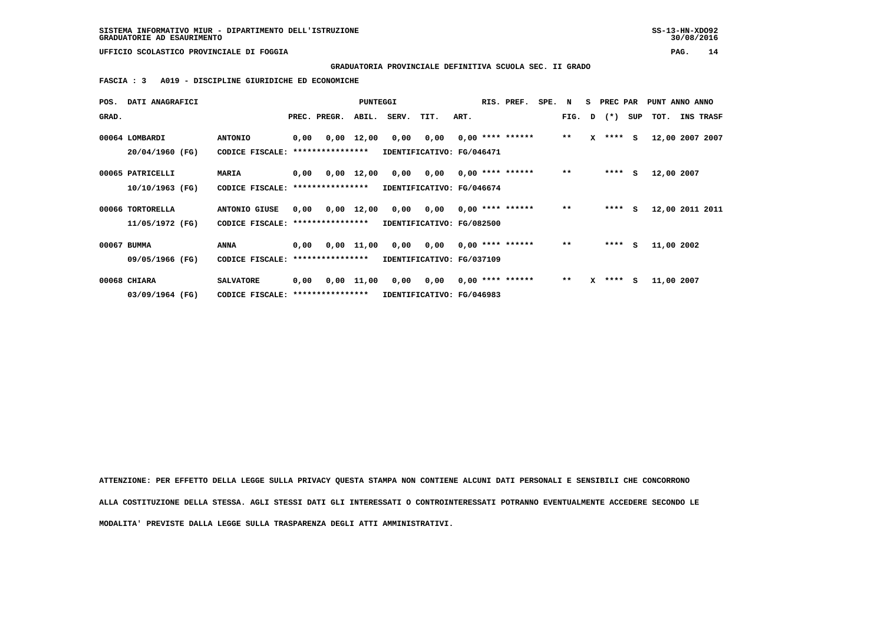**SISTEMA INFORMATIVO MIUR - DIPARTIMENTO DELL'ISTRUZIONE** SS-13-HN-XDO92
**GRADUATORIE AD ESAURIMENTO** 30/08/2016

**UFFICIO SCOLASTICO PROVINCIALE DI FOGGIA**

**GRADUATORIA PROVINCIALE DEFINITIVA SCUOLA SEC. II GRADO**

**FASCIA : 3 A019 - DISCIPLINE GIURIDICHE ED ECONOMICHE**

| POS. GRAD. | DATI ANAGRAFICI | | PREC. | PREGR. | ABIL. | SERV. | TIT. | ART. | RIS. | PREF. | SPE. | N FIG. | S D | PREC PAR (*) | SUP | PUNT TOT. | ANNO INS | ANNO TRASF |
|---|---|---|---|---|---|---|---|---|---|---|---|---|---|---|---|---|---|---|
| 00064 | LOMBARDI | ANTONIO | 0,00 | 0,00 | 12,00 | 0,00 | 0,00 | 0,00 | **** | ****** | | ** | X | **** | S | 12,00 | 2007 | 2007 |
| | 20/04/1960 (FG) | CODICE FISCALE: **************** | IDENTIFICATIVO: FG/046471 | | | | | | | | | | | | | | | |
| 00065 | PATRICELLI | MARIA | 0,00 | 0,00 | 12,00 | 0,00 | 0,00 | 0,00 | **** | ****** | | ** | | **** | S | 12,00 | 2007 | |
| | 10/10/1963 (FG) | CODICE FISCALE: **************** | IDENTIFICATIVO: FG/046674 | | | | | | | | | | | | | | | |
| 00066 | TORTORELLA | ANTONIO GIUSE | 0,00 | 0,00 | 12,00 | 0,00 | 0,00 | 0,00 | **** | ****** | | ** | | **** | S | 12,00 | 2011 | 2011 |
| | 11/05/1972 (FG) | CODICE FISCALE: **************** | IDENTIFICATIVO: FG/082500 | | | | | | | | | | | | | | | |
| 00067 | BUMMA | ANNA | 0,00 | 0,00 | 11,00 | 0,00 | 0,00 | 0,00 | **** | ****** | | ** | | **** | S | 11,00 | 2002 | |
| | 09/05/1966 (FG) | CODICE FISCALE: **************** | IDENTIFICATIVO: FG/037109 | | | | | | | | | | | | | | | |
| 00068 | CHIARA | SALVATORE | 0,00 | 0,00 | 11,00 | 0,00 | 0,00 | 0,00 | **** | ****** | | ** | X | **** | S | 11,00 | 2007 | |
| | 03/09/1964 (FG) | CODICE FISCALE: **************** | IDENTIFICATIVO: FG/046983 | | | | | | | | | | | | | | | |

**ATTENZIONE: PER EFFETTO DELLA LEGGE SULLA PRIVACY QUESTA STAMPA NON CONTIENE ALCUNI DATI PERSONALI E SENSIBILI CHE CONCORRONO ALLA COSTITUZIONE DELLA STESSA. AGLI STESSI DATI GLI INTERESSATI O CONTROINTERESSATI POTRANNO EVENTUALMENTE ACCEDERE SECONDO LE MODALITA' PREVISTE DALLA LEGGE SULLA TRASPARENZA DEGLI ATTI AMMINISTRATIVI.**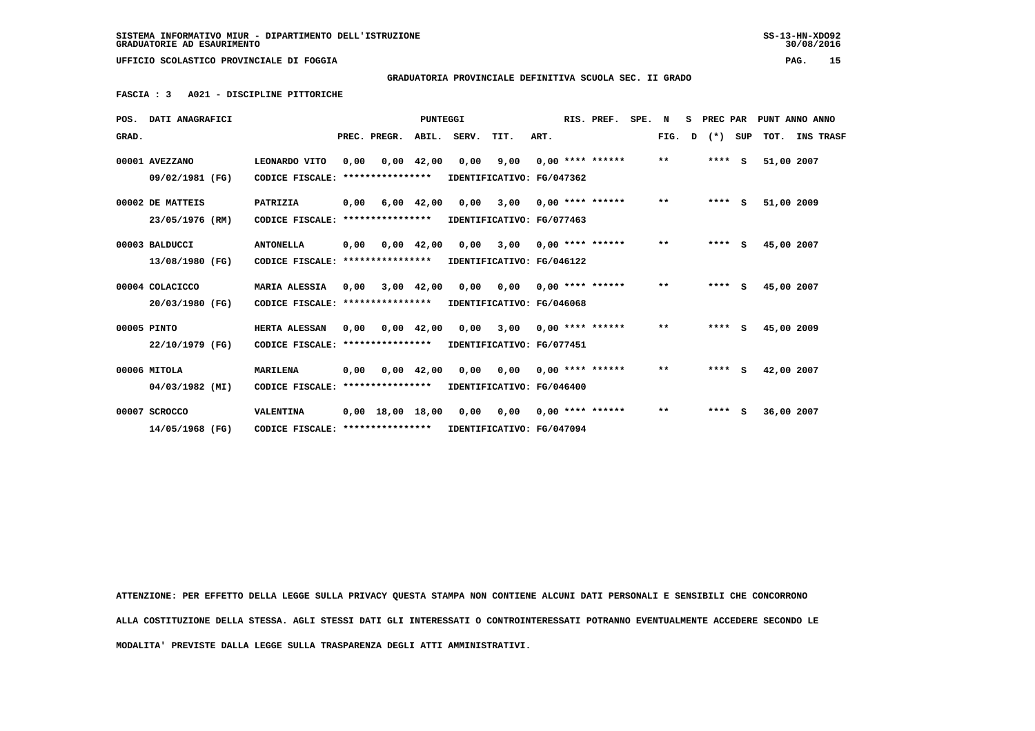SISTEMA INFORMATIVO MIUR - DIPARTIMENTO DELL'ISTRUZIONE
GRADUATORIE AD ESAURIMENTO

SS-13-HN-XDO92
30/08/2016

UFFICIO SCOLASTICO PROVINCIALE DI FOGGIA

**GRADUATORIA PROVINCIALE DEFINITIVA SCUOLA SEC. II GRADO**

**FASCIA : 3 A021 - DISCIPLINE PITTORICHE**

| POS. GRAD. | DATI ANAGRAFICI | | PREC. | PREGR. | ABIL. | SERV. | TIT. | ART. | RIS. PREF. | SPE. N FIG. | S D | PREC PAR (*) | SUP | PUNT ANNO TOT. | ANNO INS TRASF |
|---|---|---|---|---|---|---|---|---|---|---|---|---|---|---|---|
| 00001 | AVEZZANO 09/02/1981 (FG) | LEONARDO VITO CODICE FISCALE: **************** IDENTIFICATIVO: FG/047362 | 0,00 | 0,00 | 42,00 | 0,00 | 9,00 | 0,00 | **** ****** | ** | | **** | S | 51,00 | 2007 |
| 00002 | DE MATTEIS 23/05/1976 (RM) | PATRIZIA CODICE FISCALE: **************** IDENTIFICATIVO: FG/077463 | 0,00 | 6,00 | 42,00 | 0,00 | 3,00 | 0,00 | **** ****** | ** | | **** | S | 51,00 | 2009 |
| 00003 | BALDUCCI 13/08/1980 (FG) | ANTONELLA CODICE FISCALE: **************** IDENTIFICATIVO: FG/046122 | 0,00 | 0,00 | 42,00 | 0,00 | 3,00 | 0,00 | **** ****** | ** | | **** | S | 45,00 | 2007 |
| 00004 | COLACICCO 20/03/1980 (FG) | MARIA ALESSIA CODICE FISCALE: **************** IDENTIFICATIVO: FG/046068 | 0,00 | 3,00 | 42,00 | 0,00 | 0,00 | 0,00 | **** ****** | ** | | **** | S | 45,00 | 2007 |
| 00005 | PINTO 22/10/1979 (FG) | HERTA ALESSAN CODICE FISCALE: **************** IDENTIFICATIVO: FG/077451 | 0,00 | 0,00 | 42,00 | 0,00 | 3,00 | 0,00 | **** ****** | ** | | **** | S | 45,00 | 2009 |
| 00006 | MITOLA 04/03/1982 (MI) | MARILENA CODICE FISCALE: **************** IDENTIFICATIVO: FG/046400 | 0,00 | 0,00 | 42,00 | 0,00 | 0,00 | 0,00 | **** ****** | ** | | **** | S | 42,00 | 2007 |
| 00007 | SCROCCO 14/05/1968 (FG) | VALENTINA CODICE FISCALE: **************** IDENTIFICATIVO: FG/047094 | 0,00 | 18,00 | 18,00 | 0,00 | 0,00 | 0,00 | **** ****** | ** | | **** | S | 36,00 | 2007 |

ATTENZIONE: PER EFFETTO DELLA LEGGE SULLA PRIVACY QUESTA STAMPA NON CONTIENE ALCUNI DATI PERSONALI E SENSIBILI CHE CONCORRONO ALLA COSTITUZIONE DELLA STESSA. AGLI STESSI DATI GLI INTERESSATI O CONTROINTERESSATI POTRANNO EVENTUALMENTE ACCEDERE SECONDO LE MODALITA' PREVISTE DALLA LEGGE SULLA TRASPARENZA DEGLI ATTI AMMINISTRATIVI.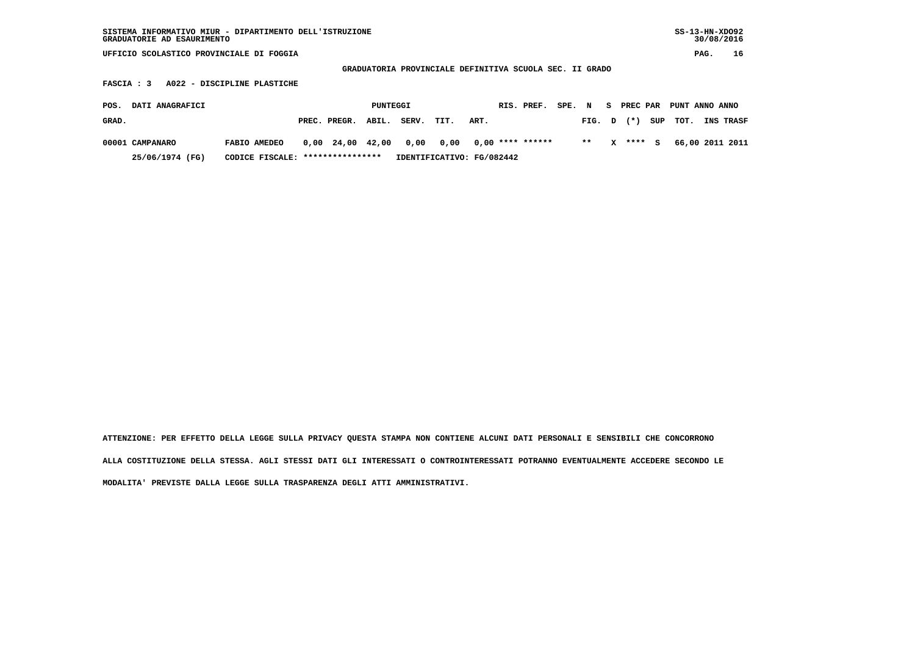GRADUATORIA PROVINCIALE DEFINITIVA SCUOLA SEC. II GRADO

FASCIA : 3 A022 - DISCIPLINE PLASTICHE

| POS. GRAD. | DATI ANAGRAFICI | | PUNTEGGI PREC. | PREGR. | ABIL. | SERV. | TIT. | ART. | RIS. | PREF. | SPE. | N FIG. | S D | PREC (*) | PAR SUP | PUNT TOT. | ANNO INS | ANNO TRASF |
|---|---|---|---|---|---|---|---|---|---|---|---|---|---|---|---|---|---|---|
| 00001 | CAMPANARO | FABIO AMEDEO | 0,00 | 24,00 | 42,00 | 0,00 | 0,00 | 0,00 | **** | ****** | | ** | X | **** | S | 66,00 | 2011 | 2011 |
| | 25/06/1974 (FG) | CODICE FISCALE: **************** | IDENTIFICATIVO: FG/082442 | | | | | | | | | | | | | | | |

ATTENZIONE: PER EFFETTO DELLA LEGGE SULLA PRIVACY QUESTA STAMPA NON CONTIENE ALCUNI DATI PERSONALI E SENSIBILI CHE CONCORRONO ALLA COSTITUZIONE DELLA STESSA. AGLI STESSI DATI GLI INTERESSATI O CONTROINTERESSATI POTRANNO EVENTUALMENTE ACCEDERE SECONDO LE MODALITA' PREVISTE DALLA LEGGE SULLA TRASPARENZA DEGLI ATTI AMMINISTRATIVI.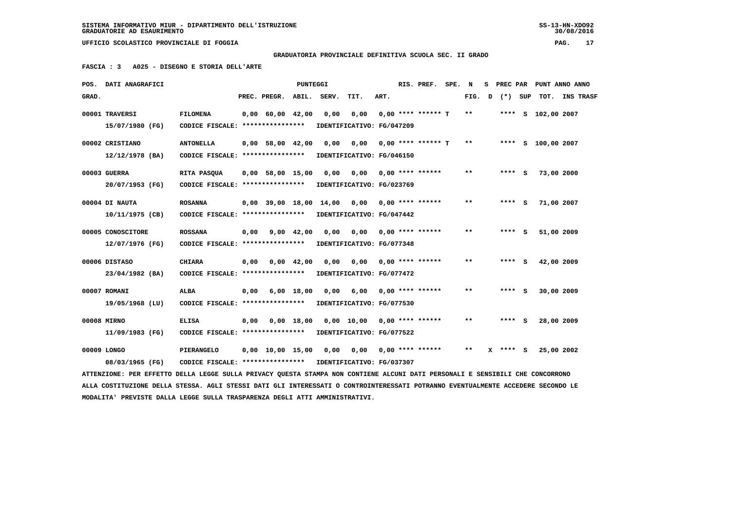SISTEMA INFORMATIVO MIUR - DIPARTIMENTO DELL'ISTRUZIONE
GRADUATORIE AD ESAURIMENTO

UFFICIO SCOLASTICO PROVINCIALE DI FOGGIA

**GRADUATORIA PROVINCIALE DEFINITIVA SCUOLA SEC. II GRADO**

**FASCIA : 3 A025 - DISEGNO E STORIA DELL'ARTE**

| POS. GRAD. | DATI ANAGRAFICI | | PREC. | PREGR. | ABIL. | SERV. | TIT. | ART. | RIS. PREF. | SPE. | N FIG. | S D | PREC PAR (*) | SUP | PUNT TOT. | ANNO INS | TRASF |
|---|---|---|---|---|---|---|---|---|---|---|---|---|---|---|---|---|---|
| 00001 | TRAVERSI 15/07/1980 (FG) | FILOMENA CODICE FISCALE: **************** IDENTIFICATIVO: FG/047209 | 0,00 | 60,00 | 42,00 | 0,00 | 0,00 | 0,00 | **** ****** | T | ** | | **** | S | 102,00 | 2007 | |
| 00002 | CRISTIANO 12/12/1978 (BA) | ANTONELLA CODICE FISCALE: **************** IDENTIFICATIVO: FG/046150 | 0,00 | 58,00 | 42,00 | 0,00 | 0,00 | 0,00 | **** ****** | T | ** | | **** | S | 100,00 | 2007 | |
| 00003 | GUERRA 20/07/1953 (FG) | RITA PASQUA CODICE FISCALE: **************** IDENTIFICATIVO: FG/023769 | 0,00 | 58,00 | 15,00 | 0,00 | 0,00 | 0,00 | **** ****** | | ** | | **** | S | 73,00 | 2000 | |
| 00004 | DI NAUTA 10/11/1975 (CB) | ROSANNA CODICE FISCALE: **************** IDENTIFICATIVO: FG/047442 | 0,00 | 39,00 | 18,00 | 14,00 | 0,00 | 0,00 | **** ****** | | ** | | **** | S | 71,00 | 2007 | |
| 00005 | CONOSCITORE 12/07/1976 (FG) | ROSSANA CODICE FISCALE: **************** IDENTIFICATIVO: FG/077348 | 0,00 | 9,00 | 42,00 | 0,00 | 0,00 | 0,00 | **** ****** | | ** | | **** | S | 51,00 | 2009 | |
| 00006 | DISTASO 23/04/1982 (BA) | CHIARA CODICE FISCALE: **************** IDENTIFICATIVO: FG/077472 | 0,00 | 0,00 | 42,00 | 0,00 | 0,00 | 0,00 | **** ****** | | ** | | **** | S | 42,00 | 2009 | |
| 00007 | ROMANI 19/05/1968 (LU) | ALBA CODICE FISCALE: **************** IDENTIFICATIVO: FG/077530 | 0,00 | 6,00 | 18,00 | 0,00 | 6,00 | 0,00 | **** ****** | | ** | | **** | S | 30,00 | 2009 | |
| 00008 | MIRNO 11/09/1983 (FG) | ELISA CODICE FISCALE: **************** IDENTIFICATIVO: FG/077522 | 0,00 | 0,00 | 18,00 | 0,00 | 10,00 | 0,00 | **** ****** | | ** | | **** | S | 28,00 | 2009 | |
| 00009 | LONGO 08/03/1965 (FG) | PIERANGELO CODICE FISCALE: **************** IDENTIFICATIVO: FG/037307 | 0,00 | 10,00 | 15,00 | 0,00 | 0,00 | 0,00 | **** ****** | | ** | X | **** | S | 25,00 | 2002 | |

ATTENZIONE: PER EFFETTO DELLA LEGGE SULLA PRIVACY QUESTA STAMPA NON CONTIENE ALCUNI DATI PERSONALI E SENSIBILI CHE CONCORRONO ALLA COSTITUZIONE DELLA STESSA. AGLI STESSI DATI GLI INTERESSATI O CONTROINTERESSATI POTRANNO EVENTUALMENTE ACCEDERE SECONDO LE MODALITA' PREVISTE DALLA LEGGE SULLA TRASPARENZA DEGLI ATTI AMMINISTRATIVI.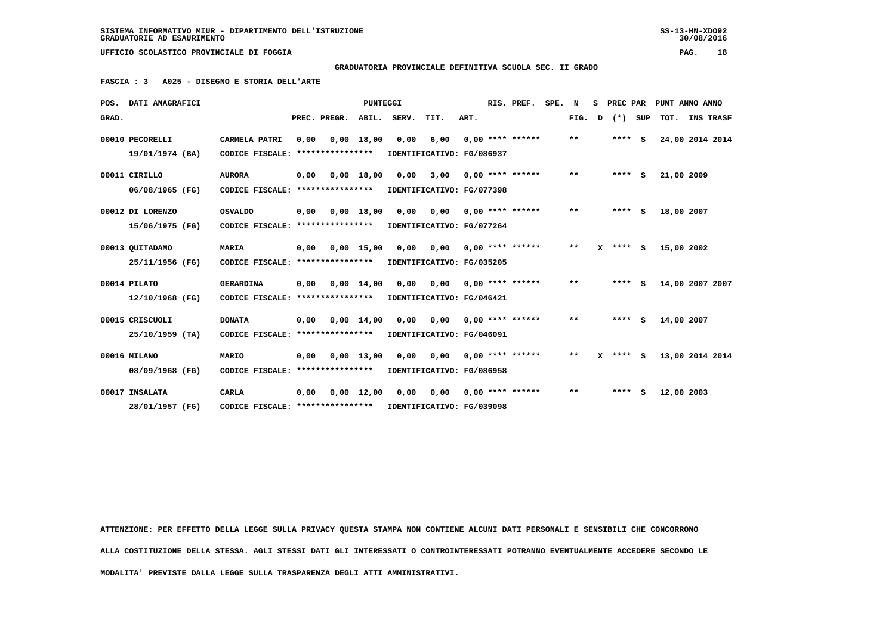SISTEMA INFORMATIVO MIUR - DIPARTIMENTO DELL'ISTRUZIONE
GRADUATORIE AD ESAURIMENTO

UFFICIO SCOLASTICO PROVINCIALE DI FOGGIA

**GRADUATORIA PROVINCIALE DEFINITIVA SCUOLA SEC. II GRADO**

**FASCIA : 3   A025 - DISEGNO E STORIA DELL'ARTE**

| POS. GRAD. | DATI ANAGRAFICI | | PREC. | PREGR. | ABIL. | SERV. | TIT. | ART. | RIS. PREF. | SPE. | N FIG. | S D | PREC PAR (*) | SUP | PUNT TOT. | ANNO | ANNO INS TRASF |
|---|---|---|---|---|---|---|---|---|---|---|---|---|---|---|---|---|---|
| 00010 | PECORELLI 19/01/1974 (BA) | CARMELA PATRI CODICE FISCALE: **************** IDENTIFICATIVO: FG/086937 | 0,00 | 0,00 | 18,00 | 0,00 | 6,00 | 0,00 | **** ****** | | ** | | **** | S | 24,00 | 2014 | 2014 |
| 00011 | CIRILLO 06/08/1965 (FG) | AURORA CODICE FISCALE: **************** IDENTIFICATIVO: FG/077398 | 0,00 | 0,00 | 18,00 | 0,00 | 3,00 | 0,00 | **** ****** | | ** | | **** | S | 21,00 | 2009 | |
| 00012 | DI LORENZO 15/06/1975 (FG) | OSVALDO CODICE FISCALE: **************** IDENTIFICATIVO: FG/077264 | 0,00 | 0,00 | 18,00 | 0,00 | 0,00 | 0,00 | **** ****** | | ** | | **** | S | 18,00 | 2007 | |
| 00013 | QUITADAMO 25/11/1956 (FG) | MARIA CODICE FISCALE: **************** IDENTIFICATIVO: FG/035205 | 0,00 | 0,00 | 15,00 | 0,00 | 0,00 | 0,00 | **** ****** | | ** | X | **** | S | 15,00 | 2002 | |
| 00014 | PILATO 12/10/1968 (FG) | GERARDINA CODICE FISCALE: **************** IDENTIFICATIVO: FG/046421 | 0,00 | 0,00 | 14,00 | 0,00 | 0,00 | 0,00 | **** ****** | | ** | | **** | S | 14,00 | 2007 | 2007 |
| 00015 | CRISCUOLI 25/10/1959 (TA) | DONATA CODICE FISCALE: **************** IDENTIFICATIVO: FG/046091 | 0,00 | 0,00 | 14,00 | 0,00 | 0,00 | 0,00 | **** ****** | | ** | | **** | S | 14,00 | 2007 | |
| 00016 | MILANO 08/09/1968 (FG) | MARIO CODICE FISCALE: **************** IDENTIFICATIVO: FG/086958 | 0,00 | 0,00 | 13,00 | 0,00 | 0,00 | 0,00 | **** ****** | | ** | X | **** | S | 13,00 | 2014 | 2014 |
| 00017 | INSALATA 28/01/1957 (FG) | CARLA CODICE FISCALE: **************** IDENTIFICATIVO: FG/039098 | 0,00 | 0,00 | 12,00 | 0,00 | 0,00 | 0,00 | **** ****** | | ** | | **** | S | 12,00 | 2003 | |

ATTENZIONE: PER EFFETTO DELLA LEGGE SULLA PRIVACY QUESTA STAMPA NON CONTIENE ALCUNI DATI PERSONALI E SENSIBILI CHE CONCORRONO ALLA COSTITUZIONE DELLA STESSA. AGLI STESSI DATI GLI INTERESSATI O CONTROINTERESSATI POTRANNO EVENTUALMENTE ACCEDERE SECONDO LE MODALITA' PREVISTE DALLA LEGGE SULLA TRASPARENZA DEGLI ATTI AMMINISTRATIVI.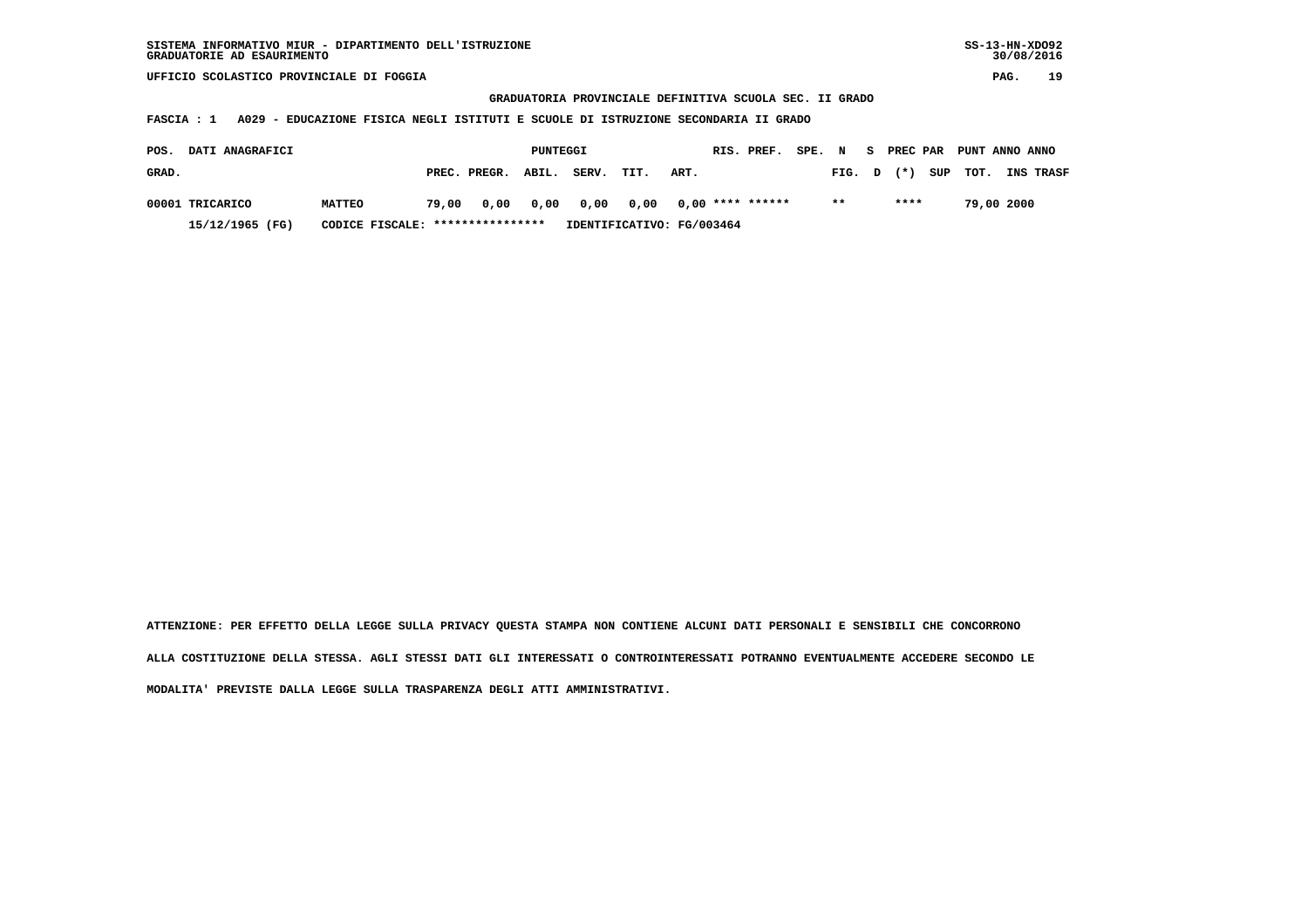SISTEMA INFORMATIVO MIUR - DIPARTIMENTO DELL'ISTRUZIONE
GRADUATORIE AD ESAURIMENTO

SS-13-HN-XDO92
30/08/2016

UFFICIO SCOLASTICO PROVINCIALE DI FOGGIA

## GRADUATORIA PROVINCIALE DEFINITIVA SCUOLA SEC. II GRADO

**FASCIA : 1 A029 - EDUCAZIONE FISICA NEGLI ISTITUTI E SCUOLE DI ISTRUZIONE SECONDARIA II GRADO**

| POS. GRAD. | DATI ANAGRAFICI | | PUNTEGGI PREC. | PREGR. | ABIL. | SERV. | TIT. | ART. | RIS. | PREF. | SPE. FIG. | N D | S (*) | PREC PAR SUP | PUNT TOT. | ANNO INS | ANNO TRASF |
|---|---|---|---|---|---|---|---|---|---|---|---|---|---|---|---|---|---|
| 00001 | TRICARICO | MATTEO | 79,00 | 0,00 | 0,00 | 0,00 | 0,00 | 0,00 | **** | ****** | ** | | **** | | 79,00 | 2000 | |
| | 15/12/1965 (FG) | CODICE FISCALE: **************** | IDENTIFICATIVO: FG/003464 | | | | | | | | | | | | | | |

ATTENZIONE: PER EFFETTO DELLA LEGGE SULLA PRIVACY QUESTA STAMPA NON CONTIENE ALCUNI DATI PERSONALI E SENSIBILI CHE CONCORRONO ALLA COSTITUZIONE DELLA STESSA. AGLI STESSI DATI GLI INTERESSATI O CONTROINTERESSATI POTRANNO EVENTUALMENTE ACCEDERE SECONDO LE MODALITA' PREVISTE DALLA LEGGE SULLA TRASPARENZA DEGLI ATTI AMMINISTRATIVI.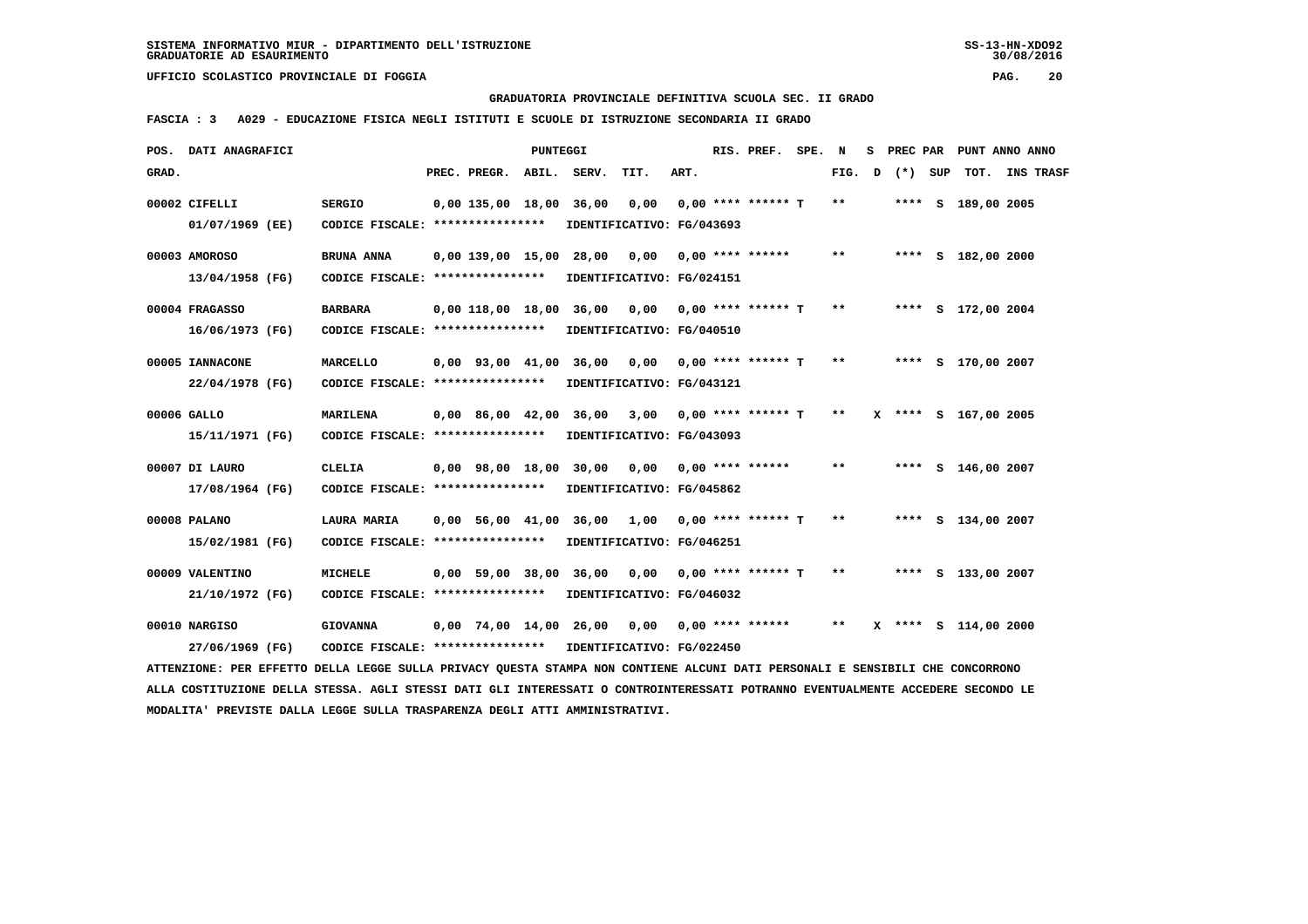SISTEMA INFORMATIVO MIUR - DIPARTIMENTO DELL'ISTRUZIONE
GRADUATORIE AD ESAURIMENTO

UFFICIO SCOLASTICO PROVINCIALE DI FOGGIA

GRADUATORIA PROVINCIALE DEFINITIVA SCUOLA SEC. II GRADO

FASCIA : 3 A029 - EDUCAZIONE FISICA NEGLI ISTITUTI E SCUOLE DI ISTRUZIONE SECONDARIA II GRADO

| POS. GRAD. | DATI ANAGRAFICI | | PREC. | PREGR. | ABIL. | SERV. | TIT. | ART. | RIS. PREF. | SPE. N FIG. | S D | PREC PAR (*) | SUP | PUNT TOT. | ANNO INS | TRASF |
|---|---|---|---|---|---|---|---|---|---|---|---|---|---|---|---|---|
| 00002 | CIFELLI 01/07/1969 (EE) | SERGIO CODICE FISCALE: **************** IDENTIFICATIVO: FG/043693 | 0,00 | 135,00 | 18,00 | 36,00 | 0,00 | 0,00 | **** ****** T | ** | | **** | S | 189,00 | 2005 | |
| 00003 | AMOROSO 13/04/1958 (FG) | BRUNA ANNA CODICE FISCALE: **************** IDENTIFICATIVO: FG/024151 | 0,00 | 139,00 | 15,00 | 28,00 | 0,00 | 0,00 | **** ****** | ** | | **** | S | 182,00 | 2000 | |
| 00004 | FRAGASSO 16/06/1973 (FG) | BARBARA CODICE FISCALE: **************** IDENTIFICATIVO: FG/040510 | 0,00 | 118,00 | 18,00 | 36,00 | 0,00 | 0,00 | **** ****** T | ** | | **** | S | 172,00 | 2004 | |
| 00005 | IANNACONE 22/04/1978 (FG) | MARCELLO CODICE FISCALE: **************** IDENTIFICATIVO: FG/043121 | 0,00 | 93,00 | 41,00 | 36,00 | 0,00 | 0,00 | **** ****** T | ** | | **** | S | 170,00 | 2007 | |
| 00006 | GALLO 15/11/1971 (FG) | MARILENA CODICE FISCALE: **************** IDENTIFICATIVO: FG/043093 | 0,00 | 86,00 | 42,00 | 36,00 | 3,00 | 0,00 | **** ****** T | ** | X | **** | S | 167,00 | 2005 | |
| 00007 | DI LAURO 17/08/1964 (FG) | CLELIA CODICE FISCALE: **************** IDENTIFICATIVO: FG/045862 | 0,00 | 98,00 | 18,00 | 30,00 | 0,00 | 0,00 | **** ****** | ** | | **** | S | 146,00 | 2007 | |
| 00008 | PALANO 15/02/1981 (FG) | LAURA MARIA CODICE FISCALE: **************** IDENTIFICATIVO: FG/046251 | 0,00 | 56,00 | 41,00 | 36,00 | 1,00 | 0,00 | **** ****** T | ** | | **** | S | 134,00 | 2007 | |
| 00009 | VALENTINO 21/10/1972 (FG) | MICHELE CODICE FISCALE: **************** IDENTIFICATIVO: FG/046032 | 0,00 | 59,00 | 38,00 | 36,00 | 0,00 | 0,00 | **** ****** T | ** | | **** | S | 133,00 | 2007 | |
| 00010 | NARGISO 27/06/1969 (FG) | GIOVANNA CODICE FISCALE: **************** IDENTIFICATIVO: FG/022450 | 0,00 | 74,00 | 14,00 | 26,00 | 0,00 | 0,00 | **** ****** | ** | X | **** | S | 114,00 | 2000 | |

ATTENZIONE: PER EFFETTO DELLA LEGGE SULLA PRIVACY QUESTA STAMPA NON CONTIENE ALCUNI DATI PERSONALI E SENSIBILI CHE CONCORRONO ALLA COSTITUZIONE DELLA STESSA. AGLI STESSI DATI GLI INTERESSATI O CONTROINTERESSATI POTRANNO EVENTUALMENTE ACCEDERE SECONDO LE MODALITA' PREVISTE DALLA LEGGE SULLA TRASPARENZA DEGLI ATTI AMMINISTRATIVI.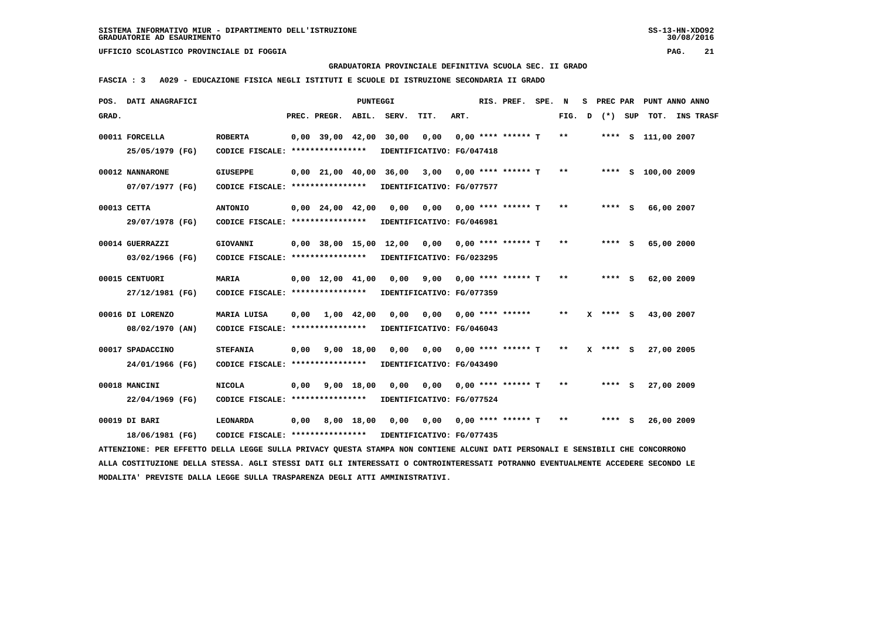SISTEMA INFORMATIVO MIUR - DIPARTIMENTO DELL'ISTRUZIONE
GRADUATORIE AD ESAURIMENTO

UFFICIO SCOLASTICO PROVINCIALE DI FOGGIA

GRADUATORIA PROVINCIALE DEFINITIVA SCUOLA SEC. II GRADO

FASCIA : 3 A029 - EDUCAZIONE FISICA NEGLI ISTITUTI E SCUOLE DI ISTRUZIONE SECONDARIA II GRADO

| POS. GRAD. | DATI ANAGRAFICI | | PREC. | PREGR. | ABIL. | SERV. | TIT. | ART. | RIS. | PREF. | SPE. | N FIG. | S D | PREC PAR (*) | SUP | PUNT TOT. | ANNO INS | TRASF |
|---|---|---|---|---|---|---|---|---|---|---|---|---|---|---|---|---|---|---|
| 00011 | FORCELLA 25/05/1979 (FG) | ROBERTA CODICE FISCALE: **************** IDENTIFICATIVO: FG/047418 | 0,00 | 39,00 | 42,00 | 30,00 | 0,00 | 0,00 | **** | ****** | T | ** | | **** | S | 111,00 | 2007 | |
| 00012 | NANNARONE 07/07/1977 (FG) | GIUSEPPE CODICE FISCALE: **************** IDENTIFICATIVO: FG/077577 | 0,00 | 21,00 | 40,00 | 36,00 | 3,00 | 0,00 | **** | ****** | T | ** | | **** | S | 100,00 | 2009 | |
| 00013 | CETTA 29/07/1978 (FG) | ANTONIO CODICE FISCALE: **************** IDENTIFICATIVO: FG/046981 | 0,00 | 24,00 | 42,00 | 0,00 | 0,00 | 0,00 | **** | ****** | T | ** | | **** | S | 66,00 | 2007 | |
| 00014 | GUERRAZZI 03/02/1966 (FG) | GIOVANNI CODICE FISCALE: **************** IDENTIFICATIVO: FG/023295 | 0,00 | 38,00 | 15,00 | 12,00 | 0,00 | 0,00 | **** | ****** | T | ** | | **** | S | 65,00 | 2000 | |
| 00015 | CENTUORI 27/12/1981 (FG) | MARIA CODICE FISCALE: **************** IDENTIFICATIVO: FG/077359 | 0,00 | 12,00 | 41,00 | 0,00 | 9,00 | 0,00 | **** | ****** | T | ** | | **** | S | 62,00 | 2009 | |
| 00016 | DI LORENZO 08/02/1970 (AN) | MARIA LUISA CODICE FISCALE: **************** IDENTIFICATIVO: FG/046043 | 0,00 | 1,00 | 42,00 | 0,00 | 0,00 | 0,00 | **** | ****** | | ** | X | **** | S | 43,00 | 2007 | |
| 00017 | SPADACCINO 24/01/1966 (FG) | STEFANIA CODICE FISCALE: **************** IDENTIFICATIVO: FG/043490 | 0,00 | 9,00 | 18,00 | 0,00 | 0,00 | 0,00 | **** | ****** | T | ** | X | **** | S | 27,00 | 2005 | |
| 00018 | MANCINI 22/04/1969 (FG) | NICOLA CODICE FISCALE: **************** IDENTIFICATIVO: FG/077524 | 0,00 | 9,00 | 18,00 | 0,00 | 0,00 | 0,00 | **** | ****** | T | ** | | **** | S | 27,00 | 2009 | |
| 00019 | DI BARI 18/06/1981 (FG) | LEONARDA CODICE FISCALE: **************** IDENTIFICATIVO: FG/077435 | 0,00 | 8,00 | 18,00 | 0,00 | 0,00 | 0,00 | **** | ****** | T | ** | | **** | S | 26,00 | 2009 | |

ATTENZIONE: PER EFFETTO DELLA LEGGE SULLA PRIVACY QUESTA STAMPA NON CONTIENE ALCUNI DATI PERSONALI E SENSIBILI CHE CONCORRONO ALLA COSTITUZIONE DELLA STESSA. AGLI STESSI DATI GLI INTERESSATI O CONTROINTERESSATI POTRANNO EVENTUALMENTE ACCEDERE SECONDO LE MODALITA' PREVISTE DALLA LEGGE SULLA TRASPARENZA DEGLI ATTI AMMINISTRATIVI.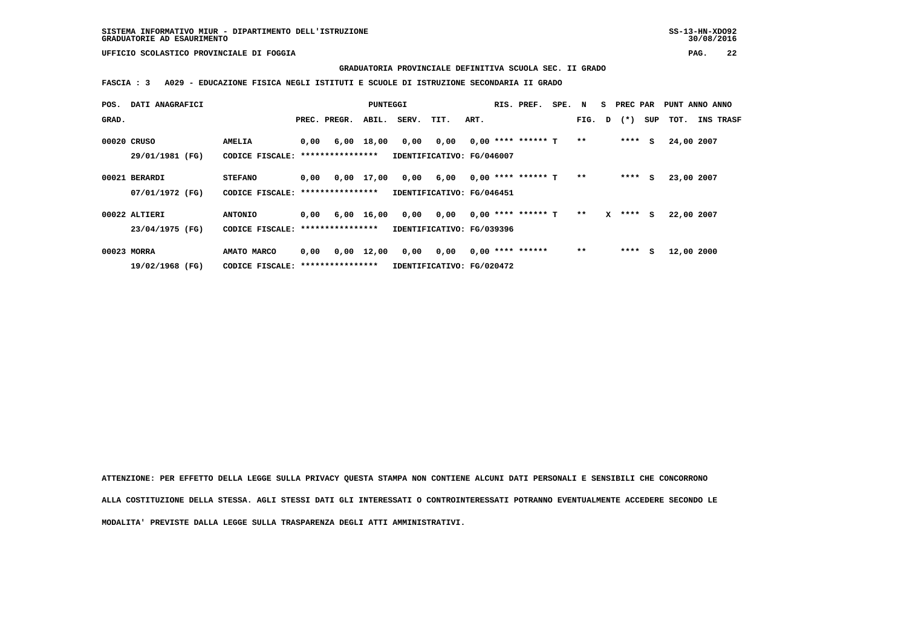SISTEMA INFORMATIVO MIUR - DIPARTIMENTO DELL'ISTRUZIONE
GRADUATORIE AD ESAURIMENTO

SS-13-HN-XDO92
30/08/2016

UFFICIO SCOLASTICO PROVINCIALE DI FOGGIA

## GRADUATORIA PROVINCIALE DEFINITIVA SCUOLA SEC. II GRADO

**FASCIA : 3 A029 - EDUCAZIONE FISICA NEGLI ISTITUTI E SCUOLE DI ISTRUZIONE SECONDARIA II GRADO**

| POS. GRAD. | DATI ANAGRAFICI | | PREC. | PREGR. | ABIL. | SERV. | TIT. | ART. | RIS. | PREF. | SPE. | N FIG. | S D | PREC PAR (*) | SUP | PUNT TOT. | ANNO INS TRASF |
|---|---|---|---|---|---|---|---|---|---|---|---|---|---|---|---|---|---|
| 00020 | CRUSO | AMELIA | 0,00 | 6,00 | 18,00 | 0,00 | 0,00 | 0,00 | **** | ****** | T | ** | | **** | S | 24,00 | 2007 |
| | 29/01/1981 (FG) | CODICE FISCALE: **************** | IDENTIFICATIVO: FG/046007 | | | | | | | | | | | | | | |
| 00021 | BERARDI | STEFANO | 0,00 | 0,00 | 17,00 | 0,00 | 6,00 | 0,00 | **** | ****** | T | ** | | **** | S | 23,00 | 2007 |
| | 07/01/1972 (FG) | CODICE FISCALE: **************** | IDENTIFICATIVO: FG/046451 | | | | | | | | | | | | | | |
| 00022 | ALTIERI | ANTONIO | 0,00 | 6,00 | 16,00 | 0,00 | 0,00 | 0,00 | **** | ****** | T | ** | X | **** | S | 22,00 | 2007 |
| | 23/04/1975 (FG) | CODICE FISCALE: **************** | IDENTIFICATIVO: FG/039396 | | | | | | | | | | | | | | |
| 00023 | MORRA | AMATO MARCO | 0,00 | 0,00 | 12,00 | 0,00 | 0,00 | 0,00 | **** | ****** | | ** | | **** | S | 12,00 | 2000 |
| | 19/02/1968 (FG) | CODICE FISCALE: **************** | IDENTIFICATIVO: FG/020472 | | | | | | | | | | | | | | |

ATTENZIONE: PER EFFETTO DELLA LEGGE SULLA PRIVACY QUESTA STAMPA NON CONTIENE ALCUNI DATI PERSONALI E SENSIBILI CHE CONCORRONO ALLA COSTITUZIONE DELLA STESSA. AGLI STESSI DATI GLI INTERESSATI O CONTROINTERESSATI POTRANNO EVENTUALMENTE ACCEDERE SECONDO LE MODALITA' PREVISTE DALLA LEGGE SULLA TRASPARENZA DEGLI ATTI AMMINISTRATIVI.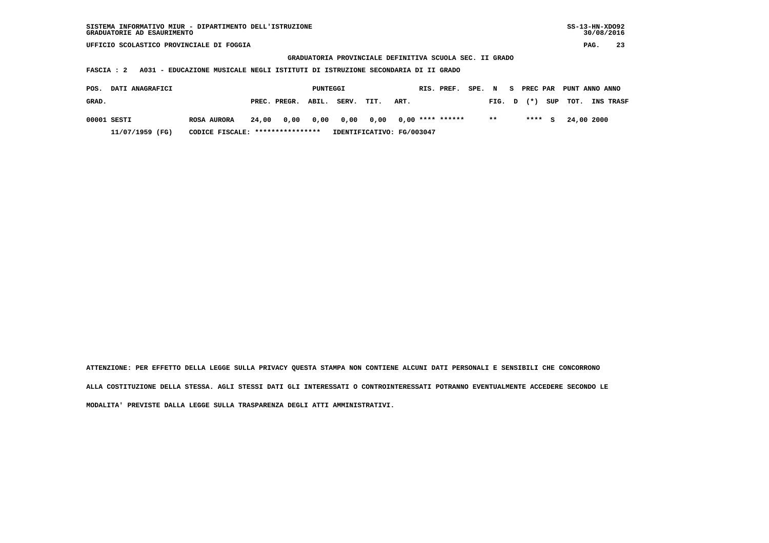**SISTEMA INFORMATIVO MIUR - DIPARTIMENTO DELL'ISTRUZIONE**
**GRADUATORIE AD ESAURIMENTO**

**SS-13-HN-XDO92**
**30/08/2016**

**UFFICIO SCOLASTICO PROVINCIALE DI FOGGIA**

**GRADUATORIA PROVINCIALE DEFINITIVA SCUOLA SEC. II GRADO**

**FASCIA : 2 A031 - EDUCAZIONE MUSICALE NEGLI ISTITUTI DI ISTRUZIONE SECONDARIA DI II GRADO**

| POS. GRAD. | DATI ANAGRAFICI | | PUNTEGGI PREC. | PREGR. | ABIL. | SERV. | TIT. | ART. | RIS. | PREF. | SPE. N FIG. | S D | PREC PAR (*) | SUP | PUNT TOT. | ANNO INS | ANNO TRASF |
|---|---|---|---|---|---|---|---|---|---|---|---|---|---|---|---|---|---|
| 00001 | SESTI | ROSA AURORA | 24,00 | 0,00 | 0,00 | 0,00 | 0,00 | 0,00 | **** | ****** | ** | | **** | S | 24,00 | 2000 | |
| | 11/07/1959 (FG) | CODICE FISCALE: **************** | IDENTIFICATIVO: FG/003047 | | | | | | | | | | | | | | |

**ATTENZIONE: PER EFFETTO DELLA LEGGE SULLA PRIVACY QUESTA STAMPA NON CONTIENE ALCUNI DATI PERSONALI E SENSIBILI CHE CONCORRONO ALLA COSTITUZIONE DELLA STESSA. AGLI STESSI DATI GLI INTERESSATI O CONTROINTERESSATI POTRANNO EVENTUALMENTE ACCEDERE SECONDO LE MODALITA' PREVISTE DALLA LEGGE SULLA TRASPARENZA DEGLI ATTI AMMINISTRATIVI.**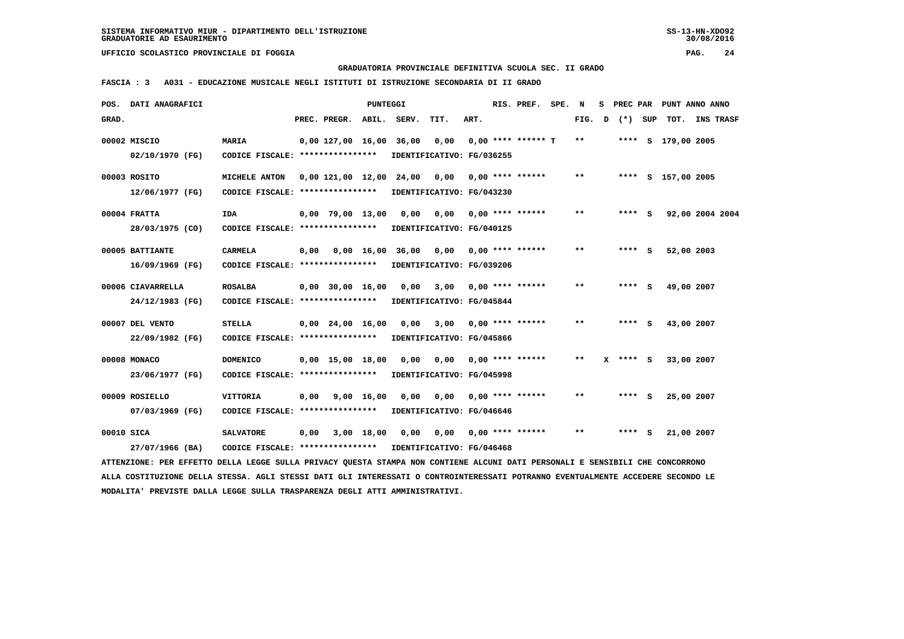SISTEMA INFORMATIVO MIUR - DIPARTIMENTO DELL'ISTRUZIONE
GRADUATORIE AD ESAURIMENTO

UFFICIO SCOLASTICO PROVINCIALE DI FOGGIA

GRADUATORIA PROVINCIALE DEFINITIVA SCUOLA SEC. II GRADO

FASCIA : 3 A031 - EDUCAZIONE MUSICALE NEGLI ISTITUTI DI ISTRUZIONE SECONDARIA DI II GRADO

| POS. GRAD. | DATI ANAGRAFICI | | PREC. | PREGR. | ABIL. | SERV. | TIT. | ART. | RIS. PREF. | SPE. | N FIG. | S D | PREC PAR (*) | SUP | PUNT ANNO ANNO TOT. | INS | TRASF |
|---|---|---|---|---|---|---|---|---|---|---|---|---|---|---|---|---|---|
| 00002 | MISCIO 02/10/1970 (FG) | MARIA CODICE FISCALE: **************** IDENTIFICATIVO: FG/036255 | 0,00 | 127,00 | 16,00 | 36,00 | 0,00 | 0,00 | **** ****** | T | ** | | **** | S | 179,00 | 2005 | |
| 00003 | ROSITO 12/06/1977 (FG) | MICHELE ANTON CODICE FISCALE: **************** IDENTIFICATIVO: FG/043230 | 0,00 | 121,00 | 12,00 | 24,00 | 0,00 | 0,00 | **** ****** | | ** | | **** | S | 157,00 | 2005 | |
| 00004 | FRATTA 28/03/1975 (CO) | IDA CODICE FISCALE: **************** IDENTIFICATIVO: FG/040125 | 0,00 | 79,00 | 13,00 | 0,00 | 0,00 | 0,00 | **** ****** | | ** | | **** | S | 92,00 | 2004 | 2004 |
| 00005 | BATTIANTE 16/09/1969 (FG) | CARMELA CODICE FISCALE: **************** IDENTIFICATIVO: FG/039206 | 0,00 | 0,00 | 16,00 | 36,00 | 0,00 | 0,00 | **** ****** | | ** | | **** | S | 52,00 | 2003 | |
| 00006 | CIAVARRELLA 24/12/1983 (FG) | ROSALBA CODICE FISCALE: **************** IDENTIFICATIVO: FG/045844 | 0,00 | 30,00 | 16,00 | 0,00 | 3,00 | 0,00 | **** ****** | | ** | | **** | S | 49,00 | 2007 | |
| 00007 | DEL VENTO 22/09/1982 (FG) | STELLA CODICE FISCALE: **************** IDENTIFICATIVO: FG/045866 | 0,00 | 24,00 | 16,00 | 0,00 | 3,00 | 0,00 | **** ****** | | ** | | **** | S | 43,00 | 2007 | |
| 00008 | MONACO 23/06/1977 (FG) | DOMENICO CODICE FISCALE: **************** IDENTIFICATIVO: FG/045998 | 0,00 | 15,00 | 18,00 | 0,00 | 0,00 | 0,00 | **** ****** | | ** | X | **** | S | 33,00 | 2007 | |
| 00009 | ROSIELLO 07/03/1969 (FG) | VITTORIA CODICE FISCALE: **************** IDENTIFICATIVO: FG/046646 | 0,00 | 9,00 | 16,00 | 0,00 | 0,00 | 0,00 | **** ****** | | ** | | **** | S | 25,00 | 2007 | |
| 00010 | SICA 27/07/1966 (BA) | SALVATORE CODICE FISCALE: **************** IDENTIFICATIVO: FG/046468 | 0,00 | 3,00 | 18,00 | 0,00 | 0,00 | 0,00 | **** ****** | | ** | | **** | S | 21,00 | 2007 | |

ATTENZIONE: PER EFFETTO DELLA LEGGE SULLA PRIVACY QUESTA STAMPA NON CONTIENE ALCUNI DATI PERSONALI E SENSIBILI CHE CONCORRONO ALLA COSTITUZIONE DELLA STESSA. AGLI STESSI DATI GLI INTERESSATI O CONTROINTERESSATI POTRANNO EVENTUALMENTE ACCEDERE SECONDO LE MODALITA' PREVISTE DALLA LEGGE SULLA TRASPARENZA DEGLI ATTI AMMINISTRATIVI.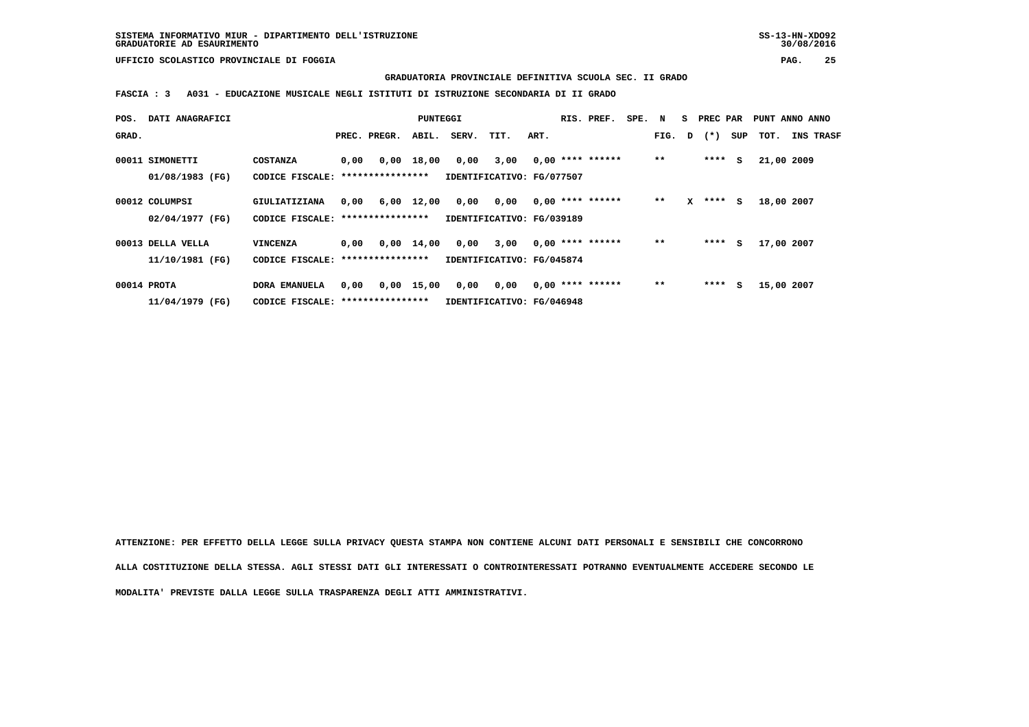SISTEMA INFORMATIVO MIUR - DIPARTIMENTO DELL'ISTRUZIONE
GRADUATORIE AD ESAURIMENTO

UFFICIO SCOLASTICO PROVINCIALE DI FOGGIA

**GRADUATORIA PROVINCIALE DEFINITIVA SCUOLA SEC. II GRADO**

**FASCIA : 3 A031 - EDUCAZIONE MUSICALE NEGLI ISTITUTI DI ISTRUZIONE SECONDARIA DI II GRADO**

| POS. GRAD. | DATI ANAGRAFICI | | PREC. | PREGR. | ABIL. | SERV. | TIT. | ART. | RIS. | PREF. | SPE. | N FIG. | S D | PREC PAR (*) | SUP | PUNT TOT. | ANNO INS | ANNO TRASF |
|---|---|---|---|---|---|---|---|---|---|---|---|---|---|---|---|---|---|---|
| 00011 | SIMONETTI 01/08/1983 (FG) | COSTANZA CODICE FISCALE: **************** IDENTIFICATIVO: FG/077507 | 0,00 | 0,00 | 18,00 | 0,00 | 3,00 | 0,00 | **** | ****** | | ** | | **** | S | 21,00 | 2009 | |
| 00012 | COLUMPSI 02/04/1977 (FG) | GIULIATIZIANA CODICE FISCALE: **************** IDENTIFICATIVO: FG/039189 | 0,00 | 6,00 | 12,00 | 0,00 | 0,00 | 0,00 | **** | ****** | | ** | X | **** | S | 18,00 | 2007 | |
| 00013 | DELLA VELLA 11/10/1981 (FG) | VINCENZA CODICE FISCALE: **************** IDENTIFICATIVO: FG/045874 | 0,00 | 0,00 | 14,00 | 0,00 | 3,00 | 0,00 | **** | ****** | | ** | | **** | S | 17,00 | 2007 | |
| 00014 | PROTA 11/04/1979 (FG) | DORA EMANUELA CODICE FISCALE: **************** IDENTIFICATIVO: FG/046948 | 0,00 | 0,00 | 15,00 | 0,00 | 0,00 | 0,00 | **** | ****** | | ** | | **** | S | 15,00 | 2007 | |

ATTENZIONE: PER EFFETTO DELLA LEGGE SULLA PRIVACY QUESTA STAMPA NON CONTIENE ALCUNI DATI PERSONALI E SENSIBILI CHE CONCORRONO ALLA COSTITUZIONE DELLA STESSA. AGLI STESSI DATI GLI INTERESSATI O CONTROINTERESSATI POTRANNO EVENTUALMENTE ACCEDERE SECONDO LE MODALITA' PREVISTE DALLA LEGGE SULLA TRASPARENZA DEGLI ATTI AMMINISTRATIVI.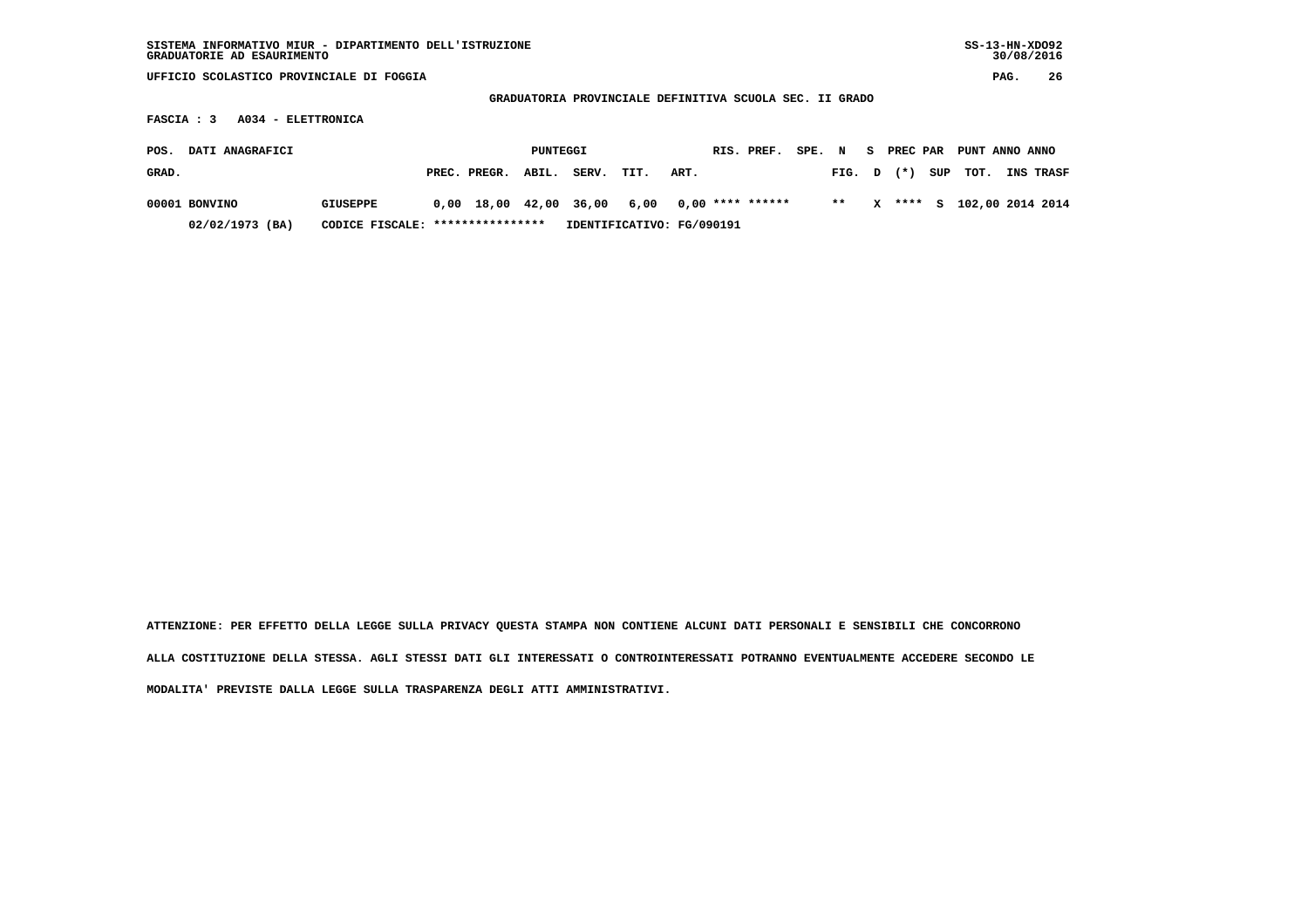SISTEMA INFORMATIVO MIUR - DIPARTIMENTO DELL'ISTRUZIONE
GRADUATORIE AD ESAURIMENTO

UFFICIO SCOLASTICO PROVINCIALE DI FOGGIA

**GRADUATORIA PROVINCIALE DEFINITIVA SCUOLA SEC. II GRADO**

**FASCIA : 3 A034 - ELETTRONICA**

| POS. GRAD. | DATI ANAGRAFICI | | PUNTEGGI PREC. | PREGR. | ABIL. | SERV. | TIT. | ART. | RIS. | PREF. | SPE. | N FIG. | S D | PREC (*) | PAR SUP | PUNT TOT. | ANNO INS | ANNO TRASF |
|---|---|---|---|---|---|---|---|---|---|---|---|---|---|---|---|---|---|---|
| 00001 | BONVINO | GIUSEPPE | 0,00 | 18,00 | 42,00 | 36,00 | 6,00 | 0,00 | **** | ****** | | ** | X | **** | S | 102,00 | 2014 | 2014 |
| | 02/02/1973 (BA) | CODICE FISCALE: **************** | IDENTIFICATIVO: FG/090191 | | | | | | | | | | | | | | | |

ATTENZIONE: PER EFFETTO DELLA LEGGE SULLA PRIVACY QUESTA STAMPA NON CONTIENE ALCUNI DATI PERSONALI E SENSIBILI CHE CONCORRONO ALLA COSTITUZIONE DELLA STESSA. AGLI STESSI DATI GLI INTERESSATI O CONTROINTERESSATI POTRANNO EVENTUALMENTE ACCEDERE SECONDO LE MODALITA' PREVISTE DALLA LEGGE SULLA TRASPARENZA DEGLI ATTI AMMINISTRATIVI.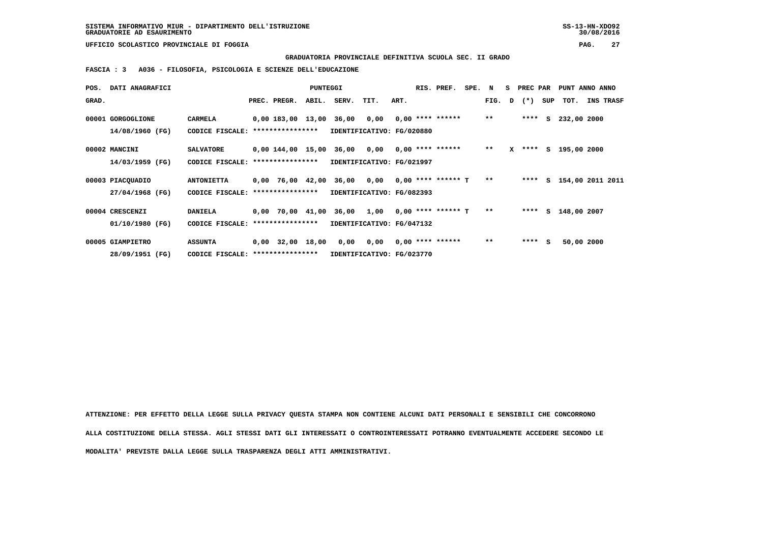SISTEMA INFORMATIVO MIUR - DIPARTIMENTO DELL'ISTRUZIONE
GRADUATORIE AD ESAURIMENTO

UFFICIO SCOLASTICO PROVINCIALE DI FOGGIA

**GRADUATORIA PROVINCIALE DEFINITIVA SCUOLA SEC. II GRADO**

**FASCIA : 3   A036 - FILOSOFIA, PSICOLOGIA E SCIENZE DELL'EDUCAZIONE**

| POS. GRAD. | DATI ANAGRAFICI | | PREC. | PREGR. | ABIL. | SERV. | TIT. | ART. | RIS. | PREF. | SPE. | N FIG. | S D | PREC PAR (*) | SUP | PUNT TOT. | ANNO INS | ANNO TRASF |
|---|---|---|---|---|---|---|---|---|---|---|---|---|---|---|---|---|---|---|
| 00001 | GORGOGLIONE 14/08/1960 (FG) | CARMELA CODICE FISCALE: **************** IDENTIFICATIVO: FG/020880 | 0,00 | 183,00 | 13,00 | 36,00 | 0,00 | 0,00 | **** | ****** | | ** | | **** | S | 232,00 | 2000 | |
| 00002 | MANCINI 14/03/1959 (FG) | SALVATORE CODICE FISCALE: **************** IDENTIFICATIVO: FG/021997 | 0,00 | 144,00 | 15,00 | 36,00 | 0,00 | 0,00 | **** | ****** | | ** | X | **** | S | 195,00 | 2000 | |
| 00003 | PIACQUADIO 27/04/1968 (FG) | ANTONIETTA CODICE FISCALE: **************** IDENTIFICATIVO: FG/082393 | 0,00 | 76,00 | 42,00 | 36,00 | 0,00 | 0,00 | **** | ****** | T | ** | | **** | S | 154,00 | 2011 | 2011 |
| 00004 | CRESCENZI 01/10/1980 (FG) | DANIELA CODICE FISCALE: **************** IDENTIFICATIVO: FG/047132 | 0,00 | 70,00 | 41,00 | 36,00 | 1,00 | 0,00 | **** | ****** | T | ** | | **** | S | 148,00 | 2007 | |
| 00005 | GIAMPIETRO 28/09/1951 (FG) | ASSUNTA CODICE FISCALE: **************** IDENTIFICATIVO: FG/023770 | 0,00 | 32,00 | 18,00 | 0,00 | 0,00 | 0,00 | **** | ****** | | ** | | **** | S | 50,00 | 2000 | |

ATTENZIONE: PER EFFETTO DELLA LEGGE SULLA PRIVACY QUESTA STAMPA NON CONTIENE ALCUNI DATI PERSONALI E SENSIBILI CHE CONCORRONO ALLA COSTITUZIONE DELLA STESSA. AGLI STESSI DATI GLI INTERESSATI O CONTROINTERESSATI POTRANNO EVENTUALMENTE ACCEDERE SECONDO LE MODALITA' PREVISTE DALLA LEGGE SULLA TRASPARENZA DEGLI ATTI AMMINISTRATIVI.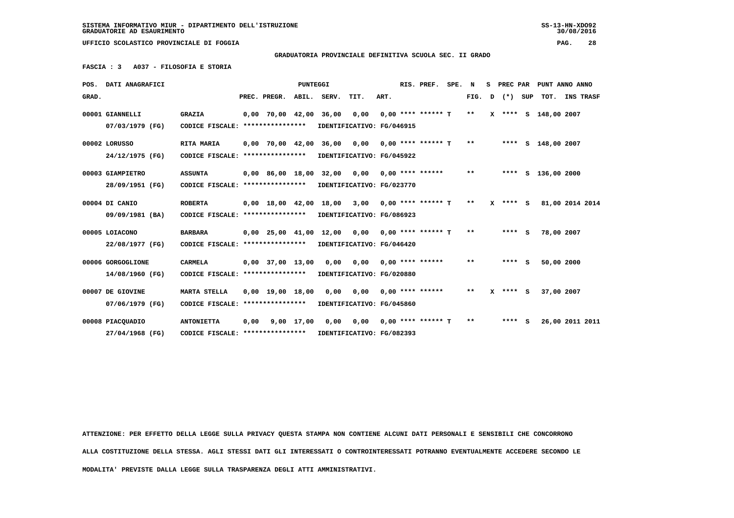SISTEMA INFORMATIVO MIUR - DIPARTIMENTO DELL'ISTRUZIONE
GRADUATORIE AD ESAURIMENTO

UFFICIO SCOLASTICO PROVINCIALE DI FOGGIA

**GRADUATORIA PROVINCIALE DEFINITIVA SCUOLA SEC. II GRADO**

**FASCIA : 3 A037 - FILOSOFIA E STORIA**

| POS. GRAD. | DATI ANAGRAFICI | | PREC. | PREGR. | ABIL. | SERV. | TIT. | ART. | RIS. | PREF. | SPE. | N FIG. | S D | PREC PAR (*) | SUP | PUNT TOT. | ANNO INS | ANNO TRASF |
|---|---|---|---|---|---|---|---|---|---|---|---|---|---|---|---|---|---|---|
| 00001 | GIANNELLI 07/03/1979 (FG) | GRAZIA CODICE FISCALE: **************** IDENTIFICATIVO: FG/046915 | 0,00 | 70,00 | 42,00 | 36,00 | 0,00 | 0,00 | **** | ****** | T | ** | X | **** | S | 148,00 | 2007 | |
| 00002 | LORUSSO 24/12/1975 (FG) | RITA MARIA CODICE FISCALE: **************** IDENTIFICATIVO: FG/045922 | 0,00 | 70,00 | 42,00 | 36,00 | 0,00 | 0,00 | **** | ****** | T | ** | | **** | S | 148,00 | 2007 | |
| 00003 | GIAMPIETRO 28/09/1951 (FG) | ASSUNTA CODICE FISCALE: **************** IDENTIFICATIVO: FG/023770 | 0,00 | 86,00 | 18,00 | 32,00 | 0,00 | 0,00 | **** | ****** | | ** | | **** | S | 136,00 | 2000 | |
| 00004 | DI CANIO 09/09/1981 (BA) | ROBERTA CODICE FISCALE: **************** IDENTIFICATIVO: FG/086923 | 0,00 | 18,00 | 42,00 | 18,00 | 3,00 | 0,00 | **** | ****** | T | ** | X | **** | S | 81,00 | 2014 | 2014 |
| 00005 | LOIACONO 22/08/1977 (FG) | BARBARA CODICE FISCALE: **************** IDENTIFICATIVO: FG/046420 | 0,00 | 25,00 | 41,00 | 12,00 | 0,00 | 0,00 | **** | ****** | T | ** | | **** | S | 78,00 | 2007 | |
| 00006 | GORGOGLIONE 14/08/1960 (FG) | CARMELA CODICE FISCALE: **************** IDENTIFICATIVO: FG/020880 | 0,00 | 37,00 | 13,00 | 0,00 | 0,00 | 0,00 | **** | ****** | | ** | | **** | S | 50,00 | 2000 | |
| 00007 | DE GIOVINE 07/06/1979 (FG) | MARTA STELLA CODICE FISCALE: **************** IDENTIFICATIVO: FG/045860 | 0,00 | 19,00 | 18,00 | 0,00 | 0,00 | 0,00 | **** | ****** | | ** | X | **** | S | 37,00 | 2007 | |
| 00008 | PIACQUADIO 27/04/1968 (FG) | ANTONIETTA CODICE FISCALE: **************** IDENTIFICATIVO: FG/082393 | 0,00 | 9,00 | 17,00 | 0,00 | 0,00 | 0,00 | **** | ****** | T | ** | | **** | S | 26,00 | 2011 | 2011 |

ATTENZIONE: PER EFFETTO DELLA LEGGE SULLA PRIVACY QUESTA STAMPA NON CONTIENE ALCUNI DATI PERSONALI E SENSIBILI CHE CONCORRONO ALLA COSTITUZIONE DELLA STESSA. AGLI STESSI DATI GLI INTERESSATI O CONTROINTERESSATI POTRANNO EVENTUALMENTE ACCEDERE SECONDO LE MODALITA' PREVISTE DALLA LEGGE SULLA TRASPARENZA DEGLI ATTI AMMINISTRATIVI.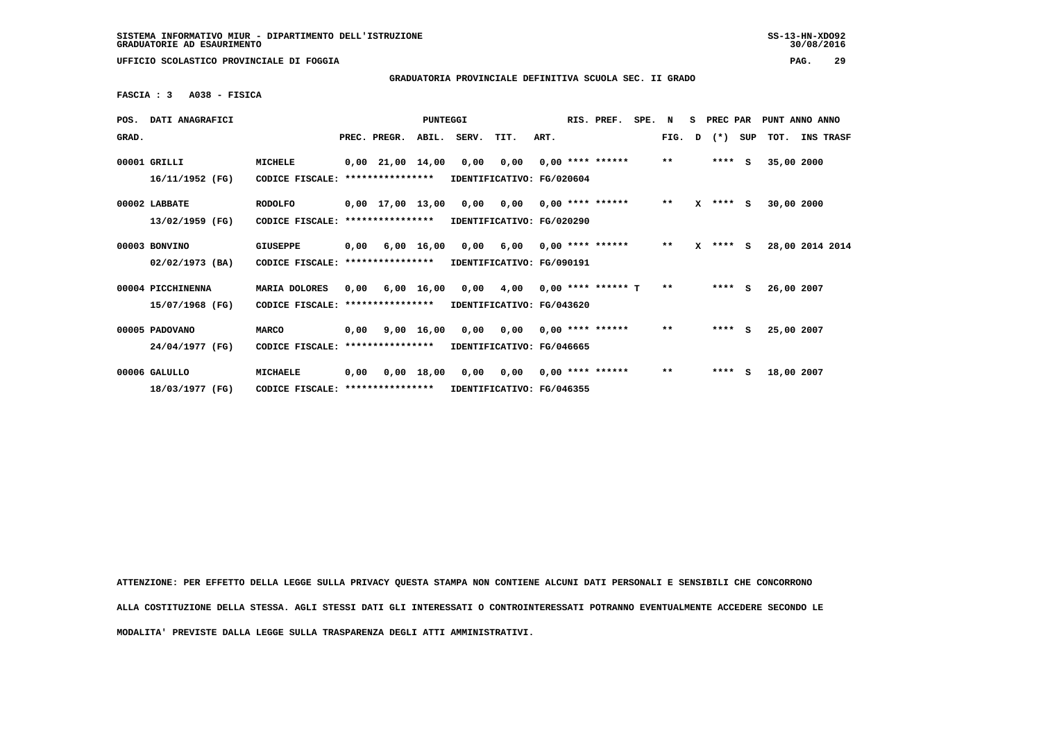SISTEMA INFORMATIVO MIUR - DIPARTIMENTO DELL'ISTRUZIONE
GRADUATORIE AD ESAURIMENTO

UFFICIO SCOLASTICO PROVINCIALE DI FOGGIA

**GRADUATORIA PROVINCIALE DEFINITIVA SCUOLA SEC. II GRADO**

**FASCIA : 3 A038 - FISICA**

| POS. GRAD. | DATI ANAGRAFICI | | PREC. | PREGR. | ABIL. | SERV. | TIT. | ART. | RIS. | PREF. | SPE. | N FIG. | S D | PREC PAR (*) | SUP | PUNT ANNO TOT. | ANNO INS | TRASF |
|---|---|---|---|---|---|---|---|---|---|---|---|---|---|---|---|---|---|---|
| 00001 | GRILLI | MICHELE | 0,00 | 21,00 | 14,00 | 0,00 | 0,00 | 0,00 | **** | ****** | | ** | | **** | S | 35,00 | 2000 | |
| | 16/11/1952 (FG) | CODICE FISCALE: **************** | IDENTIFICATIVO: FG/020604 | | | | | | | | | | | | | | | |
| 00002 | LABBATE | RODOLFO | 0,00 | 17,00 | 13,00 | 0,00 | 0,00 | 0,00 | **** | ****** | | ** | X | **** | S | 30,00 | 2000 | |
| | 13/02/1959 (FG) | CODICE FISCALE: **************** | IDENTIFICATIVO: FG/020290 | | | | | | | | | | | | | | | |
| 00003 | BONVINO | GIUSEPPE | 0,00 | 6,00 | 16,00 | 0,00 | 6,00 | 0,00 | **** | ****** | | ** | X | **** | S | 28,00 | 2014 | 2014 |
| | 02/02/1973 (BA) | CODICE FISCALE: **************** | IDENTIFICATIVO: FG/090191 | | | | | | | | | | | | | | | |
| 00004 | PICCHINENNA | MARIA DOLORES | 0,00 | 6,00 | 16,00 | 0,00 | 4,00 | 0,00 | **** | ****** | T | ** | | **** | S | 26,00 | 2007 | |
| | 15/07/1968 (FG) | CODICE FISCALE: **************** | IDENTIFICATIVO: FG/043620 | | | | | | | | | | | | | | | |
| 00005 | PADOVANO | MARCO | 0,00 | 9,00 | 16,00 | 0,00 | 0,00 | 0,00 | **** | ****** | | ** | | **** | S | 25,00 | 2007 | |
| | 24/04/1977 (FG) | CODICE FISCALE: **************** | IDENTIFICATIVO: FG/046665 | | | | | | | | | | | | | | | |
| 00006 | GALULLO | MICHAELE | 0,00 | 0,00 | 18,00 | 0,00 | 0,00 | 0,00 | **** | ****** | | ** | | **** | S | 18,00 | 2007 | |
| | 18/03/1977 (FG) | CODICE FISCALE: **************** | IDENTIFICATIVO: FG/046355 | | | | | | | | | | | | | | | |

ATTENZIONE: PER EFFETTO DELLA LEGGE SULLA PRIVACY QUESTA STAMPA NON CONTIENE ALCUNI DATI PERSONALI E SENSIBILI CHE CONCORRONO ALLA COSTITUZIONE DELLA STESSA. AGLI STESSI DATI GLI INTERESSATI O CONTROINTERESSATI POTRANNO EVENTUALMENTE ACCEDERE SECONDO LE MODALITA' PREVISTE DALLA LEGGE SULLA TRASPARENZA DEGLI ATTI AMMINISTRATIVI.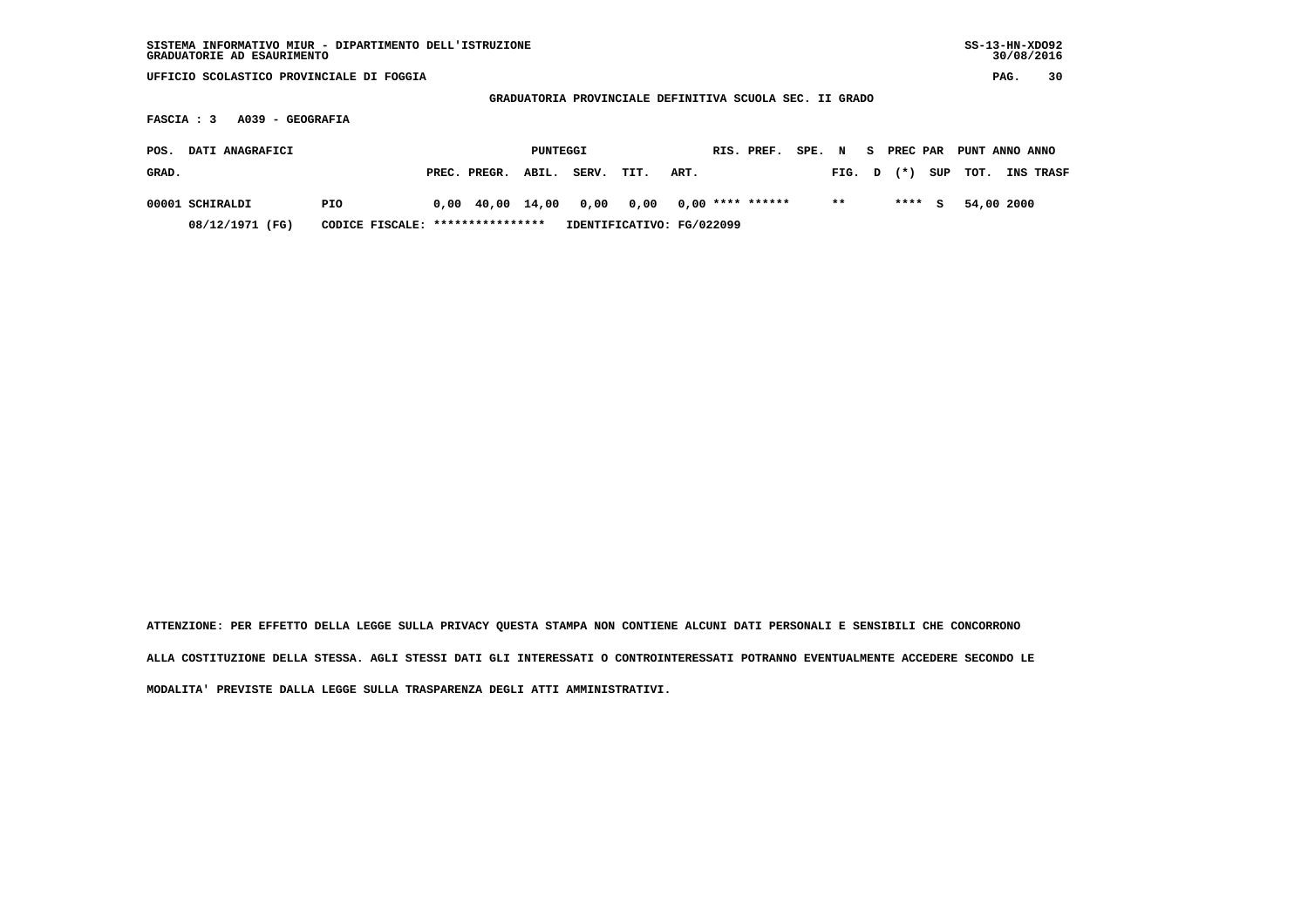SISTEMA INFORMATIVO MIUR - DIPARTIMENTO DELL'ISTRUZIONE
GRADUATORIE AD ESAURIMENTO

SS-13-HN-XDO92
30/08/2016

UFFICIO SCOLASTICO PROVINCIALE DI FOGGIA

## GRADUATORIA PROVINCIALE DEFINITIVA SCUOLA SEC. II GRADO

**FASCIA : 3 A039 - GEOGRAFIA**

| POS. GRAD. | DATI ANAGRAFICI | | PUNTEGGI PREC. | PREGR. | ABIL. | SERV. | TIT. | ART. | RIS. | PREF. | SPE. FIG. | N D | S (*) | PREC PAR SUP | PUNT TOT. | ANNO INS | ANNO TRASF |
|---|---|---|---|---|---|---|---|---|---|---|---|---|---|---|---|---|---|
| 00001 | SCHIRALDI | PIO | 0,00 | 40,00 | 14,00 | 0,00 | 0,00 | 0,00 | **** | ****** | ** | | **** | S | 54,00 | 2000 | |
| | 08/12/1971 (FG) | CODICE FISCALE: **************** | IDENTIFICATIVO: FG/022099 | | | | | | | | | | | | | | |

ATTENZIONE: PER EFFETTO DELLA LEGGE SULLA PRIVACY QUESTA STAMPA NON CONTIENE ALCUNI DATI PERSONALI E SENSIBILI CHE CONCORRONO ALLA COSTITUZIONE DELLA STESSA. AGLI STESSI DATI GLI INTERESSATI O CONTROINTERESSATI POTRANNO EVENTUALMENTE ACCEDERE SECONDO LE MODALITA' PREVISTE DALLA LEGGE SULLA TRASPARENZA DEGLI ATTI AMMINISTRATIVI.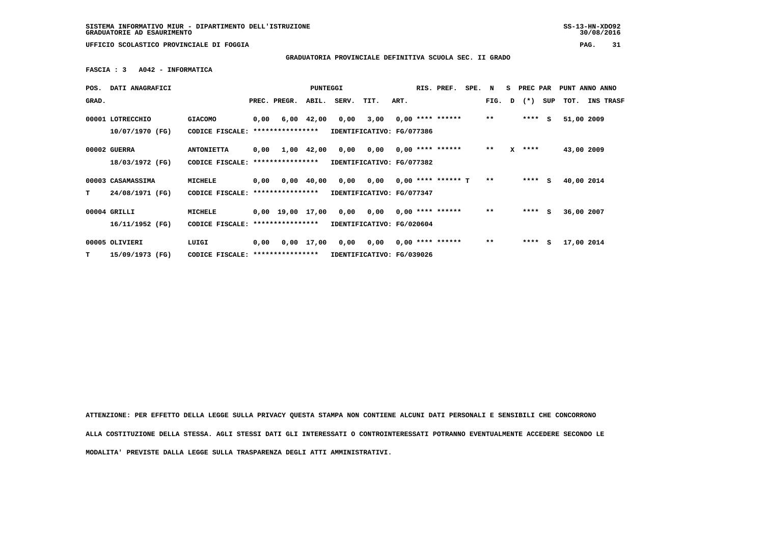SISTEMA INFORMATIVO MIUR - DIPARTIMENTO DELL'ISTRUZIONE
GRADUATORIE AD ESAURIMENTO

UFFICIO SCOLASTICO PROVINCIALE DI FOGGIA

**GRADUATORIA PROVINCIALE DEFINITIVA SCUOLA SEC. II GRADO**

**FASCIA : 3 A042 - INFORMATICA**

| POS. GRAD. | DATI ANAGRAFICI | | PREC. | PREGR. | ABIL. | SERV. | TIT. | ART. | RIS. PREF. | SPE. | N FIG. | S D | PREC PAR (*) | SUP | PUNT TOT. | ANNO INS | TRASF |
|---|---|---|---|---|---|---|---|---|---|---|---|---|---|---|---|---|---|
| 00001 | LOTRECCHIO 10/07/1970 (FG) | GIACOMO | 0,00 | 6,00 | 42,00 | 0,00 | 3,00 | 0,00 | **** ****** | | ** | | **** | S | 51,00 | 2009 | |
| | CODICE FISCALE: **************** | IDENTIFICATIVO: FG/077386 | | | | | | | | | | | | | | | |
| 00002 | GUERRA 18/03/1972 (FG) | ANTONIETTA | 0,00 | 1,00 | 42,00 | 0,00 | 0,00 | 0,00 | **** ****** | | ** | X | **** | | 43,00 | 2009 | |
| | CODICE FISCALE: **************** | IDENTIFICATIVO: FG/077382 | | | | | | | | | | | | | | | |
| 00003 | CASAMASSIMA 24/08/1971 (FG) | MICHELE | 0,00 | 0,00 | 40,00 | 0,00 | 0,00 | 0,00 | **** ****** T | | ** | | **** | S | 40,00 | 2014 | |
| T | CODICE FISCALE: **************** | IDENTIFICATIVO: FG/077347 | | | | | | | | | | | | | | | |
| 00004 | GRILLI 16/11/1952 (FG) | MICHELE | 0,00 | 19,00 | 17,00 | 0,00 | 0,00 | 0,00 | **** ****** | | ** | | **** | S | 36,00 | 2007 | |
| | CODICE FISCALE: **************** | IDENTIFICATIVO: FG/020604 | | | | | | | | | | | | | | | |
| 00005 | OLIVIERI 15/09/1973 (FG) | LUIGI | 0,00 | 0,00 | 17,00 | 0,00 | 0,00 | 0,00 | **** ****** | | ** | | **** | S | 17,00 | 2014 | |
| T | CODICE FISCALE: **************** | IDENTIFICATIVO: FG/039026 | | | | | | | | | | | | | | | |

**ATTENZIONE: PER EFFETTO DELLA LEGGE SULLA PRIVACY QUESTA STAMPA NON CONTIENE ALCUNI DATI PERSONALI E SENSIBILI CHE CONCORRONO ALLA COSTITUZIONE DELLA STESSA. AGLI STESSI DATI GLI INTERESSATI O CONTROINTERESSATI POTRANNO EVENTUALMENTE ACCEDERE SECONDO LE MODALITA' PREVISTE DALLA LEGGE SULLA TRASPARENZA DEGLI ATTI AMMINISTRATIVI.**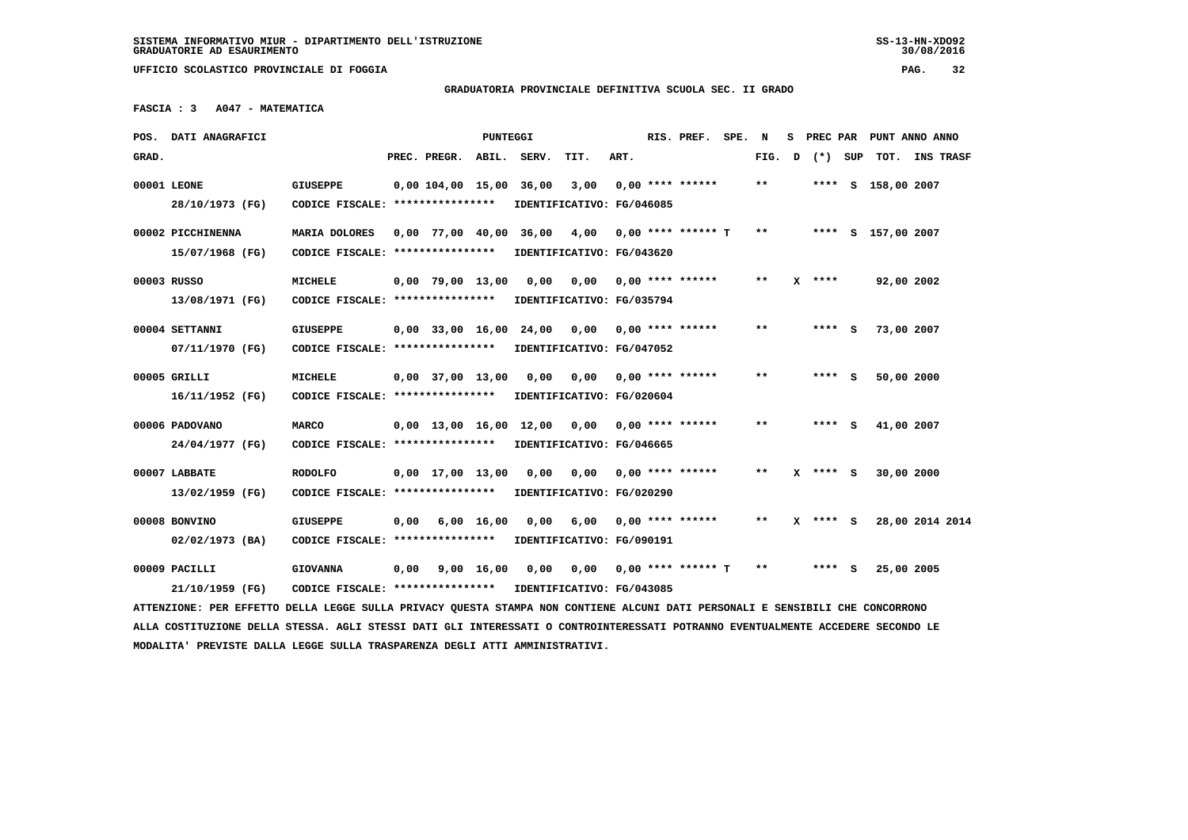SISTEMA INFORMATIVO MIUR - DIPARTIMENTO DELL'ISTRUZIONE
GRADUATORIE AD ESAURIMENTO

UFFICIO SCOLASTICO PROVINCIALE DI FOGGIA

**GRADUATORIA PROVINCIALE DEFINITIVA SCUOLA SEC. II GRADO**

**FASCIA : 3 A047 - MATEMATICA**

| POS. GRAD. | DATI ANAGRAFICI | | PREC. | PREGR. | ABIL. | SERV. | TIT. | ART. | RIS. PREF. | SPE. | N FIG. | S D | PREC PAR (*) | SUP | PUNT ANNO TOT. | ANNO | INS TRASF |
|---|---|---|---|---|---|---|---|---|---|---|---|---|---|---|---|---|---|
| 00001 | LEONE 28/10/1973 (FG) | GIUSEPPE CODICE FISCALE: **************** IDENTIFICATIVO: FG/046085 | 0,00 | 104,00 | 15,00 | 36,00 | 3,00 | 0,00 | **** ****** | | ** | | **** | S | 158,00 | 2007 | |
| 00002 | PICCHINENNA 15/07/1968 (FG) | MARIA DOLORES CODICE FISCALE: **************** IDENTIFICATIVO: FG/043620 | 0,00 | 77,00 | 40,00 | 36,00 | 4,00 | 0,00 | **** ****** T | | ** | | **** | S | 157,00 | 2007 | |
| 00003 | RUSSO 13/08/1971 (FG) | MICHELE CODICE FISCALE: **************** IDENTIFICATIVO: FG/035794 | 0,00 | 79,00 | 13,00 | 0,00 | 0,00 | 0,00 | **** ****** | | ** | X | **** | | 92,00 | 2002 | |
| 00004 | SETTANNI 07/11/1970 (FG) | GIUSEPPE CODICE FISCALE: **************** IDENTIFICATIVO: FG/047052 | 0,00 | 33,00 | 16,00 | 24,00 | 0,00 | 0,00 | **** ****** | | ** | | **** | S | 73,00 | 2007 | |
| 00005 | GRILLI 16/11/1952 (FG) | MICHELE CODICE FISCALE: **************** IDENTIFICATIVO: FG/020604 | 0,00 | 37,00 | 13,00 | 0,00 | 0,00 | 0,00 | **** ****** | | ** | | **** | S | 50,00 | 2000 | |
| 00006 | PADOVANO 24/04/1977 (FG) | MARCO CODICE FISCALE: **************** IDENTIFICATIVO: FG/046665 | 0,00 | 13,00 | 16,00 | 12,00 | 0,00 | 0,00 | **** ****** | | ** | | **** | S | 41,00 | 2007 | |
| 00007 | LABBATE 13/02/1959 (FG) | RODOLFO CODICE FISCALE: **************** IDENTIFICATIVO: FG/020290 | 0,00 | 17,00 | 13,00 | 0,00 | 0,00 | 0,00 | **** ****** | | ** | X | **** | S | 30,00 | 2000 | |
| 00008 | BONVINO 02/02/1973 (BA) | GIUSEPPE CODICE FISCALE: **************** IDENTIFICATIVO: FG/090191 | 0,00 | 6,00 | 16,00 | 0,00 | 6,00 | 0,00 | **** ****** | | ** | X | **** | S | 28,00 | 2014 | 2014 |
| 00009 | PACILLI 21/10/1959 (FG) | GIOVANNA CODICE FISCALE: **************** IDENTIFICATIVO: FG/043085 | 0,00 | 9,00 | 16,00 | 0,00 | 0,00 | 0,00 | **** ****** T | | ** | | **** | S | 25,00 | 2005 | |

ATTENZIONE: PER EFFETTO DELLA LEGGE SULLA PRIVACY QUESTA STAMPA NON CONTIENE ALCUNI DATI PERSONALI E SENSIBILI CHE CONCORRONO ALLA COSTITUZIONE DELLA STESSA. AGLI STESSI DATI GLI INTERESSATI O CONTROINTERESSATI POTRANNO EVENTUALMENTE ACCEDERE SECONDO LE MODALITA' PREVISTE DALLA LEGGE SULLA TRASPARENZA DEGLI ATTI AMMINISTRATIVI.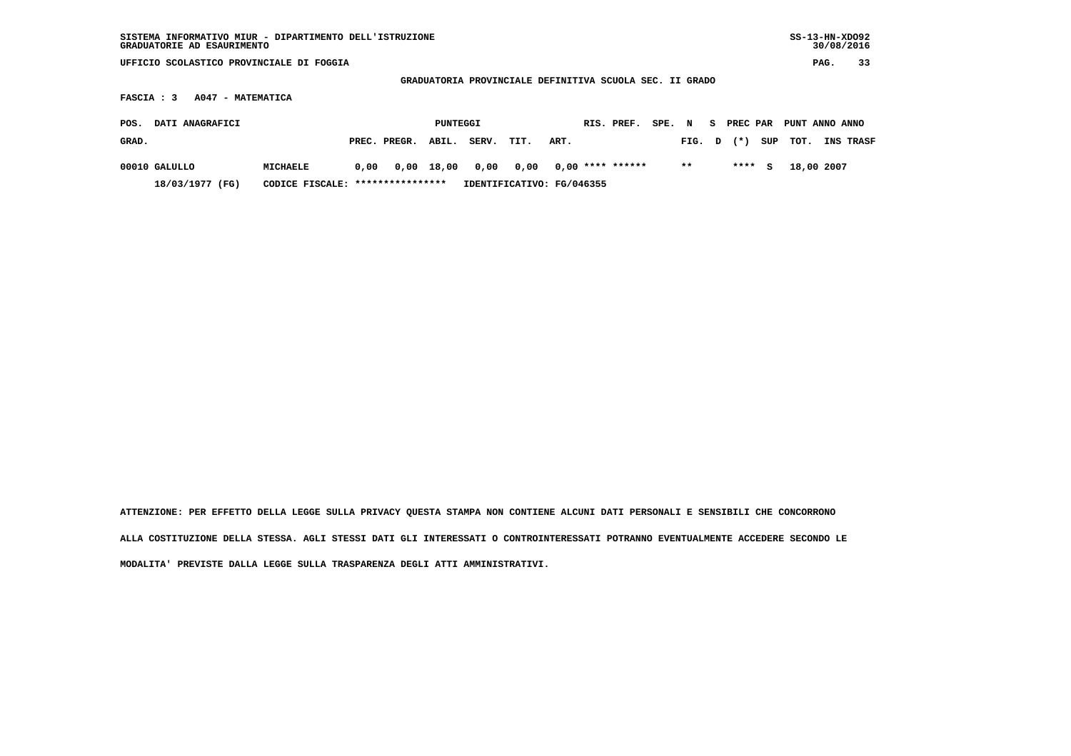SISTEMA INFORMATIVO MIUR - DIPARTIMENTO DELL'ISTRUZIONE
GRADUATORIE AD ESAURIMENTO

UFFICIO SCOLASTICO PROVINCIALE DI FOGGIA

**GRADUATORIA PROVINCIALE DEFINITIVA SCUOLA SEC. II GRADO**

**FASCIA : 3 A047 - MATEMATICA**

| POS. GRAD. | DATI ANAGRAFICI | | PUNTEGGI PREC. | PREGR. | ABIL. | SERV. | TIT. | ART. | RIS. | PREF. | SPE. | N FIG. | S D | PREC (*) | PAR SUP | PUNT TOT. | ANNO INS | ANNO TRASF |
|---|---|---|---|---|---|---|---|---|---|---|---|---|---|---|---|---|---|---|
| 00010 | GALULLO | MICHAELE | 0,00 | 0,00 | 18,00 | 0,00 | 0,00 | 0,00 | **** | ****** | | ** | | **** | S | 18,00 | 2007 | |
| | 18/03/1977 (FG) | CODICE FISCALE: **************** | IDENTIFICATIVO: FG/046355 | | | | | | | | | | | | | | | |

ATTENZIONE: PER EFFETTO DELLA LEGGE SULLA PRIVACY QUESTA STAMPA NON CONTIENE ALCUNI DATI PERSONALI E SENSIBILI CHE CONCORRONO ALLA COSTITUZIONE DELLA STESSA. AGLI STESSI DATI GLI INTERESSATI O CONTROINTERESSATI POTRANNO EVENTUALMENTE ACCEDERE SECONDO LE MODALITA' PREVISTE DALLA LEGGE SULLA TRASPARENZA DEGLI ATTI AMMINISTRATIVI.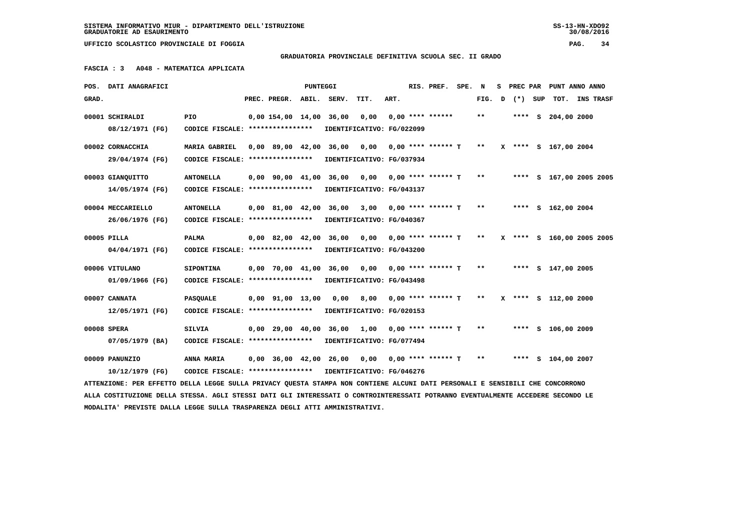SISTEMA INFORMATIVO MIUR - DIPARTIMENTO DELL'ISTRUZIONE
GRADUATORIE AD ESAURIMENTO

UFFICIO SCOLASTICO PROVINCIALE DI FOGGIA

**GRADUATORIA PROVINCIALE DEFINITIVA SCUOLA SEC. II GRADO**

**FASCIA : 3 A048 - MATEMATICA APPLICATA**

| POS. GRAD. | DATI ANAGRAFICI | | PREC. | PREGR. | ABIL. | SERV. | TIT. | ART. | RIS. PREF. | SPE. | N FIG. | S D | PREC PAR (*) | SUP | PUNT TOT. | ANNO INS | ANNO TRASF |
|---|---|---|---|---|---|---|---|---|---|---|---|---|---|---|---|---|---|
| 00001 | SCHIRALDI 08/12/1971 (FG) | PIO CODICE FISCALE: **************** IDENTIFICATIVO: FG/022099 | 0,00 | 154,00 | 14,00 | 36,00 | 0,00 | 0,00 | **** ****** | | ** | | **** | S | 204,00 | 2000 | |
| 00002 | CORNACCHIA 29/04/1974 (FG) | MARIA GABRIEL CODICE FISCALE: **************** IDENTIFICATIVO: FG/037934 | 0,00 | 89,00 | 42,00 | 36,00 | 0,00 | 0,00 | **** ****** T | | ** | X | **** | S | 167,00 | 2004 | |
| 00003 | GIANQUITTO 14/05/1974 (FG) | ANTONELLA CODICE FISCALE: **************** IDENTIFICATIVO: FG/043137 | 0,00 | 90,00 | 41,00 | 36,00 | 0,00 | 0,00 | **** ****** T | | ** | | **** | S | 167,00 | 2005 | 2005 |
| 00004 | MECCARIELLO 26/06/1976 (FG) | ANTONELLA CODICE FISCALE: **************** IDENTIFICATIVO: FG/040367 | 0,00 | 81,00 | 42,00 | 36,00 | 3,00 | 0,00 | **** ****** T | | ** | | **** | S | 162,00 | 2004 | |
| 00005 | PILLA 04/04/1971 (FG) | PALMA CODICE FISCALE: **************** IDENTIFICATIVO: FG/043200 | 0,00 | 82,00 | 42,00 | 36,00 | 0,00 | 0,00 | **** ****** T | | ** | X | **** | S | 160,00 | 2005 | 2005 |
| 00006 | VITULANO 01/09/1966 (FG) | SIPONTINA CODICE FISCALE: **************** IDENTIFICATIVO: FG/043498 | 0,00 | 70,00 | 41,00 | 36,00 | 0,00 | 0,00 | **** ****** T | | ** | | **** | S | 147,00 | 2005 | |
| 00007 | CANNATA 12/05/1971 (FG) | PASQUALE CODICE FISCALE: **************** IDENTIFICATIVO: FG/020153 | 0,00 | 91,00 | 13,00 | 0,00 | 8,00 | 0,00 | **** ****** T | | ** | X | **** | S | 112,00 | 2000 | |
| 00008 | SPERA 07/05/1979 (BA) | SILVIA CODICE FISCALE: **************** IDENTIFICATIVO: FG/077494 | 0,00 | 29,00 | 40,00 | 36,00 | 1,00 | 0,00 | **** ****** T | | ** | | **** | S | 106,00 | 2009 | |
| 00009 | PANUNZIO 10/12/1979 (FG) | ANNA MARIA CODICE FISCALE: **************** IDENTIFICATIVO: FG/046276 | 0,00 | 36,00 | 42,00 | 26,00 | 0,00 | 0,00 | **** ****** T | | ** | | **** | S | 104,00 | 2007 | |

ATTENZIONE: PER EFFETTO DELLA LEGGE SULLA PRIVACY QUESTA STAMPA NON CONTIENE ALCUNI DATI PERSONALI E SENSIBILI CHE CONCORRONO ALLA COSTITUZIONE DELLA STESSA. AGLI STESSI DATI GLI INTERESSATI O CONTROINTERESSATI POTRANNO EVENTUALMENTE ACCEDERE SECONDO LE MODALITA' PREVISTE DALLA LEGGE SULLA TRASPARENZA DEGLI ATTI AMMINISTRATIVI.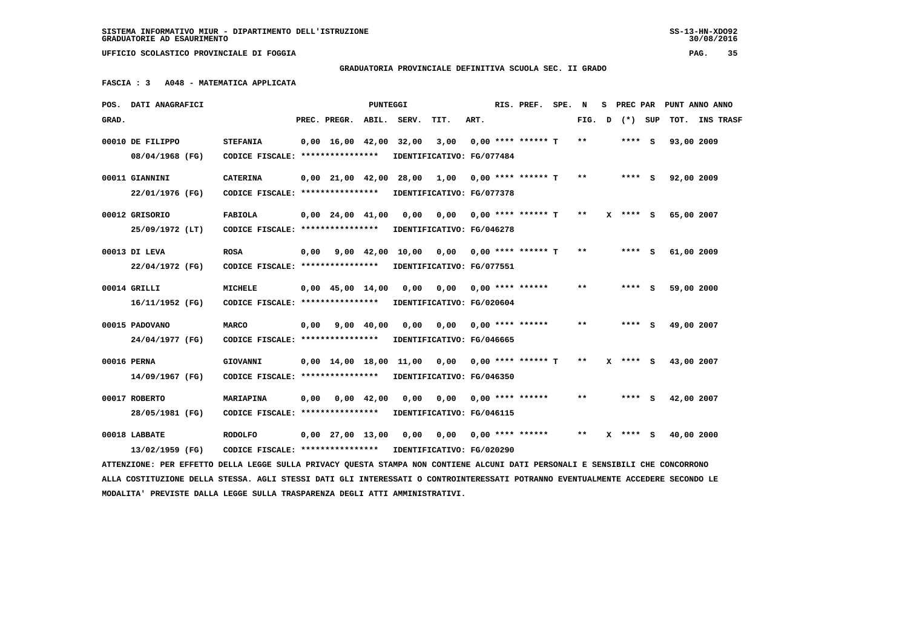SISTEMA INFORMATIVO MIUR - DIPARTIMENTO DELL'ISTRUZIONE
GRADUATORIE AD ESAURIMENTO

UFFICIO SCOLASTICO PROVINCIALE DI FOGGIA

**GRADUATORIA PROVINCIALE DEFINITIVA SCUOLA SEC. II GRADO**

**FASCIA : 3 A048 - MATEMATICA APPLICATA**

| POS. GRAD. | DATI ANAGRAFICI | | PREC. | PREGR. | ABIL. | SERV. | TIT. | ART. | RIS. PREF. | SPE. | N FIG. | S D | PREC PAR (*) | SUP | PUNT ANNO TOT. | INS TRASF |
|---|---|---|---|---|---|---|---|---|---|---|---|---|---|---|---|---|
| 00010 | DE FILIPPO 08/04/1968 (FG) | STEFANIA CODICE FISCALE: **************** IDENTIFICATIVO: FG/077484 | 0,00 | 16,00 | 42,00 | 32,00 | 3,00 | 0,00 | **** ****** | T | ** | | **** | S | 93,00 | 2009 |
| 00011 | GIANNINI 22/01/1976 (FG) | CATERINA CODICE FISCALE: **************** IDENTIFICATIVO: FG/077378 | 0,00 | 21,00 | 42,00 | 28,00 | 1,00 | 0,00 | **** ****** | T | ** | | **** | S | 92,00 | 2009 |
| 00012 | GRISORIO 25/09/1972 (LT) | FABIOLA CODICE FISCALE: **************** IDENTIFICATIVO: FG/046278 | 0,00 | 24,00 | 41,00 | 0,00 | 0,00 | 0,00 | **** ****** | T | ** | X | **** | S | 65,00 | 2007 |
| 00013 | DI LEVA 22/04/1972 (FG) | ROSA CODICE FISCALE: **************** IDENTIFICATIVO: FG/077551 | 0,00 | 9,00 | 42,00 | 10,00 | 0,00 | 0,00 | **** ****** | T | ** | | **** | S | 61,00 | 2009 |
| 00014 | GRILLI 16/11/1952 (FG) | MICHELE CODICE FISCALE: **************** IDENTIFICATIVO: FG/020604 | 0,00 | 45,00 | 14,00 | 0,00 | 0,00 | 0,00 | **** ****** | | ** | | **** | S | 59,00 | 2000 |
| 00015 | PADOVANO 24/04/1977 (FG) | MARCO CODICE FISCALE: **************** IDENTIFICATIVO: FG/046665 | 0,00 | 9,00 | 40,00 | 0,00 | 0,00 | 0,00 | **** ****** | | ** | | **** | S | 49,00 | 2007 |
| 00016 | PERNA 14/09/1967 (FG) | GIOVANNI CODICE FISCALE: **************** IDENTIFICATIVO: FG/046350 | 0,00 | 14,00 | 18,00 | 11,00 | 0,00 | 0,00 | **** ****** | T | ** | X | **** | S | 43,00 | 2007 |
| 00017 | ROBERTO 28/05/1981 (FG) | MARIAPINA CODICE FISCALE: **************** IDENTIFICATIVO: FG/046115 | 0,00 | 0,00 | 42,00 | 0,00 | 0,00 | 0,00 | **** ****** | | ** | | **** | S | 42,00 | 2007 |
| 00018 | LABBATE 13/02/1959 (FG) | RODOLFO CODICE FISCALE: **************** IDENTIFICATIVO: FG/020290 | 0,00 | 27,00 | 13,00 | 0,00 | 0,00 | 0,00 | **** ****** | | ** | X | **** | S | 40,00 | 2000 |

ATTENZIONE: PER EFFETTO DELLA LEGGE SULLA PRIVACY QUESTA STAMPA NON CONTIENE ALCUNI DATI PERSONALI E SENSIBILI CHE CONCORRONO ALLA COSTITUZIONE DELLA STESSA. AGLI STESSI DATI GLI INTERESSATI O CONTROINTERESSATI POTRANNO EVENTUALMENTE ACCEDERE SECONDO LE MODALITA' PREVISTE DALLA LEGGE SULLA TRASPARENZA DEGLI ATTI AMMINISTRATIVI.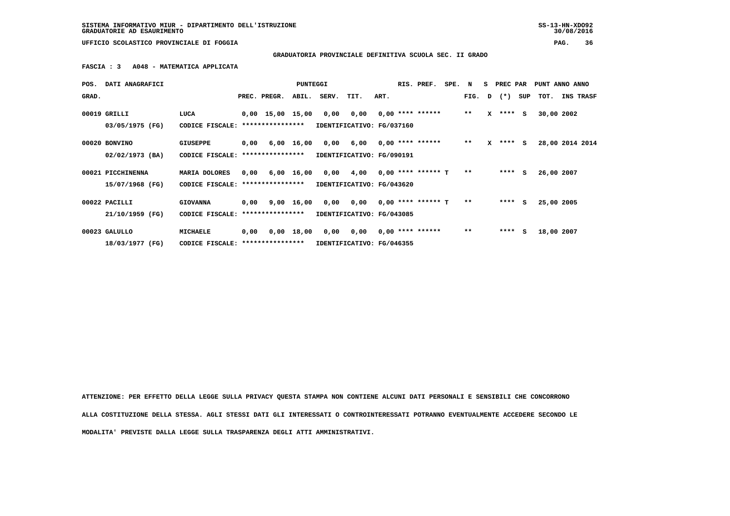SISTEMA INFORMATIVO MIUR - DIPARTIMENTO DELL'ISTRUZIONE
GRADUATORIE AD ESAURIMENTO

UFFICIO SCOLASTICO PROVINCIALE DI FOGGIA

**GRADUATORIA PROVINCIALE DEFINITIVA SCUOLA SEC. II GRADO**

**FASCIA : 3 A048 - MATEMATICA APPLICATA**

| POS. GRAD. | DATI ANAGRAFICI | | PREC. | PREGR. | ABIL. | SERV. | TIT. | ART. | RIS. | PREF. | SPE. | N FIG. | S D | PREC PAR (*) | SUP | PUNT TOT. | ANNO INS | ANNO TRASF |
|---|---|---|---|---|---|---|---|---|---|---|---|---|---|---|---|---|---|---|
| 00019 | GRILLI 03/05/1975 (FG) | LUCA CODICE FISCALE: **************** IDENTIFICATIVO: FG/037160 | 0,00 | 15,00 | 15,00 | 0,00 | 0,00 | 0,00 | **** | ****** | | ** | X | **** | S | 30,00 | 2002 | |
| 00020 | BONVINO 02/02/1973 (BA) | GIUSEPPE CODICE FISCALE: **************** IDENTIFICATIVO: FG/090191 | 0,00 | 6,00 | 16,00 | 0,00 | 6,00 | 0,00 | **** | ****** | | ** | X | **** | S | 28,00 | 2014 | 2014 |
| 00021 | PICCHINENNA 15/07/1968 (FG) | MARIA DOLORES CODICE FISCALE: **************** IDENTIFICATIVO: FG/043620 | 0,00 | 6,00 | 16,00 | 0,00 | 4,00 | 0,00 | **** | ****** | T | ** | | **** | S | 26,00 | 2007 | |
| 00022 | PACILLI 21/10/1959 (FG) | GIOVANNA CODICE FISCALE: **************** IDENTIFICATIVO: FG/043085 | 0,00 | 9,00 | 16,00 | 0,00 | 0,00 | 0,00 | **** | ****** | T | ** | | **** | S | 25,00 | 2005 | |
| 00023 | GALULLO 18/03/1977 (FG) | MICHAELE CODICE FISCALE: **************** IDENTIFICATIVO: FG/046355 | 0,00 | 0,00 | 18,00 | 0,00 | 0,00 | 0,00 | **** | ****** | | ** | | **** | S | 18,00 | 2007 | |

ATTENZIONE: PER EFFETTO DELLA LEGGE SULLA PRIVACY QUESTA STAMPA NON CONTIENE ALCUNI DATI PERSONALI E SENSIBILI CHE CONCORRONO ALLA COSTITUZIONE DELLA STESSA. AGLI STESSI DATI GLI INTERESSATI O CONTROINTERESSATI POTRANNO EVENTUALMENTE ACCEDERE SECONDO LE MODALITA' PREVISTE DALLA LEGGE SULLA TRASPARENZA DEGLI ATTI AMMINISTRATIVI.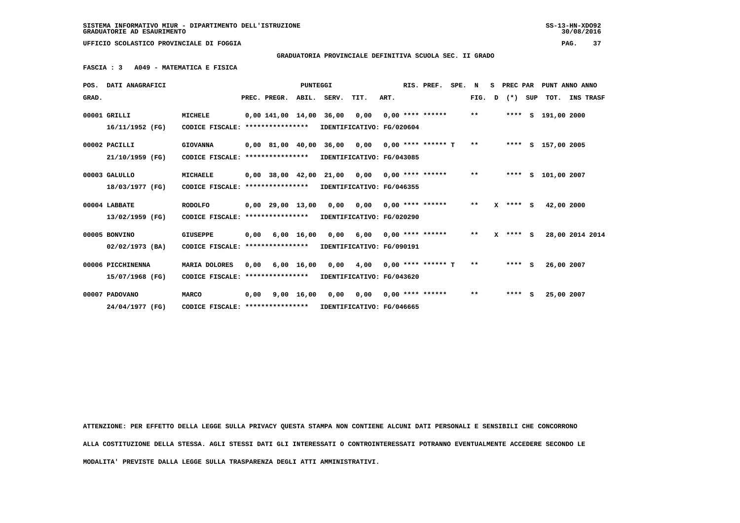SISTEMA INFORMATIVO MIUR - DIPARTIMENTO DELL'ISTRUZIONE
GRADUATORIE AD ESAURIMENTO

UFFICIO SCOLASTICO PROVINCIALE DI FOGGIA

**GRADUATORIA PROVINCIALE DEFINITIVA SCUOLA SEC. II GRADO**

**FASCIA : 3 A049 - MATEMATICA E FISICA**

| POS. GRAD. | DATI ANAGRAFICI | | PREC. | PREGR. | ABIL. | SERV. | TIT. | ART. | RIS. PREF. | SPE. N FIG. | S D | PREC PAR (*) | SUP | TOT. | PUNT ANNO | ANNO INS TRASF |
|---|---|---|---|---|---|---|---|---|---|---|---|---|---|---|---|---|
| 00001 | GRILLI 16/11/1952 (FG) | MICHELE CODICE FISCALE: **************** | 0,00 | 141,00 | 14,00 | 36,00 | 0,00 | 0,00 | **** ****** | ** | | **** | S | 191,00 | 2000 | |
| | | IDENTIFICATIVO: FG/020604 | | | | | | | | | | | | | | |
| 00002 | PACILLI 21/10/1959 (FG) | GIOVANNA CODICE FISCALE: **************** | 0,00 | 81,00 | 40,00 | 36,00 | 0,00 | 0,00 | **** ****** T | ** | | **** | S | 157,00 | 2005 | |
| | | IDENTIFICATIVO: FG/043085 | | | | | | | | | | | | | | |
| 00003 | GALULLO 18/03/1977 (FG) | MICHAELE CODICE FISCALE: **************** | 0,00 | 38,00 | 42,00 | 21,00 | 0,00 | 0,00 | **** ****** | ** | | **** | S | 101,00 | 2007 | |
| | | IDENTIFICATIVO: FG/046355 | | | | | | | | | | | | | | |
| 00004 | LABBATE 13/02/1959 (FG) | RODOLFO CODICE FISCALE: **************** | 0,00 | 29,00 | 13,00 | 0,00 | 0,00 | 0,00 | **** ****** | ** | X | **** | S | 42,00 | 2000 | |
| | | IDENTIFICATIVO: FG/020290 | | | | | | | | | | | | | | |
| 00005 | BONVINO 02/02/1973 (BA) | GIUSEPPE CODICE FISCALE: **************** | 0,00 | 6,00 | 16,00 | 0,00 | 6,00 | 0,00 | **** ****** | ** | X | **** | S | 28,00 | 2014 | 2014 |
| | | IDENTIFICATIVO: FG/090191 | | | | | | | | | | | | | | |
| 00006 | PICCHINENNA 15/07/1968 (FG) | MARIA DOLORES CODICE FISCALE: **************** | 0,00 | 6,00 | 16,00 | 0,00 | 4,00 | 0,00 | **** ****** T | ** | | **** | S | 26,00 | 2007 | |
| | | IDENTIFICATIVO: FG/043620 | | | | | | | | | | | | | | |
| 00007 | PADOVANO 24/04/1977 (FG) | MARCO CODICE FISCALE: **************** | 0,00 | 9,00 | 16,00 | 0,00 | 0,00 | 0,00 | **** ****** | ** | | **** | S | 25,00 | 2007 | |
| | | IDENTIFICATIVO: FG/046665 | | | | | | | | | | | | | | |

ATTENZIONE: PER EFFETTO DELLA LEGGE SULLA PRIVACY QUESTA STAMPA NON CONTIENE ALCUNI DATI PERSONALI E SENSIBILI CHE CONCORRONO ALLA COSTITUZIONE DELLA STESSA. AGLI STESSI DATI GLI INTERESSATI O CONTROINTERESSATI POTRANNO EVENTUALMENTE ACCEDERE SECONDO LE MODALITA' PREVISTE DALLA LEGGE SULLA TRASPARENZA DEGLI ATTI AMMINISTRATIVI.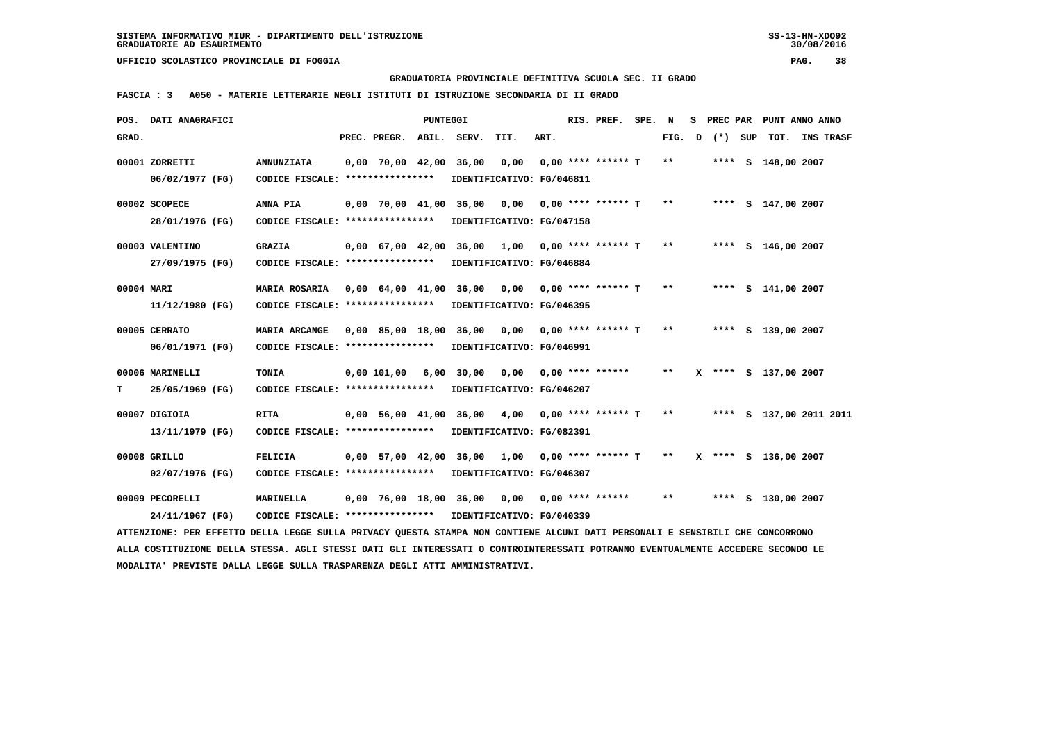SISTEMA INFORMATIVO MIUR - DIPARTIMENTO DELL'ISTRUZIONE
GRADUATORIE AD ESAURIMENTO

UFFICIO SCOLASTICO PROVINCIALE DI FOGGIA

GRADUATORIA PROVINCIALE DEFINITIVA SCUOLA SEC. II GRADO

FASCIA : 3 A050 - MATERIE LETTERARIE NEGLI ISTITUTI DI ISTRUZIONE SECONDARIA DI II GRADO

| POS. GRAD. | DATI ANAGRAFICI | | PREC. | PREGR. | ABIL. | SERV. | TIT. | ART. | RIS. | PREF. | SPE. | N FIG. | S D | PREC PAR (*) | SUP | PUNT TOT. | ANNO INS | ANNO TRASF |
|---|---|---|---|---|---|---|---|---|---|---|---|---|---|---|---|---|---|---|
| 00001 | ZORRETTI 06/02/1977 (FG) | ANNUNZIATA CODICE FISCALE: **************** IDENTIFICATIVO: FG/046811 | 0,00 | 70,00 | 42,00 | 36,00 | 0,00 | 0,00 | **** | ****** | T | ** | | **** | S | 148,00 | 2007 | |
| 00002 | SCOPECE 28/01/1976 (FG) | ANNA PIA CODICE FISCALE: **************** IDENTIFICATIVO: FG/047158 | 0,00 | 70,00 | 41,00 | 36,00 | 0,00 | 0,00 | **** | ****** | T | ** | | **** | S | 147,00 | 2007 | |
| 00003 | VALENTINO 27/09/1975 (FG) | GRAZIA CODICE FISCALE: **************** IDENTIFICATIVO: FG/046884 | 0,00 | 67,00 | 42,00 | 36,00 | 1,00 | 0,00 | **** | ****** | T | ** | | **** | S | 146,00 | 2007 | |
| 00004 | MARI 11/12/1980 (FG) | MARIA ROSARIA CODICE FISCALE: **************** IDENTIFICATIVO: FG/046395 | 0,00 | 64,00 | 41,00 | 36,00 | 0,00 | 0,00 | **** | ****** | T | ** | | **** | S | 141,00 | 2007 | |
| 00005 | CERRATO 06/01/1971 (FG) | MARIA ARCANGE CODICE FISCALE: **************** IDENTIFICATIVO: FG/046991 | 0,00 | 85,00 | 18,00 | 36,00 | 0,00 | 0,00 | **** | ****** | T | ** | | **** | S | 139,00 | 2007 | |
| 00006 T | MARINELLI 25/05/1969 (FG) | TONIA CODICE FISCALE: **************** IDENTIFICATIVO: FG/046207 | 0,00 | 101,00 | 6,00 | 30,00 | 0,00 | 0,00 | **** | ****** | | ** | X | **** | S | 137,00 | 2007 | |
| 00007 | DIGIOIA 13/11/1979 (FG) | RITA CODICE FISCALE: **************** IDENTIFICATIVO: FG/082391 | 0,00 | 56,00 | 41,00 | 36,00 | 4,00 | 0,00 | **** | ****** | T | ** | | **** | S | 137,00 | 2011 | 2011 |
| 00008 | GRILLO 02/07/1976 (FG) | FELICIA CODICE FISCALE: **************** IDENTIFICATIVO: FG/046307 | 0,00 | 57,00 | 42,00 | 36,00 | 1,00 | 0,00 | **** | ****** | T | ** | X | **** | S | 136,00 | 2007 | |
| 00009 | PECORELLI 24/11/1967 (FG) | MARINELLA CODICE FISCALE: **************** IDENTIFICATIVO: FG/040339 | 0,00 | 76,00 | 18,00 | 36,00 | 0,00 | 0,00 | **** | ****** | | ** | | **** | S | 130,00 | 2007 | |

ATTENZIONE: PER EFFETTO DELLA LEGGE SULLA PRIVACY QUESTA STAMPA NON CONTIENE ALCUNI DATI PERSONALI E SENSIBILI CHE CONCORRONO ALLA COSTITUZIONE DELLA STESSA. AGLI STESSI DATI GLI INTERESSATI O CONTROINTERESSATI POTRANNO EVENTUALMENTE ACCEDERE SECONDO LE MODALITA' PREVISTE DALLA LEGGE SULLA TRASPARENZA DEGLI ATTI AMMINISTRATIVI.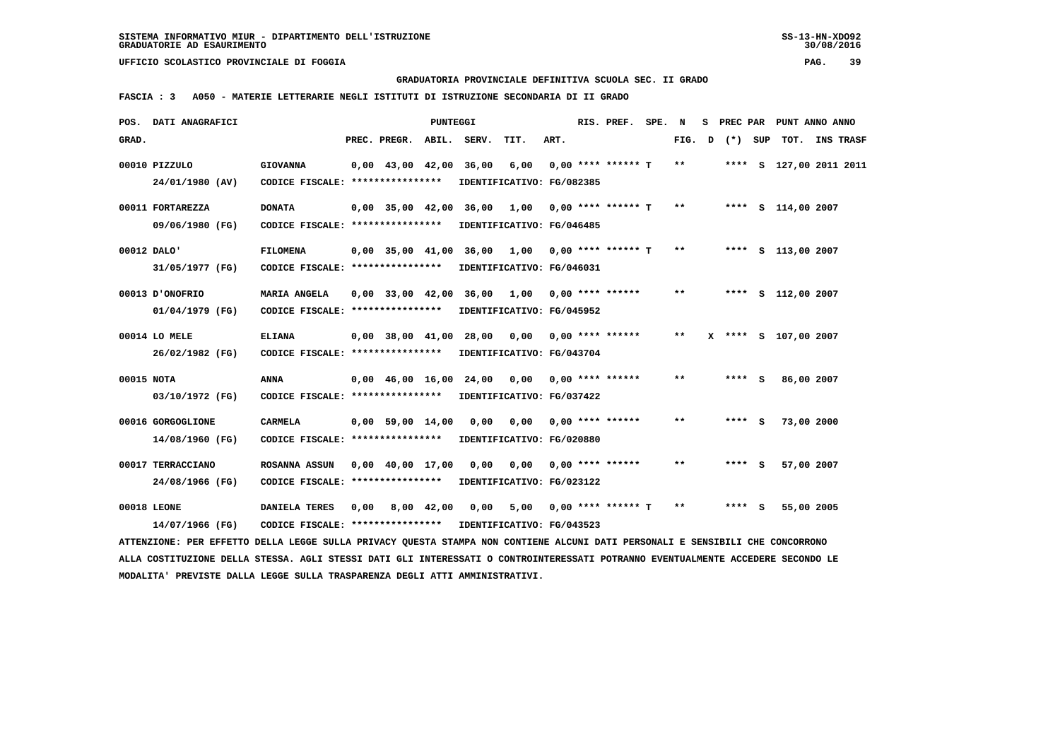SISTEMA INFORMATIVO MIUR - DIPARTIMENTO DELL'ISTRUZIONE
GRADUATORIE AD ESAURIMENTO

UFFICIO SCOLASTICO PROVINCIALE DI FOGGIA

GRADUATORIA PROVINCIALE DEFINITIVA SCUOLA SEC. II GRADO

FASCIA : 3 A050 - MATERIE LETTERARIE NEGLI ISTITUTI DI ISTRUZIONE SECONDARIA DI II GRADO

| POS. GRAD. | DATI ANAGRAFICI | | PREC. | PREGR. | ABIL. | SERV. | TIT. | ART. | RIS. PREF. | SPE. | N FIG. | S D | PREC PAR (*) | SUP | TOT. | ANNO | INS TRASF |
|---|---|---|---|---|---|---|---|---|---|---|---|---|---|---|---|---|---|
| 00010 | PIZZULO | GIOVANNA | 0,00 | 43,00 | 42,00 | 36,00 | 6,00 | 0,00 | **** ****** | T | ** | | **** | S | 127,00 | 2011 | 2011 |
| | 24/01/1980 (AV) | CODICE FISCALE: **************** | IDENTIFICATIVO: FG/082385 | | | | | | | | | | | | | | |
| 00011 | FORTAREZZA | DONATA | 0,00 | 35,00 | 42,00 | 36,00 | 1,00 | 0,00 | **** ****** | T | ** | | **** | S | 114,00 | 2007 | |
| | 09/06/1980 (FG) | CODICE FISCALE: **************** | IDENTIFICATIVO: FG/046485 | | | | | | | | | | | | | | |
| 00012 | DALO' | FILOMENA | 0,00 | 35,00 | 41,00 | 36,00 | 1,00 | 0,00 | **** ****** | T | ** | | **** | S | 113,00 | 2007 | |
| | 31/05/1977 (FG) | CODICE FISCALE: **************** | IDENTIFICATIVO: FG/046031 | | | | | | | | | | | | | | |
| 00013 | D'ONOFRIO | MARIA ANGELA | 0,00 | 33,00 | 42,00 | 36,00 | 1,00 | 0,00 | **** ****** | | ** | | **** | S | 112,00 | 2007 | |
| | 01/04/1979 (FG) | CODICE FISCALE: **************** | IDENTIFICATIVO: FG/045952 | | | | | | | | | | | | | | |
| 00014 | LO MELE | ELIANA | 0,00 | 38,00 | 41,00 | 28,00 | 0,00 | 0,00 | **** ****** | | ** | X | **** | S | 107,00 | 2007 | |
| | 26/02/1982 (FG) | CODICE FISCALE: **************** | IDENTIFICATIVO: FG/043704 | | | | | | | | | | | | | | |
| 00015 | NOTA | ANNA | 0,00 | 46,00 | 16,00 | 24,00 | 0,00 | 0,00 | **** ****** | | ** | | **** | S | 86,00 | 2007 | |
| | 03/10/1972 (FG) | CODICE FISCALE: **************** | IDENTIFICATIVO: FG/037422 | | | | | | | | | | | | | | |
| 00016 | GORGOGLIONE | CARMELA | 0,00 | 59,00 | 14,00 | 0,00 | 0,00 | 0,00 | **** ****** | | ** | | **** | S | 73,00 | 2000 | |
| | 14/08/1960 (FG) | CODICE FISCALE: **************** | IDENTIFICATIVO: FG/020880 | | | | | | | | | | | | | | |
| 00017 | TERRACCIANO | ROSANNA ASSUN | 0,00 | 40,00 | 17,00 | 0,00 | 0,00 | 0,00 | **** ****** | | ** | | **** | S | 57,00 | 2007 | |
| | 24/08/1966 (FG) | CODICE FISCALE: **************** | IDENTIFICATIVO: FG/023122 | | | | | | | | | | | | | | |
| 00018 | LEONE | DANIELA TERES | 0,00 | 8,00 | 42,00 | 0,00 | 5,00 | 0,00 | **** ****** | T | ** | | **** | S | 55,00 | 2005 | |
| | 14/07/1966 (FG) | CODICE FISCALE: **************** | IDENTIFICATIVO: FG/043523 | | | | | | | | | | | | | | |

ATTENZIONE: PER EFFETTO DELLA LEGGE SULLA PRIVACY QUESTA STAMPA NON CONTIENE ALCUNI DATI PERSONALI E SENSIBILI CHE CONCORRONO ALLA COSTITUZIONE DELLA STESSA. AGLI STESSI DATI GLI INTERESSATI O CONTROINTERESSATI POTRANNO EVENTUALMENTE ACCEDERE SECONDO LE MODALITA' PREVISTE DALLA LEGGE SULLA TRASPARENZA DEGLI ATTI AMMINISTRATIVI.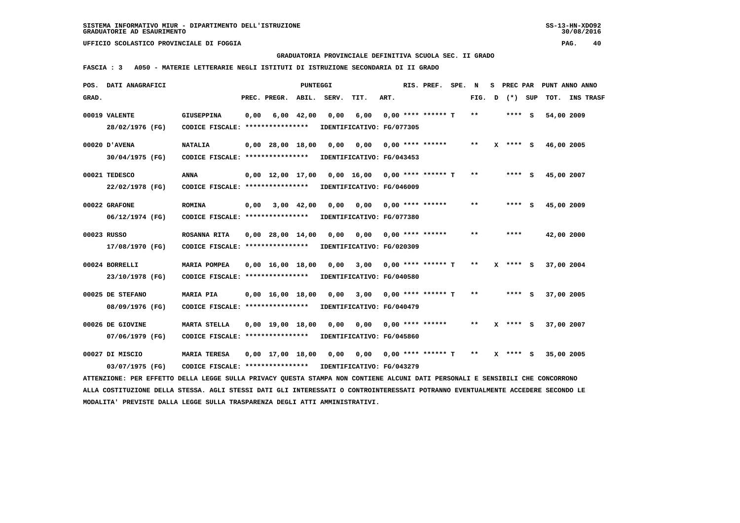SISTEMA INFORMATIVO MIUR - DIPARTIMENTO DELL'ISTRUZIONE
GRADUATORIE AD ESAURIMENTO

UFFICIO SCOLASTICO PROVINCIALE DI FOGGIA

GRADUATORIA PROVINCIALE DEFINITIVA SCUOLA SEC. II GRADO

FASCIA : 3 A050 - MATERIE LETTERARIE NEGLI ISTITUTI DI ISTRUZIONE SECONDARIA DI II GRADO

| POS. GRAD. | DATI ANAGRAFICI | | PREC. | PREGR. | ABIL. | SERV. | TIT. | ART. | RIS. PREF. | SPE. | N FIG. | S D | PREC PAR (*) | SUP | PUNT ANNO TOT. | ANNO INS TRASF |
|---|---|---|---|---|---|---|---|---|---|---|---|---|---|---|---|---|
| 00019 | VALENTE 28/02/1976 (FG) | GIUSEPPINA CODICE FISCALE: **************** | 0,00 | 6,00 | 42,00 | 0,00 | 6,00 | 0,00 | **** ****** T | | ** | | **** | S | 54,00 | 2009 |
| | | IDENTIFICATIVO: FG/077305 | | | | | | | | | | | | | | |
| 00020 | D'AVENA 30/04/1975 (FG) | NATALIA CODICE FISCALE: **************** | 0,00 | 28,00 | 18,00 | 0,00 | 0,00 | 0,00 | **** ****** | | ** | X | **** | S | 46,00 | 2005 |
| | | IDENTIFICATIVO: FG/043453 | | | | | | | | | | | | | | |
| 00021 | TEDESCO 22/02/1978 (FG) | ANNA CODICE FISCALE: **************** | 0,00 | 12,00 | 17,00 | 0,00 | 16,00 | 0,00 | **** ****** T | | ** | | **** | S | 45,00 | 2007 |
| | | IDENTIFICATIVO: FG/046009 | | | | | | | | | | | | | | |
| 00022 | GRAFONE 06/12/1974 (FG) | ROMINA CODICE FISCALE: **************** | 0,00 | 3,00 | 42,00 | 0,00 | 0,00 | 0,00 | **** ****** | | ** | | **** | S | 45,00 | 2009 |
| | | IDENTIFICATIVO: FG/077380 | | | | | | | | | | | | | | |
| 00023 | RUSSO 17/08/1970 (FG) | ROSANNA RITA CODICE FISCALE: **************** | 0,00 | 28,00 | 14,00 | 0,00 | 0,00 | 0,00 | **** ****** | | ** | | **** | | 42,00 | 2000 |
| | | IDENTIFICATIVO: FG/020309 | | | | | | | | | | | | | | |
| 00024 | BORRELLI 23/10/1978 (FG) | MARIA POMPEA CODICE FISCALE: **************** | 0,00 | 16,00 | 18,00 | 0,00 | 3,00 | 0,00 | **** ****** T | | ** | X | **** | S | 37,00 | 2004 |
| | | IDENTIFICATIVO: FG/040580 | | | | | | | | | | | | | | |
| 00025 | DE STEFANO 08/09/1976 (FG) | MARIA PIA CODICE FISCALE: **************** | 0,00 | 16,00 | 18,00 | 0,00 | 3,00 | 0,00 | **** ****** T | | ** | | **** | S | 37,00 | 2005 |
| | | IDENTIFICATIVO: FG/040479 | | | | | | | | | | | | | | |
| 00026 | DE GIOVINE 07/06/1979 (FG) | MARTA STELLA CODICE FISCALE: **************** | 0,00 | 19,00 | 18,00 | 0,00 | 0,00 | 0,00 | **** ****** | | ** | X | **** | S | 37,00 | 2007 |
| | | IDENTIFICATIVO: FG/045860 | | | | | | | | | | | | | | |
| 00027 | DI MISCIO 03/07/1975 (FG) | MARIA TERESA CODICE FISCALE: **************** | 0,00 | 17,00 | 18,00 | 0,00 | 0,00 | 0,00 | **** ****** T | | ** | X | **** | S | 35,00 | 2005 |
| | | IDENTIFICATIVO: FG/043279 | | | | | | | | | | | | | | |

ATTENZIONE: PER EFFETTO DELLA LEGGE SULLA PRIVACY QUESTA STAMPA NON CONTIENE ALCUNI DATI PERSONALI E SENSIBILI CHE CONCORRONO ALLA COSTITUZIONE DELLA STESSA. AGLI STESSI DATI GLI INTERESSATI O CONTROINTERESSATI POTRANNO EVENTUALMENTE ACCEDERE SECONDO LE MODALITA' PREVISTE DALLA LEGGE SULLA TRASPARENZA DEGLI ATTI AMMINISTRATIVI.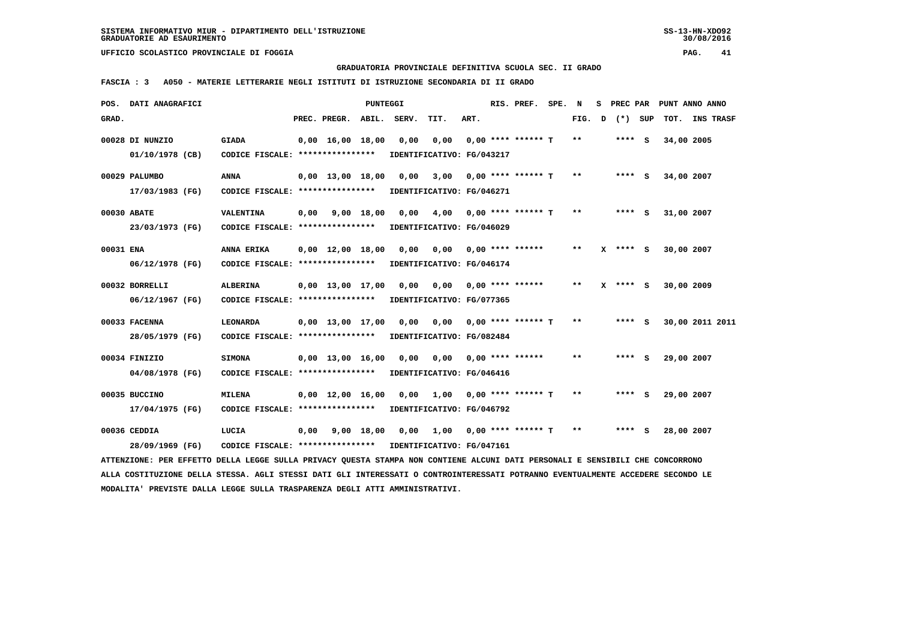SISTEMA INFORMATIVO MIUR - DIPARTIMENTO DELL'ISTRUZIONE
GRADUATORIE AD ESAURIMENTO

UFFICIO SCOLASTICO PROVINCIALE DI FOGGIA

GRADUATORIA PROVINCIALE DEFINITIVA SCUOLA SEC. II GRADO

FASCIA : 3   A050 - MATERIE LETTERARIE NEGLI ISTITUTI DI ISTRUZIONE SECONDARIA DI II GRADO

| POS. GRAD. | DATI ANAGRAFICI | | PREC. | PREGR. | ABIL. | SERV. | TIT. | ART. | RIS. PREF. | SPE. | N FIG. | S D | PREC PAR (*) | SUP | PUNT ANNO TOT. | ANNO | INS TRASF |
|---|---|---|---|---|---|---|---|---|---|---|---|---|---|---|---|---|---|
| 00028 | DI NUNZIO 01/10/1978 (CB) | GIADA CODICE FISCALE: **************** IDENTIFICATIVO: FG/043217 | 0,00 | 16,00 | 18,00 | 0,00 | 0,00 | 0,00 | **** ****** | T | ** | | **** | S | 34,00 | 2005 | |
| 00029 | PALUMBO 17/03/1983 (FG) | ANNA CODICE FISCALE: **************** IDENTIFICATIVO: FG/046271 | 0,00 | 13,00 | 18,00 | 0,00 | 3,00 | 0,00 | **** ****** | T | ** | | **** | S | 34,00 | 2007 | |
| 00030 | ABATE 23/03/1973 (FG) | VALENTINA CODICE FISCALE: **************** IDENTIFICATIVO: FG/046029 | 0,00 | 9,00 | 18,00 | 0,00 | 4,00 | 0,00 | **** ****** | T | ** | | **** | S | 31,00 | 2007 | |
| 00031 | ENA 06/12/1978 (FG) | ANNA ERIKA CODICE FISCALE: **************** IDENTIFICATIVO: FG/046174 | 0,00 | 12,00 | 18,00 | 0,00 | 0,00 | 0,00 | **** ****** | | ** | X | **** | S | 30,00 | 2007 | |
| 00032 | BORRELLI 06/12/1967 (FG) | ALBERINA CODICE FISCALE: **************** IDENTIFICATIVO: FG/077365 | 0,00 | 13,00 | 17,00 | 0,00 | 0,00 | 0,00 | **** ****** | | ** | X | **** | S | 30,00 | 2009 | |
| 00033 | FACENNA 28/05/1979 (FG) | LEONARDA CODICE FISCALE: **************** IDENTIFICATIVO: FG/082484 | 0,00 | 13,00 | 17,00 | 0,00 | 0,00 | 0,00 | **** ****** | T | ** | | **** | S | 30,00 | 2011 | 2011 |
| 00034 | FINIZIO 04/08/1978 (FG) | SIMONA CODICE FISCALE: **************** IDENTIFICATIVO: FG/046416 | 0,00 | 13,00 | 16,00 | 0,00 | 0,00 | 0,00 | **** ****** | | ** | | **** | S | 29,00 | 2007 | |
| 00035 | BUCCINO 17/04/1975 (FG) | MILENA CODICE FISCALE: **************** IDENTIFICATIVO: FG/046792 | 0,00 | 12,00 | 16,00 | 0,00 | 1,00 | 0,00 | **** ****** | T | ** | | **** | S | 29,00 | 2007 | |
| 00036 | CEDDIA 28/09/1969 (FG) | LUCIA CODICE FISCALE: **************** IDENTIFICATIVO: FG/047161 | 0,00 | 9,00 | 18,00 | 0,00 | 1,00 | 0,00 | **** ****** | T | ** | | **** | S | 28,00 | 2007 | |

ATTENZIONE: PER EFFETTO DELLA LEGGE SULLA PRIVACY QUESTA STAMPA NON CONTIENE ALCUNI DATI PERSONALI E SENSIBILI CHE CONCORRONO ALLA COSTITUZIONE DELLA STESSA. AGLI STESSI DATI GLI INTERESSATI O CONTROINTERESSATI POTRANNO EVENTUALMENTE ACCEDERE SECONDO LE MODALITA' PREVISTE DALLA LEGGE SULLA TRASPARENZA DEGLI ATTI AMMINISTRATIVI.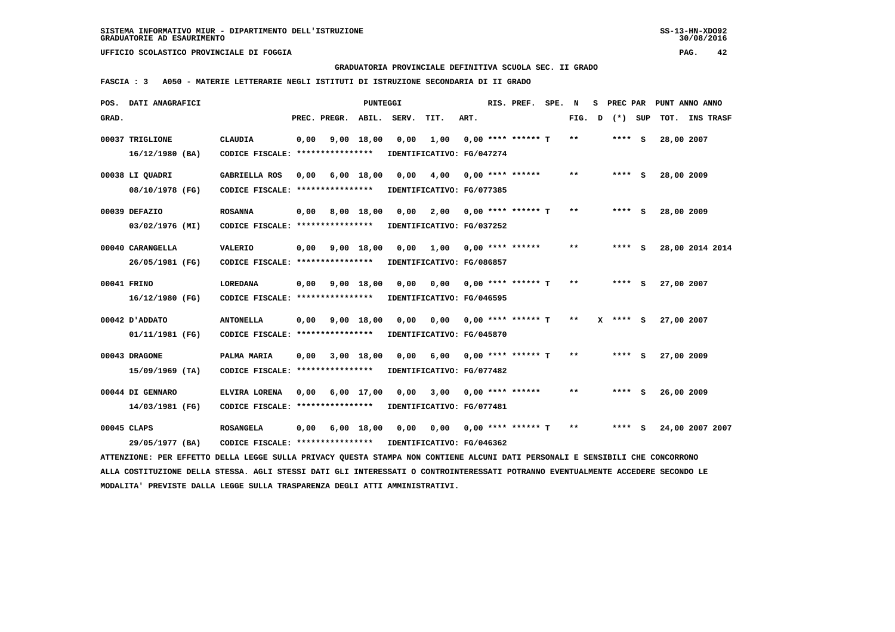SISTEMA INFORMATIVO MIUR - DIPARTIMENTO DELL'ISTRUZIONE
GRADUATORIE AD ESAURIMENTO

SS-13-HN-XDO92
30/08/2016

UFFICIO SCOLASTICO PROVINCIALE DI FOGGIA

GRADUATORIA PROVINCIALE DEFINITIVA SCUOLA SEC. II GRADO

FASCIA : 3 A050 - MATERIE LETTERARIE NEGLI ISTITUTI DI ISTRUZIONE SECONDARIA DI II GRADO

| POS. GRAD. | DATI ANAGRAFICI | | PREC. | PREGR. | ABIL. | SERV. | TIT. | ART. | RIS. PREF. | SPE. | N FIG. | S D | PREC PAR (*) | SUP | PUNT ANNO ANNO TOT. | INS TRASF |
|---|---|---|---|---|---|---|---|---|---|---|---|---|---|---|---|---|
| 00037 | TRIGLIONE | CLAUDIA | 0,00 | 9,00 | 18,00 | 0,00 | 1,00 | 0,00 | **** ****** T | | ** | | **** | S | 28,00 | 2007 |
| | 16/12/1980 (BA) | CODICE FISCALE: **************** | IDENTIFICATIVO: FG/047274 | | | | | | | | | | | | | |
| 00038 | LI QUADRI | GABRIELLA ROS | 0,00 | 6,00 | 18,00 | 0,00 | 4,00 | 0,00 | **** ****** | | ** | | **** | S | 28,00 | 2009 |
| | 08/10/1978 (FG) | CODICE FISCALE: **************** | IDENTIFICATIVO: FG/077385 | | | | | | | | | | | | | |
| 00039 | DEFAZIO | ROSANNA | 0,00 | 8,00 | 18,00 | 0,00 | 2,00 | 0,00 | **** ****** T | | ** | | **** | S | 28,00 | 2009 |
| | 03/02/1976 (MI) | CODICE FISCALE: **************** | IDENTIFICATIVO: FG/037252 | | | | | | | | | | | | | |
| 00040 | CARANGELLA | VALERIO | 0,00 | 9,00 | 18,00 | 0,00 | 1,00 | 0,00 | **** ****** | | ** | | **** | S | 28,00 | 2014 2014 |
| | 26/05/1981 (FG) | CODICE FISCALE: **************** | IDENTIFICATIVO: FG/086857 | | | | | | | | | | | | | |
| 00041 | FRINO | LOREDANA | 0,00 | 9,00 | 18,00 | 0,00 | 0,00 | 0,00 | **** ****** T | | ** | | **** | S | 27,00 | 2007 |
| | 16/12/1980 (FG) | CODICE FISCALE: **************** | IDENTIFICATIVO: FG/046595 | | | | | | | | | | | | | |
| 00042 | D'ADDATO | ANTONELLA | 0,00 | 9,00 | 18,00 | 0,00 | 0,00 | 0,00 | **** ****** T | | ** | X | **** | S | 27,00 | 2007 |
| | 01/11/1981 (FG) | CODICE FISCALE: **************** | IDENTIFICATIVO: FG/045870 | | | | | | | | | | | | | |
| 00043 | DRAGONE | PALMA MARIA | 0,00 | 3,00 | 18,00 | 0,00 | 6,00 | 0,00 | **** ****** T | | ** | | **** | S | 27,00 | 2009 |
| | 15/09/1969 (TA) | CODICE FISCALE: **************** | IDENTIFICATIVO: FG/077482 | | | | | | | | | | | | | |
| 00044 | DI GENNARO | ELVIRA LORENA | 0,00 | 6,00 | 17,00 | 0,00 | 3,00 | 0,00 | **** ****** | | ** | | **** | S | 26,00 | 2009 |
| | 14/03/1981 (FG) | CODICE FISCALE: **************** | IDENTIFICATIVO: FG/077481 | | | | | | | | | | | | | |
| 00045 | CLAPS | ROSANGELA | 0,00 | 6,00 | 18,00 | 0,00 | 0,00 | 0,00 | **** ****** T | | ** | | **** | S | 24,00 | 2007 2007 |
| | 29/05/1977 (BA) | CODICE FISCALE: **************** | IDENTIFICATIVO: FG/046362 | | | | | | | | | | | | | |

ATTENZIONE: PER EFFETTO DELLA LEGGE SULLA PRIVACY QUESTA STAMPA NON CONTIENE ALCUNI DATI PERSONALI E SENSIBILI CHE CONCORRONO ALLA COSTITUZIONE DELLA STESSA. AGLI STESSI DATI GLI INTERESSATI O CONTROINTERESSATI POTRANNO EVENTUALMENTE ACCEDERE SECONDO LE MODALITA' PREVISTE DALLA LEGGE SULLA TRASPARENZA DEGLI ATTI AMMINISTRATIVI.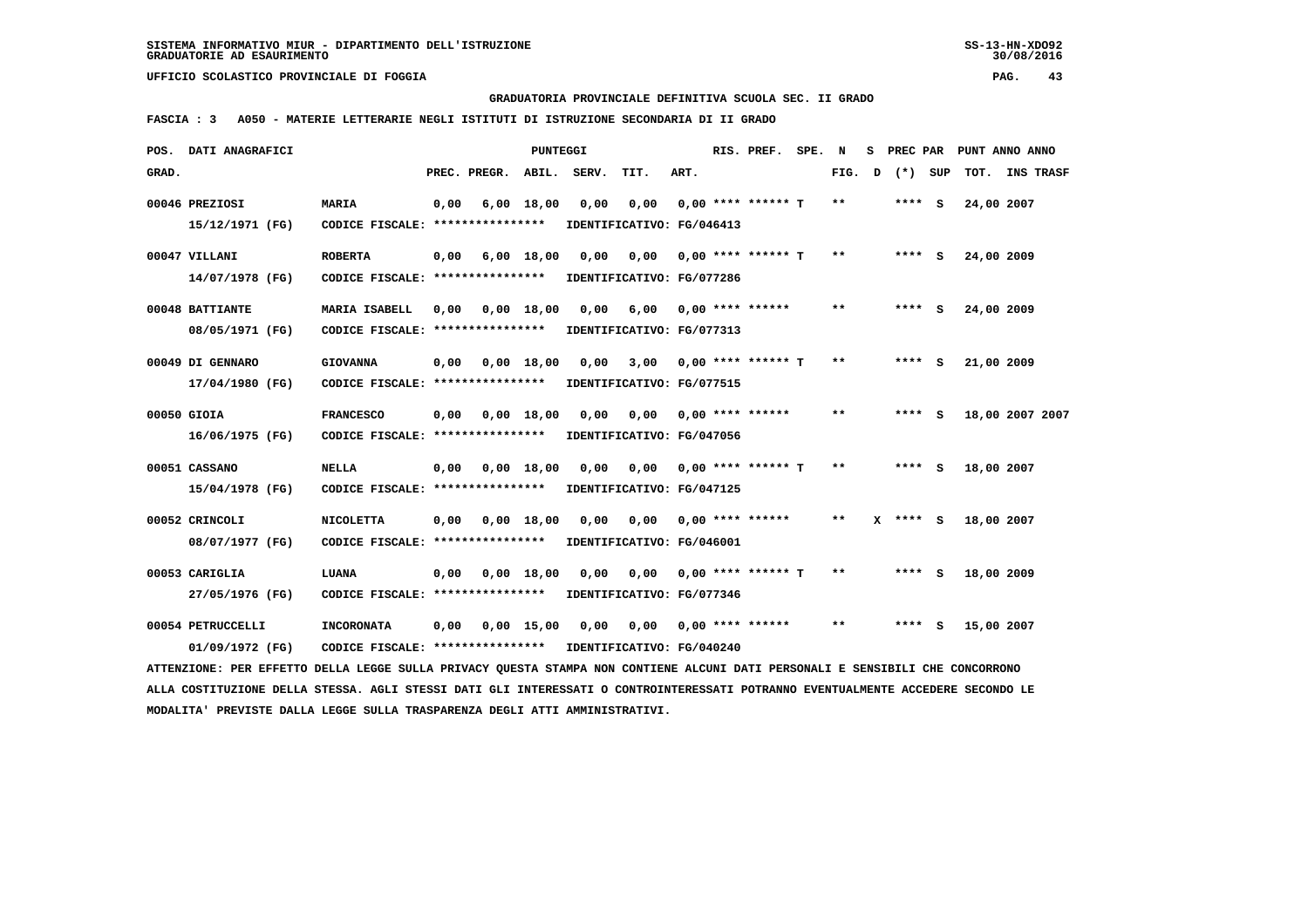SISTEMA INFORMATIVO MIUR - DIPARTIMENTO DELL'ISTRUZIONE
GRADUATORIE AD ESAURIMENTO

UFFICIO SCOLASTICO PROVINCIALE DI FOGGIA

GRADUATORIA PROVINCIALE DEFINITIVA SCUOLA SEC. II GRADO

FASCIA : 3 A050 - MATERIE LETTERARIE NEGLI ISTITUTI DI ISTRUZIONE SECONDARIA DI II GRADO

| POS. GRAD. | DATI ANAGRAFICI | | PREC. | PREGR. | ABIL. | SERV. | TIT. | ART. | RIS. PREF. | SPE. | N FIG. | S D | PREC PAR (*) | SUP | PUNT ANNO ANNO TOT. | INS TRASF |
|---|---|---|---|---|---|---|---|---|---|---|---|---|---|---|---|---|
| 00046 | PREZIOSI 15/12/1971 (FG) | MARIA CODICE FISCALE: **************** IDENTIFICATIVO: FG/046413 | 0,00 | 6,00 | 18,00 | 0,00 | 0,00 | 0,00 | **** ****** | T | ** | | **** | S | 24,00 2007 | |
| 00047 | VILLANI 14/07/1978 (FG) | ROBERTA CODICE FISCALE: **************** IDENTIFICATIVO: FG/077286 | 0,00 | 6,00 | 18,00 | 0,00 | 0,00 | 0,00 | **** ****** | T | ** | | **** | S | 24,00 2009 | |
| 00048 | BATTIANTE 08/05/1971 (FG) | MARIA ISABELL CODICE FISCALE: **************** IDENTIFICATIVO: FG/077313 | 0,00 | 0,00 | 18,00 | 0,00 | 6,00 | 0,00 | **** ****** | | ** | | **** | S | 24,00 2009 | |
| 00049 | DI GENNARO 17/04/1980 (FG) | GIOVANNA CODICE FISCALE: **************** IDENTIFICATIVO: FG/077515 | 0,00 | 0,00 | 18,00 | 0,00 | 3,00 | 0,00 | **** ****** | T | ** | | **** | S | 21,00 2009 | |
| 00050 | GIOIA 16/06/1975 (FG) | FRANCESCO CODICE FISCALE: **************** IDENTIFICATIVO: FG/047056 | 0,00 | 0,00 | 18,00 | 0,00 | 0,00 | 0,00 | **** ****** | | ** | | **** | S | 18,00 2007 | 2007 |
| 00051 | CASSANO 15/04/1978 (FG) | NELLA CODICE FISCALE: **************** IDENTIFICATIVO: FG/047125 | 0,00 | 0,00 | 18,00 | 0,00 | 0,00 | 0,00 | **** ****** | T | ** | | **** | S | 18,00 2007 | |
| 00052 | CRINCOLI 08/07/1977 (FG) | NICOLETTA CODICE FISCALE: **************** IDENTIFICATIVO: FG/046001 | 0,00 | 0,00 | 18,00 | 0,00 | 0,00 | 0,00 | **** ****** | | ** | X | **** | S | 18,00 2007 | |
| 00053 | CARIGLIA 27/05/1976 (FG) | LUANA CODICE FISCALE: **************** IDENTIFICATIVO: FG/077346 | 0,00 | 0,00 | 18,00 | 0,00 | 0,00 | 0,00 | **** ****** | T | ** | | **** | S | 18,00 2009 | |
| 00054 | PETRUCCELLI 01/09/1972 (FG) | INCORONATA CODICE FISCALE: **************** IDENTIFICATIVO: FG/040240 | 0,00 | 0,00 | 15,00 | 0,00 | 0,00 | 0,00 | **** ****** | | ** | | **** | S | 15,00 2007 | |

ATTENZIONE: PER EFFETTO DELLA LEGGE SULLA PRIVACY QUESTA STAMPA NON CONTIENE ALCUNI DATI PERSONALI E SENSIBILI CHE CONCORRONO ALLA COSTITUZIONE DELLA STESSA. AGLI STESSI DATI GLI INTERESSATI O CONTROINTERESSATI POTRANNO EVENTUALMENTE ACCEDERE SECONDO LE MODALITA' PREVISTE DALLA LEGGE SULLA TRASPARENZA DEGLI ATTI AMMINISTRATIVI.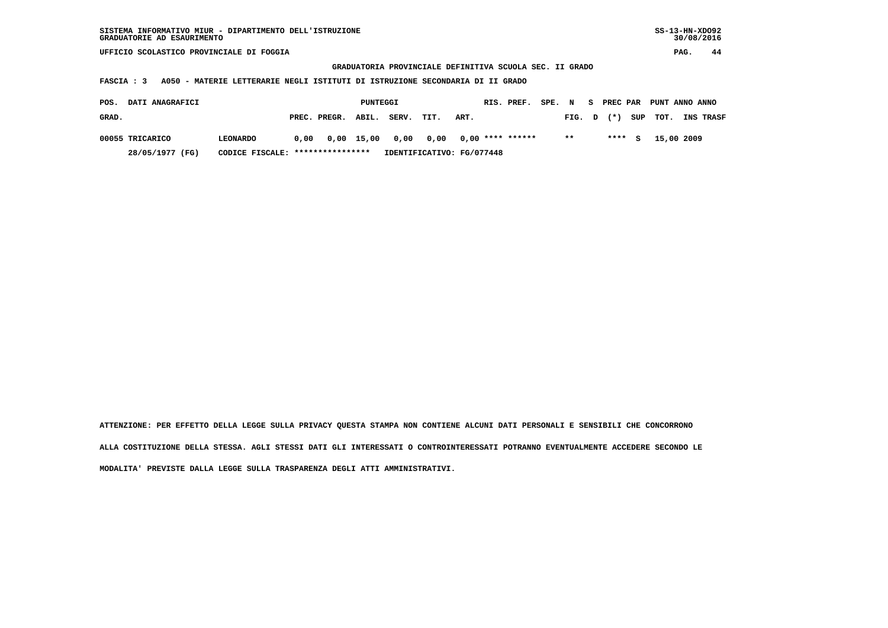**UFFICIO SCOLASTICO PROVINCIALE DI FOGGIA**

**GRADUATORIA PROVINCIALE DEFINITIVA SCUOLA SEC. II GRADO**

**FASCIA : 3 A050 - MATERIE LETTERARIE NEGLI ISTITUTI DI ISTRUZIONE SECONDARIA DI II GRADO**

| POS. GRAD. | DATI ANAGRAFICI | | PUNTEGGI PREC. | PREGR. | ABIL. | SERV. | TIT. | ART. | RIS. | PREF. | SPE. FIG. | N D | S (*) | PREC PAR SUP | PUNT TOT. | ANNO INS | ANNO TRASF |
|---|---|---|---|---|---|---|---|---|---|---|---|---|---|---|---|---|---|
| 00055 | TRICARICO | LEONARDO | 0,00 | 0,00 | 15,00 | 0,00 | 0,00 | 0,00 | **** | ****** | ** | | **** | S | 15,00 | 2009 | |
| | 28/05/1977 (FG) | CODICE FISCALE: **************** | IDENTIFICATIVO: FG/077448 | | | | | | | | | | | | | | |

**ATTENZIONE: PER EFFETTO DELLA LEGGE SULLA PRIVACY QUESTA STAMPA NON CONTIENE ALCUNI DATI PERSONALI E SENSIBILI CHE CONCORRONO ALLA COSTITUZIONE DELLA STESSA. AGLI STESSI DATI GLI INTERESSATI O CONTROINTERESSATI POTRANNO EVENTUALMENTE ACCEDERE SECONDO LE MODALITA' PREVISTE DALLA LEGGE SULLA TRASPARENZA DEGLI ATTI AMMINISTRATIVI.**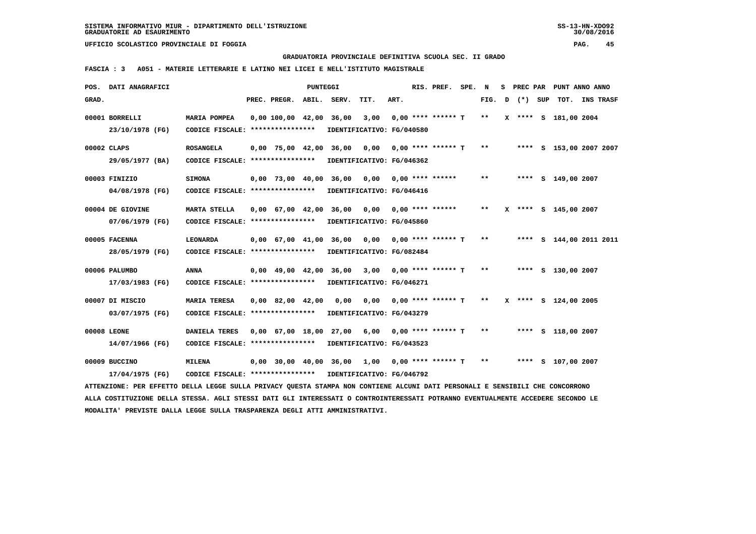SISTEMA INFORMATIVO MIUR - DIPARTIMENTO DELL'ISTRUZIONE
GRADUATORIE AD ESAURIMENTO

UFFICIO SCOLASTICO PROVINCIALE DI FOGGIA

GRADUATORIA PROVINCIALE DEFINITIVA SCUOLA SEC. II GRADO

FASCIA : 3 A051 - MATERIE LETTERARIE E LATINO NEI LICEI E NELL'ISTITUTO MAGISTRALE

| POS. GRAD. | DATI ANAGRAFICI | | PREC. | PREGR. | ABIL. | SERV. | TIT. | ART. | RIS. PREF. | SPE. | N FIG. | S D | PREC PAR (*) | SUP | PUNT TOT. | ANNO INS | ANNO TRASF |
|---|---|---|---|---|---|---|---|---|---|---|---|---|---|---|---|---|---|
| 00001 | BORRELLI 23/10/1978 (FG) | MARIA POMPEA CODICE FISCALE: **************** IDENTIFICATIVO: FG/040580 | 0,00 | 100,00 | 42,00 | 36,00 | 3,00 | 0,00 | **** ****** | T | ** | X | **** | S | 181,00 | 2004 | |
| 00002 | CLAPS 29/05/1977 (BA) | ROSANGELA CODICE FISCALE: **************** IDENTIFICATIVO: FG/046362 | 0,00 | 75,00 | 42,00 | 36,00 | 0,00 | 0,00 | **** ****** | T | ** | | **** | S | 153,00 | 2007 | 2007 |
| 00003 | FINIZIO 04/08/1978 (FG) | SIMONA CODICE FISCALE: **************** IDENTIFICATIVO: FG/046416 | 0,00 | 73,00 | 40,00 | 36,00 | 0,00 | 0,00 | **** ****** | | ** | | **** | S | 149,00 | 2007 | |
| 00004 | DE GIOVINE 07/06/1979 (FG) | MARTA STELLA CODICE FISCALE: **************** IDENTIFICATIVO: FG/045860 | 0,00 | 67,00 | 42,00 | 36,00 | 0,00 | 0,00 | **** ****** | | ** | X | **** | S | 145,00 | 2007 | |
| 00005 | FACENNA 28/05/1979 (FG) | LEONARDA CODICE FISCALE: **************** IDENTIFICATIVO: FG/082484 | 0,00 | 67,00 | 41,00 | 36,00 | 0,00 | 0,00 | **** ****** | T | ** | | **** | S | 144,00 | 2011 | 2011 |
| 00006 | PALUMBO 17/03/1983 (FG) | ANNA CODICE FISCALE: **************** IDENTIFICATIVO: FG/046271 | 0,00 | 49,00 | 42,00 | 36,00 | 3,00 | 0,00 | **** ****** | T | ** | | **** | S | 130,00 | 2007 | |
| 00007 | DI MISCIO 03/07/1975 (FG) | MARIA TERESA CODICE FISCALE: **************** IDENTIFICATIVO: FG/043279 | 0,00 | 82,00 | 42,00 | 0,00 | 0,00 | 0,00 | **** ****** | T | ** | X | **** | S | 124,00 | 2005 | |
| 00008 | LEONE 14/07/1966 (FG) | DANIELA TERES CODICE FISCALE: **************** IDENTIFICATIVO: FG/043523 | 0,00 | 67,00 | 18,00 | 27,00 | 6,00 | 0,00 | **** ****** | T | ** | | **** | S | 118,00 | 2007 | |
| 00009 | BUCCINO 17/04/1975 (FG) | MILENA CODICE FISCALE: **************** IDENTIFICATIVO: FG/046792 | 0,00 | 30,00 | 40,00 | 36,00 | 1,00 | 0,00 | **** ****** | T | ** | | **** | S | 107,00 | 2007 | |

ATTENZIONE: PER EFFETTO DELLA LEGGE SULLA PRIVACY QUESTA STAMPA NON CONTIENE ALCUNI DATI PERSONALI E SENSIBILI CHE CONCORRONO ALLA COSTITUZIONE DELLA STESSA. AGLI STESSI DATI GLI INTERESSATI O CONTROINTERESSATI POTRANNO EVENTUALMENTE ACCEDERE SECONDO LE MODALITA' PREVISTE DALLA LEGGE SULLA TRASPARENZA DEGLI ATTI AMMINISTRATIVI.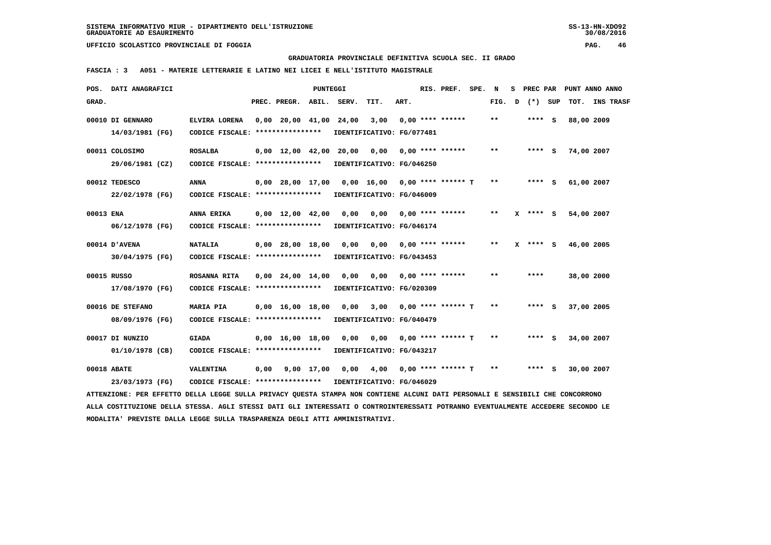SISTEMA INFORMATIVO MIUR - DIPARTIMENTO DELL'ISTRUZIONE
GRADUATORIE AD ESAURIMENTO

UFFICIO SCOLASTICO PROVINCIALE DI FOGGIA

**GRADUATORIA PROVINCIALE DEFINITIVA SCUOLA SEC. II GRADO**

**FASCIA : 3 A051 - MATERIE LETTERARIE E LATINO NEI LICEI E NELL'ISTITUTO MAGISTRALE**

| POS. GRAD. | DATI ANAGRAFICI | | PREC. | PREGR. | ABIL. | SERV. | TIT. | ART. | RIS. PREF. | SPE. | N FIG. | S D | PREC PAR (*) | SUP | PUNT TOT. | ANNO INS | TRASF |
|---|---|---|---|---|---|---|---|---|---|---|---|---|---|---|---|---|---|
| 00010 | DI GENNARO 14/03/1981 (FG) | ELVIRA LORENA CODICE FISCALE: **************** IDENTIFICATIVO: FG/077481 | 0,00 | 20,00 | 41,00 | 24,00 | 3,00 | 0,00 | **** ****** | | ** | | **** | S | 88,00 | 2009 | |
| 00011 | COLOSIMO 29/06/1981 (CZ) | ROSALBA CODICE FISCALE: **************** IDENTIFICATIVO: FG/046250 | 0,00 | 12,00 | 42,00 | 20,00 | 0,00 | 0,00 | **** ****** | | ** | | **** | S | 74,00 | 2007 | |
| 00012 | TEDESCO 22/02/1978 (FG) | ANNA CODICE FISCALE: **************** IDENTIFICATIVO: FG/046009 | 0,00 | 28,00 | 17,00 | 0,00 | 16,00 | 0,00 | **** ****** | T | ** | | **** | S | 61,00 | 2007 | |
| 00013 | ENA 06/12/1978 (FG) | ANNA ERIKA CODICE FISCALE: **************** IDENTIFICATIVO: FG/046174 | 0,00 | 12,00 | 42,00 | 0,00 | 0,00 | 0,00 | **** ****** | | ** | X | **** | S | 54,00 | 2007 | |
| 00014 | D'AVENA 30/04/1975 (FG) | NATALIA CODICE FISCALE: **************** IDENTIFICATIVO: FG/043453 | 0,00 | 28,00 | 18,00 | 0,00 | 0,00 | 0,00 | **** ****** | | ** | X | **** | S | 46,00 | 2005 | |
| 00015 | RUSSO 17/08/1970 (FG) | ROSANNA RITA CODICE FISCALE: **************** IDENTIFICATIVO: FG/020309 | 0,00 | 24,00 | 14,00 | 0,00 | 0,00 | 0,00 | **** ****** | | ** | | **** | | 38,00 | 2000 | |
| 00016 | DE STEFANO 08/09/1976 (FG) | MARIA PIA CODICE FISCALE: **************** IDENTIFICATIVO: FG/040479 | 0,00 | 16,00 | 18,00 | 0,00 | 3,00 | 0,00 | **** ****** | T | ** | | **** | S | 37,00 | 2005 | |
| 00017 | DI NUNZIO 01/10/1978 (CB) | GIADA CODICE FISCALE: **************** IDENTIFICATIVO: FG/043217 | 0,00 | 16,00 | 18,00 | 0,00 | 0,00 | 0,00 | **** ****** | T | ** | | **** | S | 34,00 | 2007 | |
| 00018 | ABATE 23/03/1973 (FG) | VALENTINA CODICE FISCALE: **************** IDENTIFICATIVO: FG/046029 | 0,00 | 9,00 | 17,00 | 0,00 | 4,00 | 0,00 | **** ****** | T | ** | | **** | S | 30,00 | 2007 | |

ATTENZIONE: PER EFFETTO DELLA LEGGE SULLA PRIVACY QUESTA STAMPA NON CONTIENE ALCUNI DATI PERSONALI E SENSIBILI CHE CONCORRONO ALLA COSTITUZIONE DELLA STESSA. AGLI STESSI DATI GLI INTERESSATI O CONTROINTERESSATI POTRANNO EVENTUALMENTE ACCEDERE SECONDO LE MODALITA' PREVISTE DALLA LEGGE SULLA TRASPARENZA DEGLI ATTI AMMINISTRATIVI.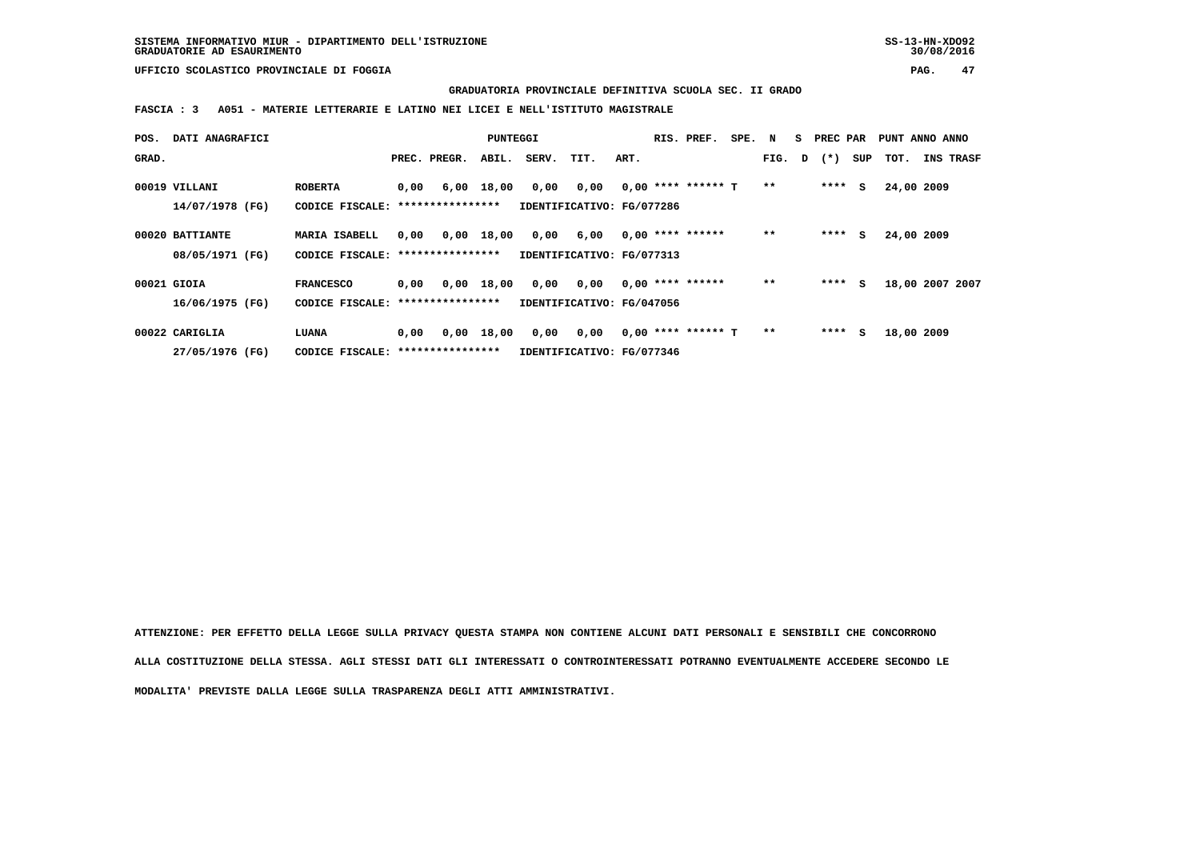SISTEMA INFORMATIVO MIUR - DIPARTIMENTO DELL'ISTRUZIONE
GRADUATORIE AD ESAURIMENTO

UFFICIO SCOLASTICO PROVINCIALE DI FOGGIA

**GRADUATORIA PROVINCIALE DEFINITIVA SCUOLA SEC. II GRADO**

**FASCIA : 3 A051 - MATERIE LETTERARIE E LATINO NEI LICEI E NELL'ISTITUTO MAGISTRALE**

| POS. GRAD. | DATI ANAGRAFICI | | PREC. | PREGR. | ABIL. | SERV. | TIT. | ART. | RIS. | PREF. | SPE. | N FIG. | S D | PREC PAR (*) | SUP | PUNT TOT. | ANNO INS | ANNO TRASF |
|---|---|---|---|---|---|---|---|---|---|---|---|---|---|---|---|---|---|---|
| 00019 | VILLANI | ROBERTA | 0,00 | 6,00 | 18,00 | 0,00 | 0,00 | 0,00 | **** | ****** | T | ** | | **** | S | 24,00 | 2009 | |
| | 14/07/1978 (FG) | CODICE FISCALE: **************** | | | | IDENTIFICATIVO: FG/077286 | | | | | | | | | | | | |
| 00020 | BATTIANTE | MARIA ISABELL | 0,00 | 0,00 | 18,00 | 0,00 | 6,00 | 0,00 | **** | ****** | | ** | | **** | S | 24,00 | 2009 | |
| | 08/05/1971 (FG) | CODICE FISCALE: **************** | | | | IDENTIFICATIVO: FG/077313 | | | | | | | | | | | | |
| 00021 | GIOIA | FRANCESCO | 0,00 | 0,00 | 18,00 | 0,00 | 0,00 | 0,00 | **** | ****** | | ** | | **** | S | 18,00 | 2007 | 2007 |
| | 16/06/1975 (FG) | CODICE FISCALE: **************** | | | | IDENTIFICATIVO: FG/047056 | | | | | | | | | | | | |
| 00022 | CARIGLIA | LUANA | 0,00 | 0,00 | 18,00 | 0,00 | 0,00 | 0,00 | **** | ****** | T | ** | | **** | S | 18,00 | 2009 | |
| | 27/05/1976 (FG) | CODICE FISCALE: **************** | | | | IDENTIFICATIVO: FG/077346 | | | | | | | | | | | | |

**ATTENZIONE: PER EFFETTO DELLA LEGGE SULLA PRIVACY QUESTA STAMPA NON CONTIENE ALCUNI DATI PERSONALI E SENSIBILI CHE CONCORRONO ALLA COSTITUZIONE DELLA STESSA. AGLI STESSI DATI GLI INTERESSATI O CONTROINTERESSATI POTRANNO EVENTUALMENTE ACCEDERE SECONDO LE MODALITA' PREVISTE DALLA LEGGE SULLA TRASPARENZA DEGLI ATTI AMMINISTRATIVI.**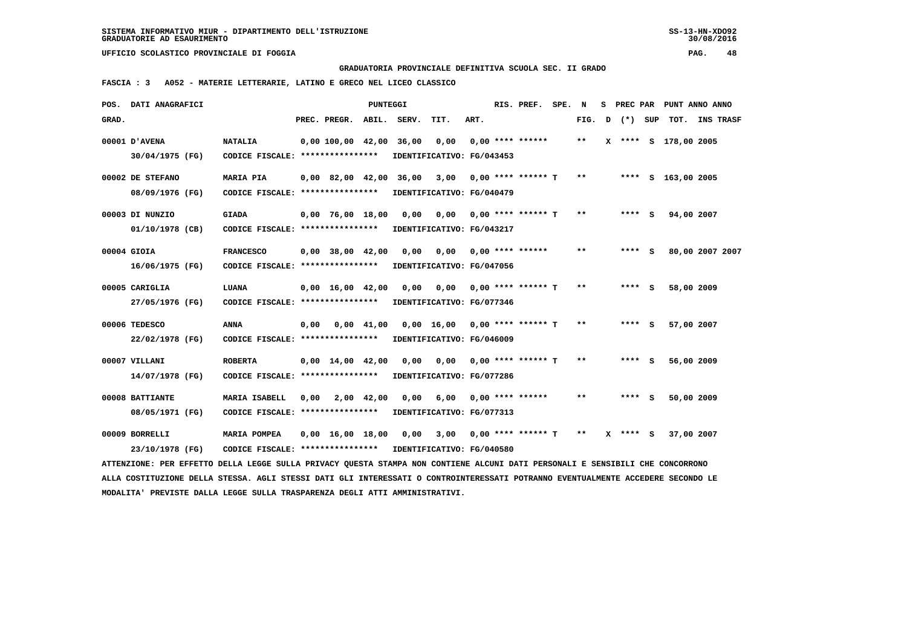SISTEMA INFORMATIVO MIUR - DIPARTIMENTO DELL'ISTRUZIONE
GRADUATORIE AD ESAURIMENTO

UFFICIO SCOLASTICO PROVINCIALE DI FOGGIA

GRADUATORIA PROVINCIALE DEFINITIVA SCUOLA SEC. II GRADO

FASCIA : 3 A052 - MATERIE LETTERARIE, LATINO E GRECO NEL LICEO CLASSICO

| POS. GRAD. | DATI ANAGRAFICI | | PREC. | PREGR. | ABIL. | SERV. | TIT. | ART. | RIS. PREF. | SPE. | N FIG. | S D | PREC PAR (*) | SUP | PUNT TOT. | ANNO INS | ANNO TRASF |
|---|---|---|---|---|---|---|---|---|---|---|---|---|---|---|---|---|---|
| 00001 | D'AVENA 30/04/1975 (FG) | NATALIA CODICE FISCALE: **************** IDENTIFICATIVO: FG/043453 | 0,00 | 100,00 | 42,00 | 36,00 | 0,00 | 0,00 | **** ****** | | ** | X | **** | S | 178,00 | 2005 | |
| 00002 | DE STEFANO 08/09/1976 (FG) | MARIA PIA CODICE FISCALE: **************** IDENTIFICATIVO: FG/040479 | 0,00 | 82,00 | 42,00 | 36,00 | 3,00 | 0,00 | **** ****** | T | ** | | **** | S | 163,00 | 2005 | |
| 00003 | DI NUNZIO 01/10/1978 (CB) | GIADA CODICE FISCALE: **************** IDENTIFICATIVO: FG/043217 | 0,00 | 76,00 | 18,00 | 0,00 | 0,00 | 0,00 | **** ****** | T | ** | | **** | S | 94,00 | 2007 | |
| 00004 | GIOIA 16/06/1975 (FG) | FRANCESCO CODICE FISCALE: **************** IDENTIFICATIVO: FG/047056 | 0,00 | 38,00 | 42,00 | 0,00 | 0,00 | 0,00 | **** ****** | | ** | | **** | S | 80,00 | 2007 | 2007 |
| 00005 | CARIGLIA 27/05/1976 (FG) | LUANA CODICE FISCALE: **************** IDENTIFICATIVO: FG/077346 | 0,00 | 16,00 | 42,00 | 0,00 | 0,00 | 0,00 | **** ****** | T | ** | | **** | S | 58,00 | 2009 | |
| 00006 | TEDESCO 22/02/1978 (FG) | ANNA CODICE FISCALE: **************** IDENTIFICATIVO: FG/046009 | 0,00 | 0,00 | 41,00 | 0,00 | 16,00 | 0,00 | **** ****** | T | ** | | **** | S | 57,00 | 2007 | |
| 00007 | VILLANI 14/07/1978 (FG) | ROBERTA CODICE FISCALE: **************** IDENTIFICATIVO: FG/077286 | 0,00 | 14,00 | 42,00 | 0,00 | 0,00 | 0,00 | **** ****** | T | ** | | **** | S | 56,00 | 2009 | |
| 00008 | BATTIANTE 08/05/1971 (FG) | MARIA ISABELL CODICE FISCALE: **************** IDENTIFICATIVO: FG/077313 | 0,00 | 2,00 | 42,00 | 0,00 | 6,00 | 0,00 | **** ****** | | ** | | **** | S | 50,00 | 2009 | |
| 00009 | BORRELLI 23/10/1978 (FG) | MARIA POMPEA CODICE FISCALE: **************** IDENTIFICATIVO: FG/040580 | 0,00 | 16,00 | 18,00 | 0,00 | 3,00 | 0,00 | **** ****** | T | ** | X | **** | S | 37,00 | 2007 | |

ATTENZIONE: PER EFFETTO DELLA LEGGE SULLA PRIVACY QUESTA STAMPA NON CONTIENE ALCUNI DATI PERSONALI E SENSIBILI CHE CONCORRONO ALLA COSTITUZIONE DELLA STESSA. AGLI STESSI DATI GLI INTERESSATI O CONTROINTERESSATI POTRANNO EVENTUALMENTE ACCEDERE SECONDO LE MODALITA' PREVISTE DALLA LEGGE SULLA TRASPARENZA DEGLI ATTI AMMINISTRATIVI.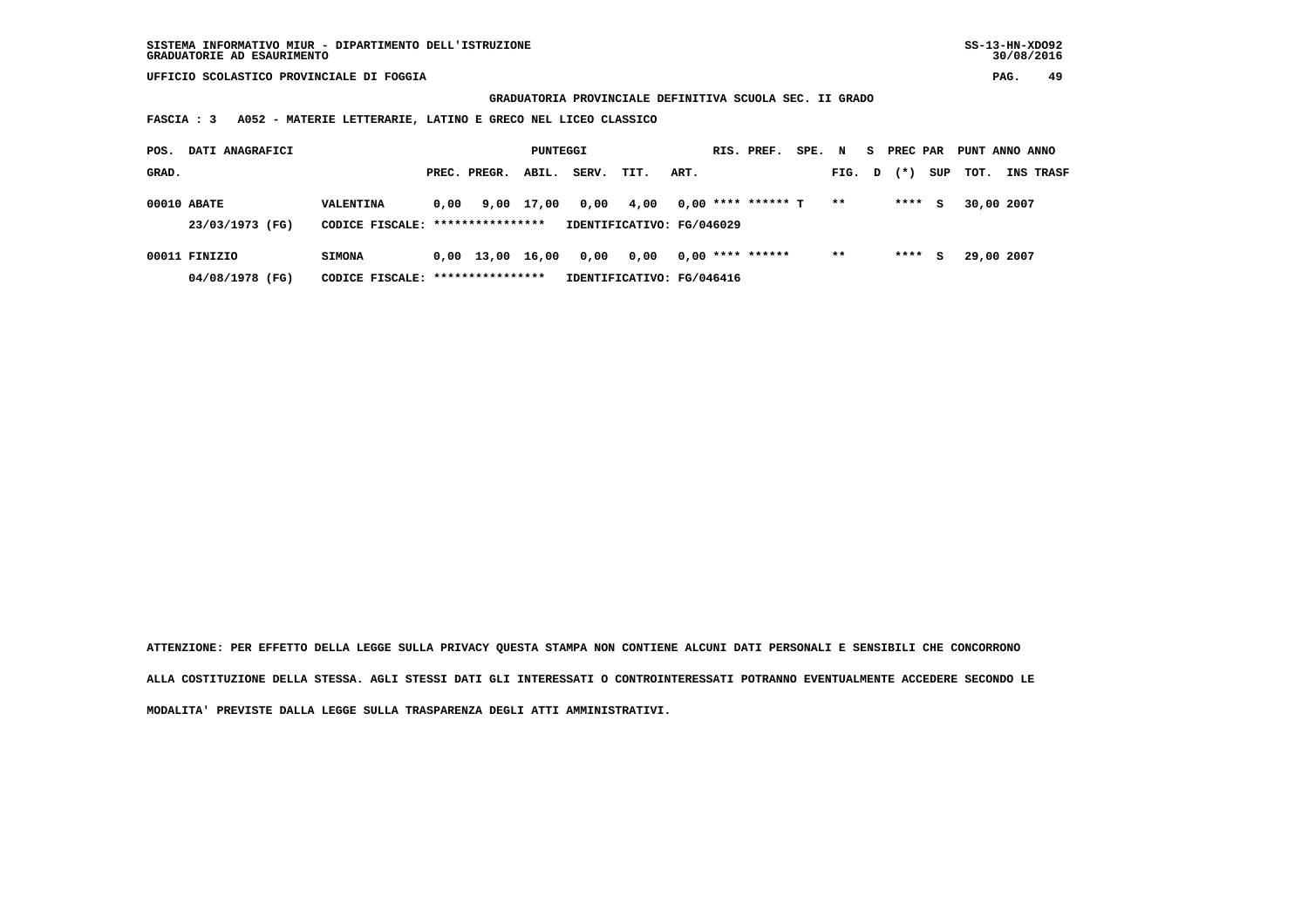SISTEMA INFORMATIVO MIUR - DIPARTIMENTO DELL'ISTRUZIONE
GRADUATORIE AD ESAURIMENTO

UFFICIO SCOLASTICO PROVINCIALE DI FOGGIA

**GRADUATORIA PROVINCIALE DEFINITIVA SCUOLA SEC. II GRADO**

**FASCIA : 3 A052 - MATERIE LETTERARIE, LATINO E GRECO NEL LICEO CLASSICO**

| POS. GRAD. | DATI ANAGRAFICI | | PREC. | PREGR. | ABIL. | SERV. | TIT. | ART. | RIS. | PREF. | SPE. | N FIG. | S D | PREC (*) | PAR SUP | PUNT TOT. | ANNO INS | ANNO TRASF |
|---|---|---|---|---|---|---|---|---|---|---|---|---|---|---|---|---|---|---|
| 00010 | ABATE 23/03/1973 (FG) | VALENTINA CODICE FISCALE: **************** IDENTIFICATIVO: FG/046029 | 0,00 | 9,00 | 17,00 | 0,00 | 4,00 | 0,00 | **** | ****** | T | ** | | **** | S | 30,00 | 2007 | |
| 00011 | FINIZIO 04/08/1978 (FG) | SIMONA CODICE FISCALE: **************** IDENTIFICATIVO: FG/046416 | 0,00 | 13,00 | 16,00 | 0,00 | 0,00 | 0,00 | **** | ****** | | ** | | **** | S | 29,00 | 2007 | |

**ATTENZIONE: PER EFFETTO DELLA LEGGE SULLA PRIVACY QUESTA STAMPA NON CONTIENE ALCUNI DATI PERSONALI E SENSIBILI CHE CONCORRONO ALLA COSTITUZIONE DELLA STESSA. AGLI STESSI DATI GLI INTERESSATI O CONTROINTERESSATI POTRANNO EVENTUALMENTE ACCEDERE SECONDO LE MODALITA' PREVISTE DALLA LEGGE SULLA TRASPARENZA DEGLI ATTI AMMINISTRATIVI.**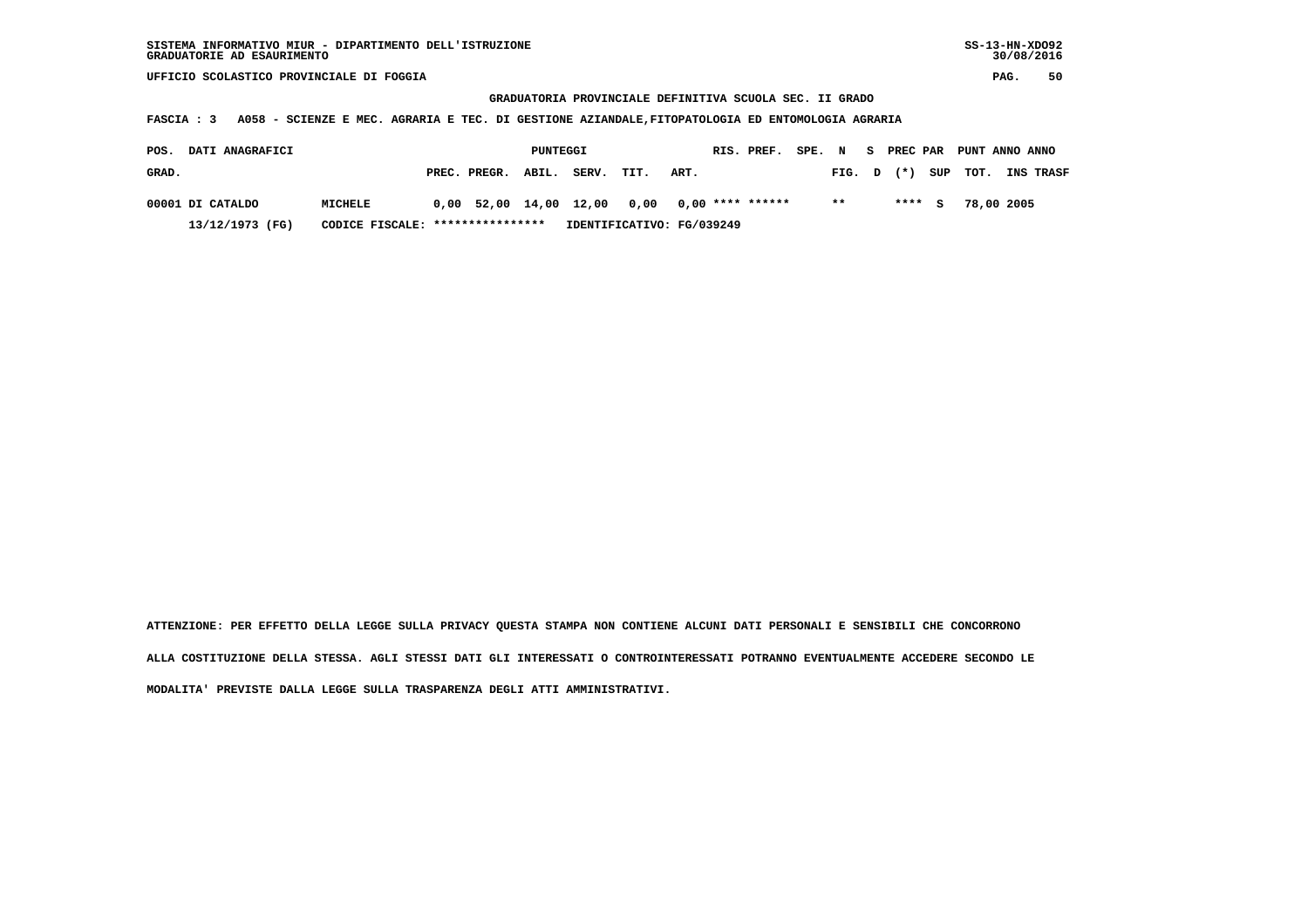SISTEMA INFORMATIVO MIUR - DIPARTIMENTO DELL'ISTRUZIONE
GRADUATORIE AD ESAURIMENTO

UFFICIO SCOLASTICO PROVINCIALE DI FOGGIA

**GRADUATORIA PROVINCIALE DEFINITIVA SCUOLA SEC. II GRADO**

**FASCIA : 3 A058 - SCIENZE E MEC. AGRARIA E TEC. DI GESTIONE AZIANDALE,FITOPATOLOGIA ED ENTOMOLOGIA AGRARIA**

| POS. GRAD. | DATI ANAGRAFICI | | PUNTEGGI PREC. | PREGR. | ABIL. | SERV. | TIT. | ART. | RIS. | PREF. | SPE. FIG. | N D | S (*) | PREC PAR SUP | PUNT TOT. | ANNO INS | ANNO TRASF |
|---|---|---|---|---|---|---|---|---|---|---|---|---|---|---|---|---|---|
| 00001 | DI CATALDO | MICHELE | 0,00 | 52,00 | 14,00 | 12,00 | 0,00 | 0,00 | **** | ****** | ** | | **** | S | 78,00 | 2005 | |
| | 13/12/1973 (FG) | CODICE FISCALE: **************** | IDENTIFICATIVO: FG/039249 | | | | | | | | | | | | | | |

ATTENZIONE: PER EFFETTO DELLA LEGGE SULLA PRIVACY QUESTA STAMPA NON CONTIENE ALCUNI DATI PERSONALI E SENSIBILI CHE CONCORRONO ALLA COSTITUZIONE DELLA STESSA. AGLI STESSI DATI GLI INTERESSATI O CONTROINTERESSATI POTRANNO EVENTUALMENTE ACCEDERE SECONDO LE MODALITA' PREVISTE DALLA LEGGE SULLA TRASPARENZA DEGLI ATTI AMMINISTRATIVI.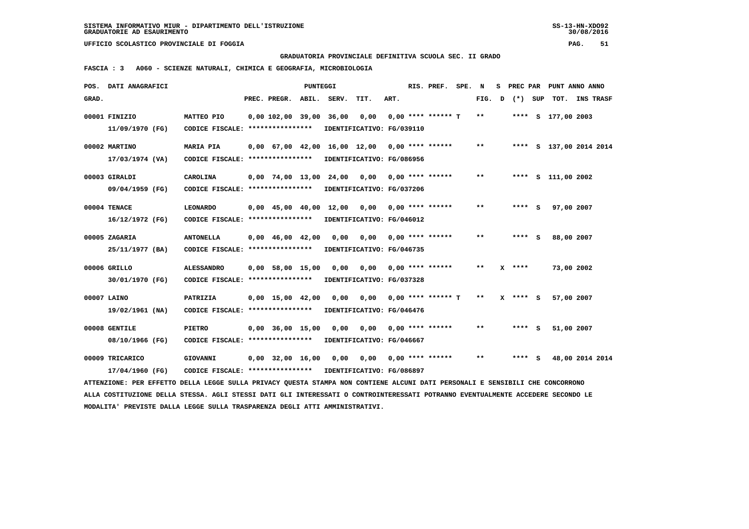SISTEMA INFORMATIVO MIUR - DIPARTIMENTO DELL'ISTRUZIONE
GRADUATORIE AD ESAURIMENTO

UFFICIO SCOLASTICO PROVINCIALE DI FOGGIA

**GRADUATORIA PROVINCIALE DEFINITIVA SCUOLA SEC. II GRADO**

**FASCIA : 3 A060 - SCIENZE NATURALI, CHIMICA E GEOGRAFIA, MICROBIOLOGIA**

| POS. GRAD. | DATI ANAGRAFICI | | PREC. | PREGR. | ABIL. | SERV. | TIT. | ART. | RIS. PREF. | SPE. | N FIG. | S D | PREC PAR (*) | SUP | PUNT TOT. | ANNO | INS TRASF |
|---|---|---|---|---|---|---|---|---|---|---|---|---|---|---|---|---|---|
| 00001 | FINIZIO 11/09/1970 (FG) | MATTEO PIO CODICE FISCALE: **************** IDENTIFICATIVO: FG/039110 | 0,00 | 102,00 | 39,00 | 36,00 | 0,00 | 0,00 | **** ****** | T | ** | | **** | S | 177,00 | 2003 | |
| 00002 | MARTINO 17/03/1974 (VA) | MARIA PIA CODICE FISCALE: **************** IDENTIFICATIVO: FG/086956 | 0,00 | 67,00 | 42,00 | 16,00 | 12,00 | 0,00 | **** ****** | | ** | | **** | S | 137,00 | 2014 | 2014 |
| 00003 | GIRALDI 09/04/1959 (FG) | CAROLINA CODICE FISCALE: **************** IDENTIFICATIVO: FG/037206 | 0,00 | 74,00 | 13,00 | 24,00 | 0,00 | 0,00 | **** ****** | | ** | | **** | S | 111,00 | 2002 | |
| 00004 | TENACE 16/12/1972 (FG) | LEONARDO CODICE FISCALE: **************** IDENTIFICATIVO: FG/046012 | 0,00 | 45,00 | 40,00 | 12,00 | 0,00 | 0,00 | **** ****** | | ** | | **** | S | 97,00 | 2007 | |
| 00005 | ZAGARIA 25/11/1977 (BA) | ANTONELLA CODICE FISCALE: **************** IDENTIFICATIVO: FG/046735 | 0,00 | 46,00 | 42,00 | 0,00 | 0,00 | 0,00 | **** ****** | | ** | | **** | S | 88,00 | 2007 | |
| 00006 | GRILLO 30/01/1970 (FG) | ALESSANDRO CODICE FISCALE: **************** IDENTIFICATIVO: FG/037328 | 0,00 | 58,00 | 15,00 | 0,00 | 0,00 | 0,00 | **** ****** | | ** | X | **** | | 73,00 | 2002 | |
| 00007 | LAINO 19/02/1961 (NA) | PATRIZIA CODICE FISCALE: **************** IDENTIFICATIVO: FG/046476 | 0,00 | 15,00 | 42,00 | 0,00 | 0,00 | 0,00 | **** ****** | T | ** | X | **** | S | 57,00 | 2007 | |
| 00008 | GENTILE 08/10/1966 (FG) | PIETRO CODICE FISCALE: **************** IDENTIFICATIVO: FG/046667 | 0,00 | 36,00 | 15,00 | 0,00 | 0,00 | 0,00 | **** ****** | | ** | | **** | S | 51,00 | 2007 | |
| 00009 | TRICARICO 17/04/1960 (FG) | GIOVANNI CODICE FISCALE: **************** IDENTIFICATIVO: FG/086897 | 0,00 | 32,00 | 16,00 | 0,00 | 0,00 | 0,00 | **** ****** | | ** | | **** | S | 48,00 | 2014 | 2014 |

ATTENZIONE: PER EFFETTO DELLA LEGGE SULLA PRIVACY QUESTA STAMPA NON CONTIENE ALCUNI DATI PERSONALI E SENSIBILI CHE CONCORRONO ALLA COSTITUZIONE DELLA STESSA. AGLI STESSI DATI GLI INTERESSATI O CONTROINTERESSATI POTRANNO EVENTUALMENTE ACCEDERE SECONDO LE MODALITA' PREVISTE DALLA LEGGE SULLA TRASPARENZA DEGLI ATTI AMMINISTRATIVI.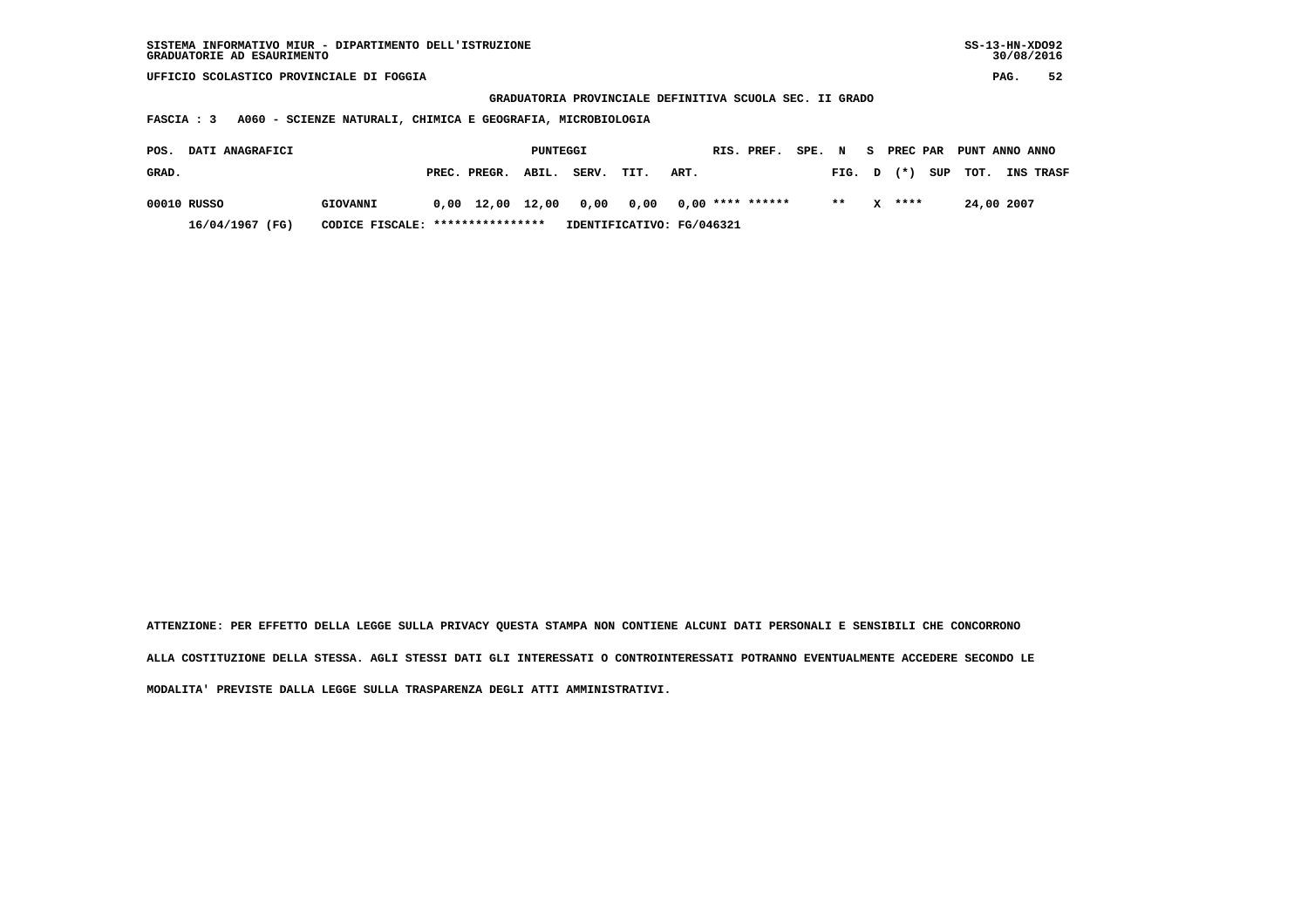SISTEMA INFORMATIVO MIUR - DIPARTIMENTO DELL'ISTRUZIONE
GRADUATORIE AD ESAURIMENTO

SS-13-HN-XDO92
30/08/2016

UFFICIO SCOLASTICO PROVINCIALE DI FOGGIA

## GRADUATORIA PROVINCIALE DEFINITIVA SCUOLA SEC. II GRADO

**FASCIA : 3 A060 - SCIENZE NATURALI, CHIMICA E GEOGRAFIA, MICROBIOLOGIA**

| POS. GRAD. | DATI ANAGRAFICI | | PUNTEGGI PREC. | PREGR. | ABIL. | SERV. | TIT. | ART. | RIS. | PREF. | SPE. FIG. | N D | S (*) | PREC PAR SUP | PUNT TOT. | ANNO INS | ANNO TRASF |
|---|---|---|---|---|---|---|---|---|---|---|---|---|---|---|---|---|---|
| 00010 | RUSSO | GIOVANNI | 0,00 | 12,00 | 12,00 | 0,00 | 0,00 | 0,00 | **** | ****** | ** | | X | **** | 24,00 | 2007 | |
| | 16/04/1967 (FG) | CODICE FISCALE: **************** | IDENTIFICATIVO: FG/046321 | | | | | | | | | | | | | | |

ATTENZIONE: PER EFFETTO DELLA LEGGE SULLA PRIVACY QUESTA STAMPA NON CONTIENE ALCUNI DATI PERSONALI E SENSIBILI CHE CONCORRONO ALLA COSTITUZIONE DELLA STESSA. AGLI STESSI DATI GLI INTERESSATI O CONTROINTERESSATI POTRANNO EVENTUALMENTE ACCEDERE SECONDO LE MODALITA' PREVISTE DALLA LEGGE SULLA TRASPARENZA DEGLI ATTI AMMINISTRATIVI.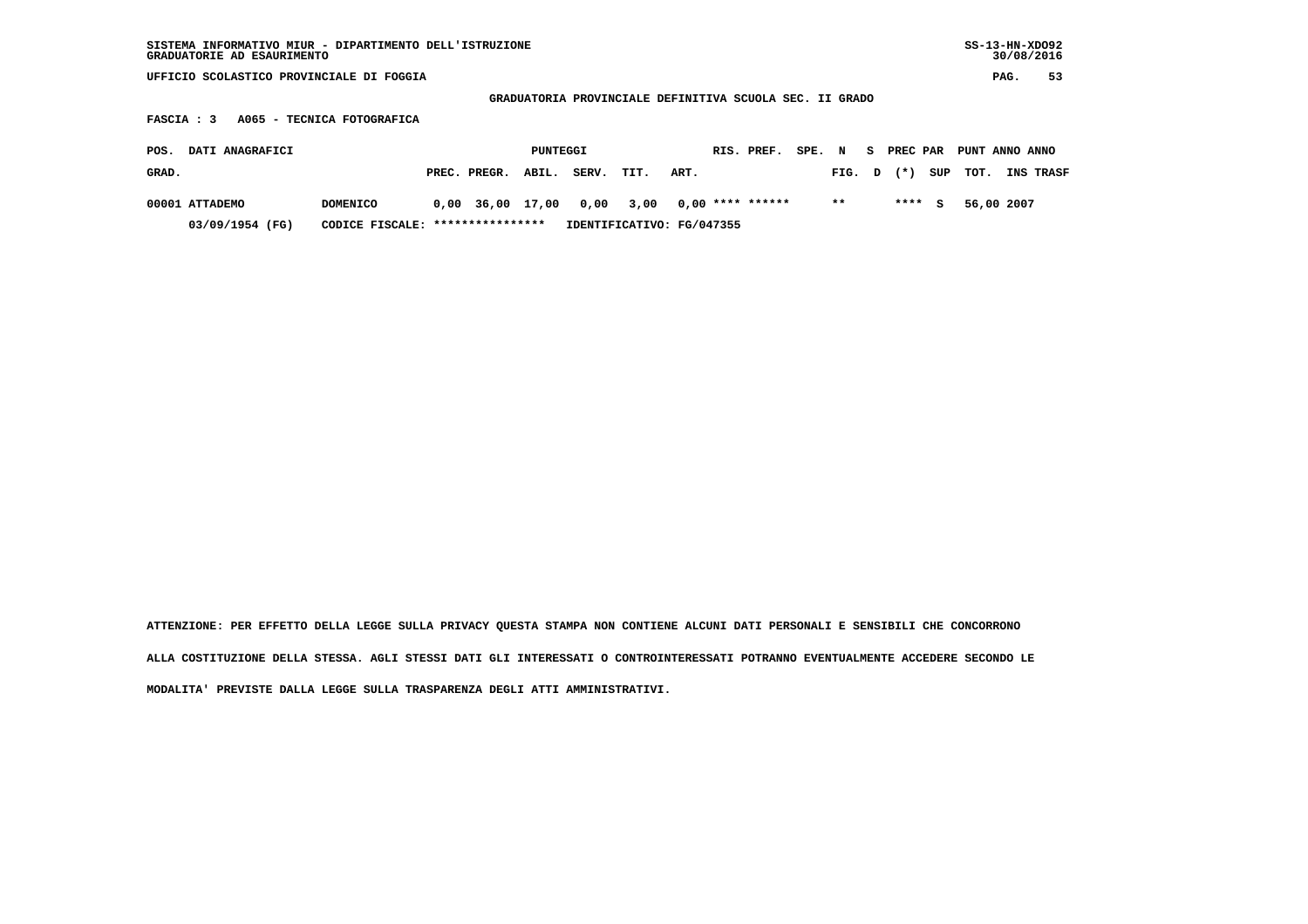SISTEMA INFORMATIVO MIUR - DIPARTIMENTO DELL'ISTRUZIONE
GRADUATORIE AD ESAURIMENTO

UFFICIO SCOLASTICO PROVINCIALE DI FOGGIA

**GRADUATORIA PROVINCIALE DEFINITIVA SCUOLA SEC. II GRADO**

**FASCIA : 3   A065 - TECNICA FOTOGRAFICA**

| POS. GRAD. | DATI ANAGRAFICI | | PUNTEGGI PREC. | PREGR. | ABIL. | SERV. | TIT. | ART. | RIS. | PREF. | SPE. | N FIG. | S D | PREC PAR (*) | SUP | PUNT TOT. | ANNO INS | ANNO TRASF |
|---|---|---|---|---|---|---|---|---|---|---|---|---|---|---|---|---|---|---|
| 00001 | ATTADEMO | DOMENICO | 0,00 | 36,00 | 17,00 | 0,00 | 3,00 | 0,00 | **** | ****** | | ** | | **** | S | 56,00 | 2007 | |
| | 03/09/1954 (FG) | CODICE FISCALE: **************** | IDENTIFICATIVO: FG/047355 | | | | | | | | | | | | | | | |

ATTENZIONE: PER EFFETTO DELLA LEGGE SULLA PRIVACY QUESTA STAMPA NON CONTIENE ALCUNI DATI PERSONALI E SENSIBILI CHE CONCORRONO ALLA COSTITUZIONE DELLA STESSA. AGLI STESSI DATI GLI INTERESSATI O CONTROINTERESSATI POTRANNO EVENTUALMENTE ACCEDERE SECONDO LE MODALITA' PREVISTE DALLA LEGGE SULLA TRASPARENZA DEGLI ATTI AMMINISTRATIVI.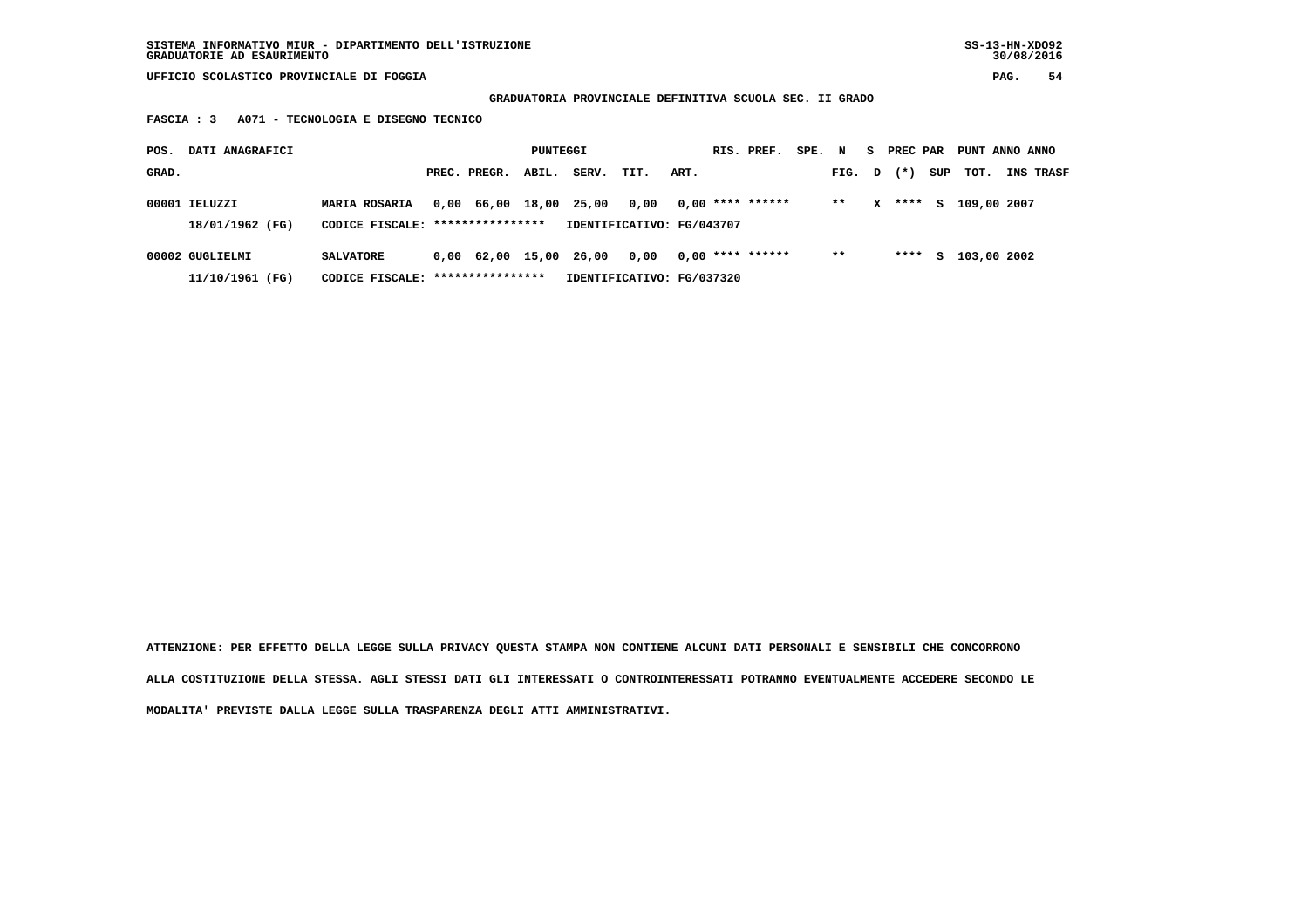SISTEMA INFORMATIVO MIUR - DIPARTIMENTO DELL'ISTRUZIONE
GRADUATORIE AD ESAURIMENTO

UFFICIO SCOLASTICO PROVINCIALE DI FOGGIA

**GRADUATORIA PROVINCIALE DEFINITIVA SCUOLA SEC. II GRADO**

**FASCIA : 3 A071 - TECNOLOGIA E DISEGNO TECNICO**

| POS. GRAD. | DATI ANAGRAFICI | | PREC. | PREGR. | ABIL. | SERV. | TIT. | ART. | RIS. PREF. | SPE. | N FIG. | S D | PREC PAR (*) | SUP | PUNT TOT. | ANNO INS | ANNO TRASF |
|---|---|---|---|---|---|---|---|---|---|---|---|---|---|---|---|---|---|
| 00001 | IELUZZI 18/01/1962 (FG) | MARIA ROSARIA CODICE FISCALE: **************** IDENTIFICATIVO: FG/043707 | 0,00 | 66,00 | 18,00 | 25,00 | 0,00 | 0,00 | **** ****** | | ** | X | **** | S | 109,00 | 2007 | |
| 00002 | GUGLIELMI 11/10/1961 (FG) | SALVATORE CODICE FISCALE: **************** IDENTIFICATIVO: FG/037320 | 0,00 | 62,00 | 15,00 | 26,00 | 0,00 | 0,00 | **** ****** | | ** | | **** | S | 103,00 | 2002 | |

ATTENZIONE: PER EFFETTO DELLA LEGGE SULLA PRIVACY QUESTA STAMPA NON CONTIENE ALCUNI DATI PERSONALI E SENSIBILI CHE CONCORRONO ALLA COSTITUZIONE DELLA STESSA. AGLI STESSI DATI GLI INTERESSATI O CONTROINTERESSATI POTRANNO EVENTUALMENTE ACCEDERE SECONDO LE MODALITA' PREVISTE DALLA LEGGE SULLA TRASPARENZA DEGLI ATTI AMMINISTRATIVI.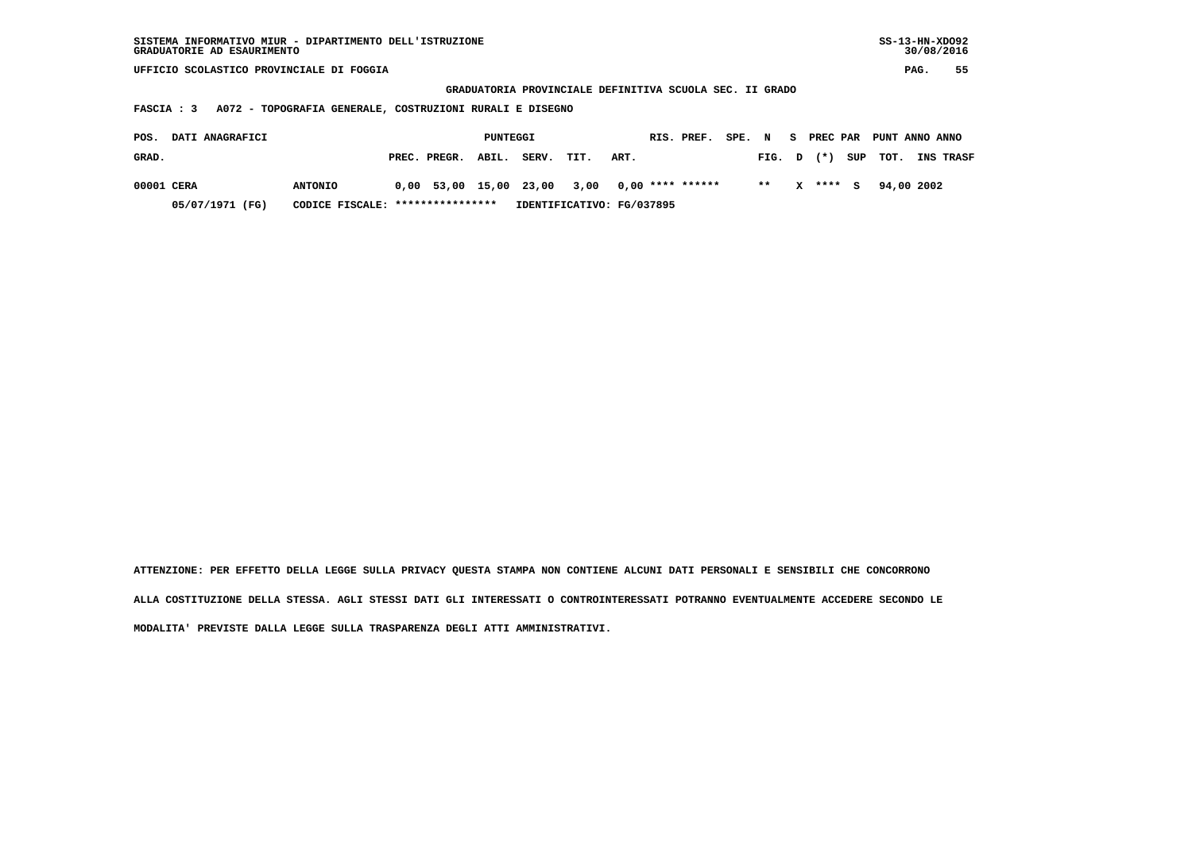SISTEMA INFORMATIVO MIUR - DIPARTIMENTO DELL'ISTRUZIONE
GRADUATORIE AD ESAURIMENTO

SS-13-HN-XDO92
30/08/2016

UFFICIO SCOLASTICO PROVINCIALE DI FOGGIA

## GRADUATORIA PROVINCIALE DEFINITIVA SCUOLA SEC. II GRADO

**FASCIA : 3 A072 - TOPOGRAFIA GENERALE, COSTRUZIONI RURALI E DISEGNO**

| POS. GRAD. | DATI ANAGRAFICI | | PUNTEGGI PREC. | PREGR. | ABIL. | SERV. | TIT. | ART. | RIS. | PREF. | SPE. | N FIG. | S D | PREC PAR (*) | SUP | PUNT TOT. | ANNO INS | ANNO TRASF |
|---|---|---|---|---|---|---|---|---|---|---|---|---|---|---|---|---|---|---|
| 00001 | CERA | ANTONIO | 0,00 | 53,00 | 15,00 | 23,00 | 3,00 | 0,00 | **** | ****** | | ** | X | **** | S | 94,00 | 2002 | |
| | 05/07/1971 (FG) | CODICE FISCALE: **************** | IDENTIFICATIVO: FG/037895 | | | | | | | | | | | | | | | |

ATTENZIONE: PER EFFETTO DELLA LEGGE SULLA PRIVACY QUESTA STAMPA NON CONTIENE ALCUNI DATI PERSONALI E SENSIBILI CHE CONCORRONO ALLA COSTITUZIONE DELLA STESSA. AGLI STESSI DATI GLI INTERESSATI O CONTROINTERESSATI POTRANNO EVENTUALMENTE ACCEDERE SECONDO LE MODALITA' PREVISTE DALLA LEGGE SULLA TRASPARENZA DEGLI ATTI AMMINISTRATIVI.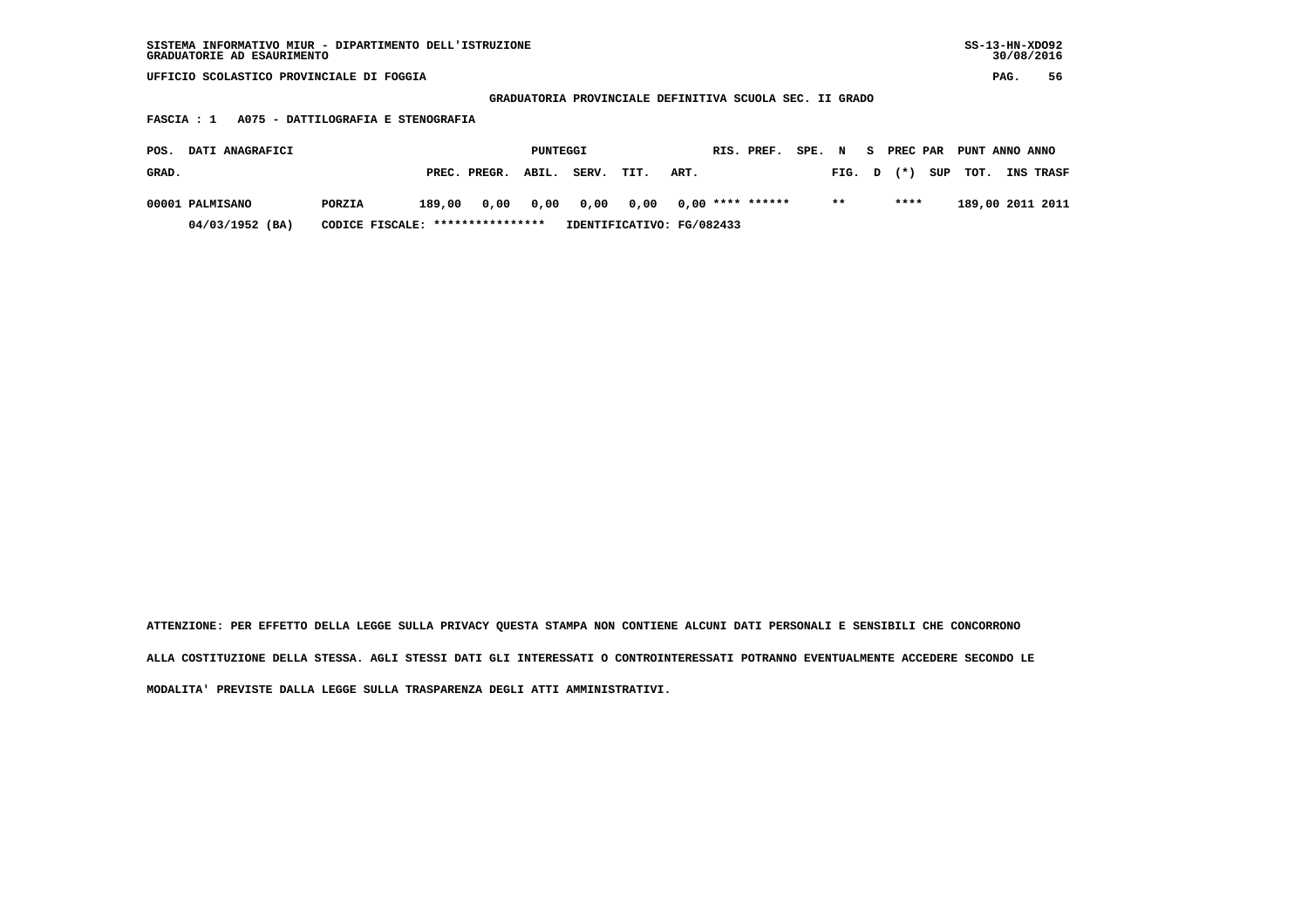SISTEMA INFORMATIVO MIUR - DIPARTIMENTO DELL'ISTRUZIONE
GRADUATORIE AD ESAURIMENTO

SS-13-HN-XDO92
30/08/2016

UFFICIO SCOLASTICO PROVINCIALE DI FOGGIA

**GRADUATORIA PROVINCIALE DEFINITIVA SCUOLA SEC. II GRADO**

**FASCIA : 1 A075 - DATTILOGRAFIA E STENOGRAFIA**

| POS. GRAD. | DATI ANAGRAFICI | | PUNTEGGI PREC. | PREGR. | ABIL. | SERV. | TIT. | ART. | RIS. | PREF. | SPE. | N FIG. | S D | PREC PAR (*) | SUP | PUNT TOT. | ANNO INS | ANNO TRASF |
|---|---|---|---|---|---|---|---|---|---|---|---|---|---|---|---|---|---|---|
| 00001 | PALMISANO | PORZIA | 189,00 | 0,00 | 0,00 | 0,00 | 0,00 | 0,00 | **** | ****** | | ** | | **** | | 189,00 | 2011 | 2011 |
| | 04/03/1952 (BA) | CODICE FISCALE: **************** | IDENTIFICATIVO: FG/082433 | | | | | | | | | | | | | | | |

ATTENZIONE: PER EFFETTO DELLA LEGGE SULLA PRIVACY QUESTA STAMPA NON CONTIENE ALCUNI DATI PERSONALI E SENSIBILI CHE CONCORRONO ALLA COSTITUZIONE DELLA STESSA. AGLI STESSI DATI GLI INTERESSATI O CONTROINTERESSATI POTRANNO EVENTUALMENTE ACCEDERE SECONDO LE MODALITA' PREVISTE DALLA LEGGE SULLA TRASPARENZA DEGLI ATTI AMMINISTRATIVI.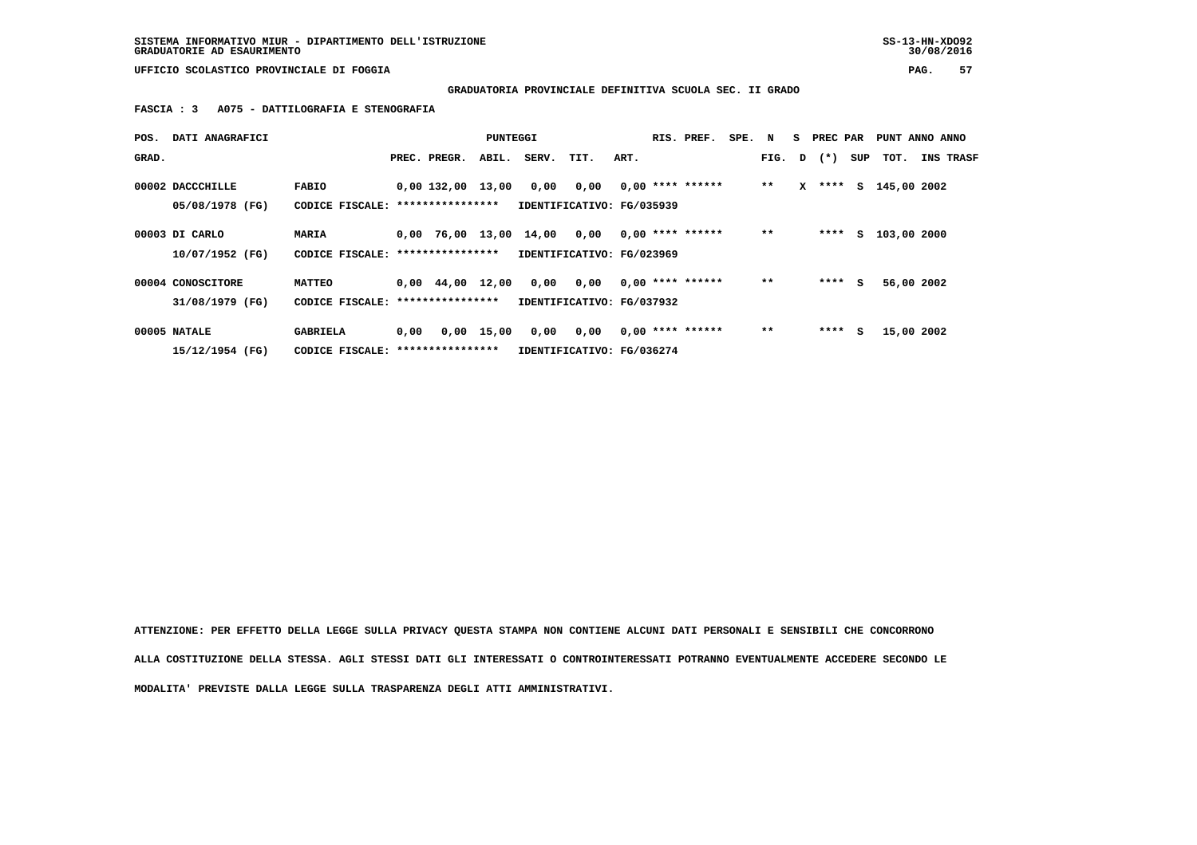SISTEMA INFORMATIVO MIUR - DIPARTIMENTO DELL'ISTRUZIONE
GRADUATORIE AD ESAURIMENTO

SS-13-HN-XDO92
30/08/2016

UFFICIO SCOLASTICO PROVINCIALE DI FOGGIA

**GRADUATORIA PROVINCIALE DEFINITIVA SCUOLA SEC. II GRADO**

**FASCIA : 3 A075 - DATTILOGRAFIA E STENOGRAFIA**

| POS. GRAD. | DATI ANAGRAFICI | | PREC. | PREGR. | ABIL. | SERV. | TIT. | ART. | RIS. | PREF. | SPE. | N FIG. | S D | PREC PAR (*) | SUP | PUNT TOT. | ANNO INS | ANNO TRASF |
|---|---|---|---|---|---|---|---|---|---|---|---|---|---|---|---|---|---|---|
| 00002 | DACCCHILLE 05/08/1978 (FG) | FABIO CODICE FISCALE: **************** IDENTIFICATIVO: FG/035939 | 0,00 | 132,00 | 13,00 | 0,00 | 0,00 | 0,00 | **** | ****** | | ** | X | **** | S | 145,00 | 2002 | |
| 00003 | DI CARLO 10/07/1952 (FG) | MARIA CODICE FISCALE: **************** IDENTIFICATIVO: FG/023969 | 0,00 | 76,00 | 13,00 | 14,00 | 0,00 | 0,00 | **** | ****** | | ** | | **** | S | 103,00 | 2000 | |
| 00004 | CONOSCITORE 31/08/1979 (FG) | MATTEO CODICE FISCALE: **************** IDENTIFICATIVO: FG/037932 | 0,00 | 44,00 | 12,00 | 0,00 | 0,00 | 0,00 | **** | ****** | | ** | | **** | S | 56,00 | 2002 | |
| 00005 | NATALE 15/12/1954 (FG) | GABRIELA CODICE FISCALE: **************** IDENTIFICATIVO: FG/036274 | 0,00 | 0,00 | 15,00 | 0,00 | 0,00 | 0,00 | **** | ****** | | ** | | **** | S | 15,00 | 2002 | |

ATTENZIONE: PER EFFETTO DELLA LEGGE SULLA PRIVACY QUESTA STAMPA NON CONTIENE ALCUNI DATI PERSONALI E SENSIBILI CHE CONCORRONO ALLA COSTITUZIONE DELLA STESSA. AGLI STESSI DATI GLI INTERESSATI O CONTROINTERESSATI POTRANNO EVENTUALMENTE ACCEDERE SECONDO LE MODALITA' PREVISTE DALLA LEGGE SULLA TRASPARENZA DEGLI ATTI AMMINISTRATIVI.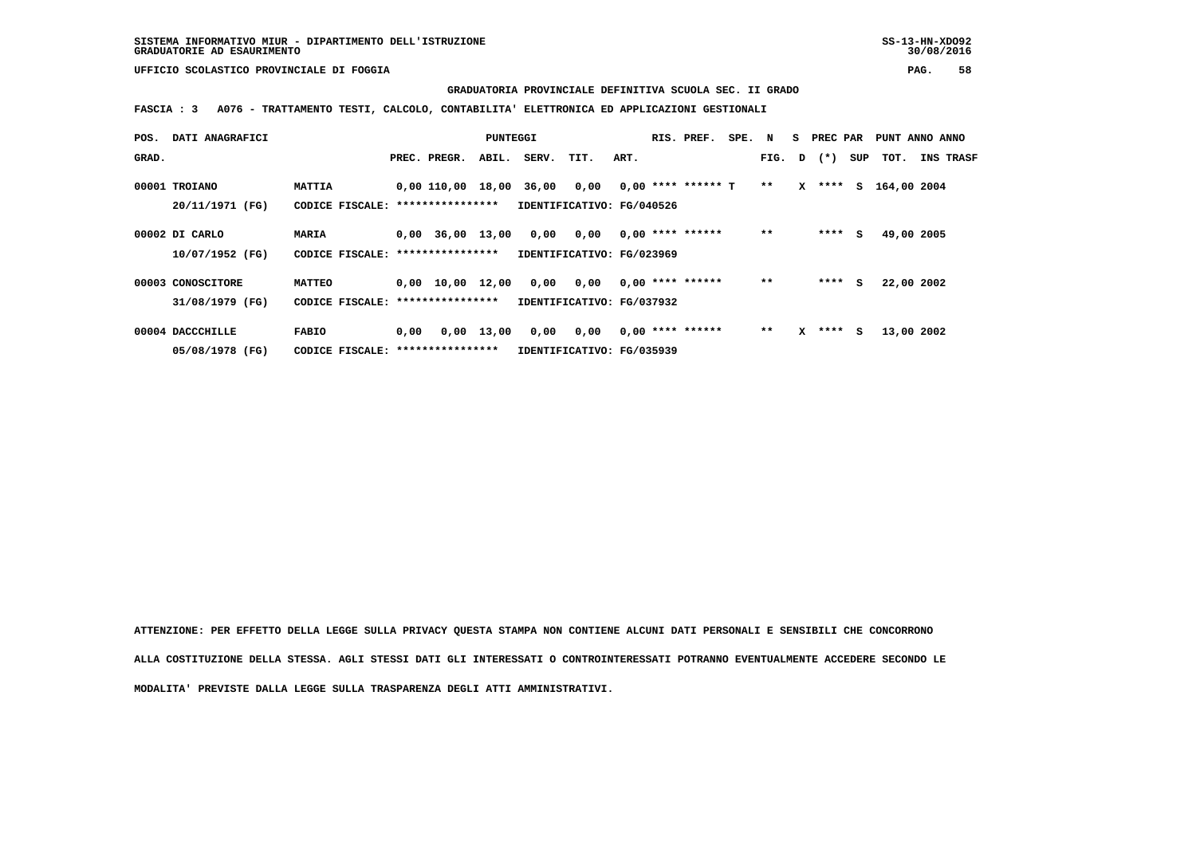**SISTEMA INFORMATIVO MIUR - DIPARTIMENTO DELL'ISTRUZIONE**
**GRADUATORIE AD ESAURIMENTO**

**UFFICIO SCOLASTICO PROVINCIALE DI FOGGIA**

**GRADUATORIA PROVINCIALE DEFINITIVA SCUOLA SEC. II GRADO**

**FASCIA : 3 A076 - TRATTAMENTO TESTI, CALCOLO, CONTABILITA' ELETTRONICA ED APPLICAZIONI GESTIONALI**

| POS. GRAD. | DATI ANAGRAFICI | | PREC. | PREGR. | ABIL. | SERV. | TIT. | ART. | RIS. | PREF. | SPE. | N FIG. | S D | PREC PAR (*) | SUP | PUNT TOT. | ANNO INS | ANNO TRASF |
|---|---|---|---|---|---|---|---|---|---|---|---|---|---|---|---|---|---|---|
| 00001 | TROIANO 20/11/1971 (FG) | MATTIA CODICE FISCALE: **************** IDENTIFICATIVO: FG/040526 | 0,00 | 110,00 | 18,00 | 36,00 | 0,00 | 0,00 | **** | ****** | T | ** | X | **** | S | 164,00 | 2004 | |
| 00002 | DI CARLO 10/07/1952 (FG) | MARIA CODICE FISCALE: **************** IDENTIFICATIVO: FG/023969 | 0,00 | 36,00 | 13,00 | 0,00 | 0,00 | 0,00 | **** | ****** | | ** | | **** | S | 49,00 | 2005 | |
| 00003 | CONOSCITORE 31/08/1979 (FG) | MATTEO CODICE FISCALE: **************** IDENTIFICATIVO: FG/037932 | 0,00 | 10,00 | 12,00 | 0,00 | 0,00 | 0,00 | **** | ****** | | ** | | **** | S | 22,00 | 2002 | |
| 00004 | DACCCHILLE 05/08/1978 (FG) | FABIO CODICE FISCALE: **************** IDENTIFICATIVO: FG/035939 | 0,00 | 0,00 | 13,00 | 0,00 | 0,00 | 0,00 | **** | ****** | | ** | X | **** | S | 13,00 | 2002 | |

ATTENZIONE: PER EFFETTO DELLA LEGGE SULLA PRIVACY QUESTA STAMPA NON CONTIENE ALCUNI DATI PERSONALI E SENSIBILI CHE CONCORRONO ALLA COSTITUZIONE DELLA STESSA. AGLI STESSI DATI GLI INTERESSATI O CONTROINTERESSATI POTRANNO EVENTUALMENTE ACCEDERE SECONDO LE MODALITA' PREVISTE DALLA LEGGE SULLA TRASPARENZA DEGLI ATTI AMMINISTRATIVI.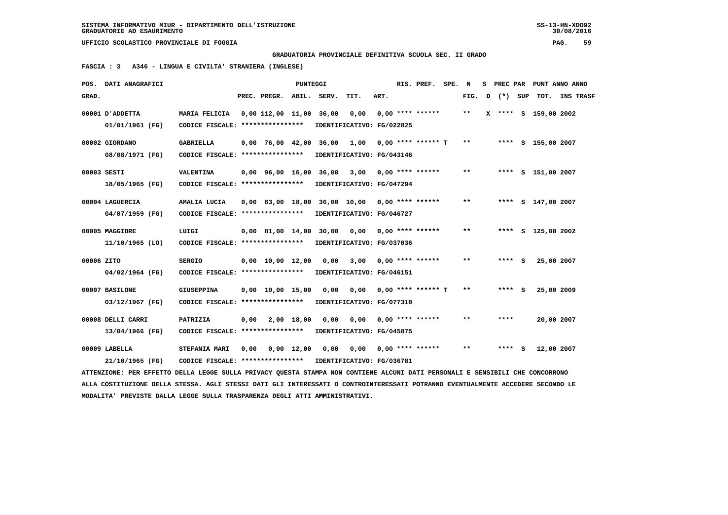SISTEMA INFORMATIVO MIUR - DIPARTIMENTO DELL'ISTRUZIONE
GRADUATORIE AD ESAURIMENTO

UFFICIO SCOLASTICO PROVINCIALE DI FOGGIA

**GRADUATORIA PROVINCIALE DEFINITIVA SCUOLA SEC. II GRADO**

**FASCIA : 3 A346 - LINGUA E CIVILTA' STRANIERA (INGLESE)**

| POS. GRAD. | DATI ANAGRAFICI | | PREC. | PREGR. | ABIL. | SERV. | TIT. | ART. | RIS. PREF. | SPE. | N FIG. | S D | PREC PAR (*) | SUP | PUNT ANNO TOT. | INS TRASF |
|---|---|---|---|---|---|---|---|---|---|---|---|---|---|---|---|---|
| 00001 | D'ADDETTA 01/01/1961 (FG) | MARIA FELICIA CODICE FISCALE: **************** IDENTIFICATIVO: FG/022825 | 0,00 | 112,00 | 11,00 | 36,00 | 0,00 | 0,00 | **** ****** | | ** | X | **** | S | 159,00 | 2002 |
| 00002 | GIORDANO 08/08/1971 (FG) | GABRIELLA CODICE FISCALE: **************** IDENTIFICATIVO: FG/043146 | 0,00 | 76,00 | 42,00 | 36,00 | 1,00 | 0,00 | **** ****** | T | ** | | **** | S | 155,00 | 2007 |
| 00003 | SESTI 18/05/1965 (FG) | VALENTINA CODICE FISCALE: **************** IDENTIFICATIVO: FG/047294 | 0,00 | 96,00 | 16,00 | 36,00 | 3,00 | 0,00 | **** ****** | | ** | | **** | S | 151,00 | 2007 |
| 00004 | LAGUERCIA 04/07/1959 (FG) | AMALIA LUCIA CODICE FISCALE: **************** IDENTIFICATIVO: FG/046727 | 0,00 | 83,00 | 18,00 | 36,00 | 10,00 | 0,00 | **** ****** | | ** | | **** | S | 147,00 | 2007 |
| 00005 | MAGGIORE 11/10/1965 (LO) | LUIGI CODICE FISCALE: **************** IDENTIFICATIVO: FG/037036 | 0,00 | 81,00 | 14,00 | 30,00 | 0,00 | 0,00 | **** ****** | | ** | | **** | S | 125,00 | 2002 |
| 00006 | ZITO 04/02/1964 (FG) | SERGIO CODICE FISCALE: **************** IDENTIFICATIVO: FG/046151 | 0,00 | 10,00 | 12,00 | 0,00 | 3,00 | 0,00 | **** ****** | | ** | | **** | S | 25,00 | 2007 |
| 00007 | BASILONE 03/12/1967 (FG) | GIUSEPPINA CODICE FISCALE: **************** IDENTIFICATIVO: FG/077310 | 0,00 | 10,00 | 15,00 | 0,00 | 0,00 | 0,00 | **** ****** | T | ** | | **** | S | 25,00 | 2009 |
| 00008 | DELLI CARRI 13/04/1966 (FG) | PATRIZIA CODICE FISCALE: **************** IDENTIFICATIVO: FG/045875 | 0,00 | 2,00 | 18,00 | 0,00 | 0,00 | 0,00 | **** ****** | | ** | | **** | | 20,00 | 2007 |
| 00009 | LABELLA 21/10/1965 (FG) | STEFANIA MARI CODICE FISCALE: **************** IDENTIFICATIVO: FG/036781 | 0,00 | 0,00 | 12,00 | 0,00 | 0,00 | 0,00 | **** ****** | | ** | | **** | S | 12,00 | 2007 |

ATTENZIONE: PER EFFETTO DELLA LEGGE SULLA PRIVACY QUESTA STAMPA NON CONTIENE ALCUNI DATI PERSONALI E SENSIBILI CHE CONCORRONO ALLA COSTITUZIONE DELLA STESSA. AGLI STESSI DATI GLI INTERESSATI O CONTROINTERESSATI POTRANNO EVENTUALMENTE ACCEDERE SECONDO LE MODALITA' PREVISTE DALLA LEGGE SULLA TRASPARENZA DEGLI ATTI AMMINISTRATIVI.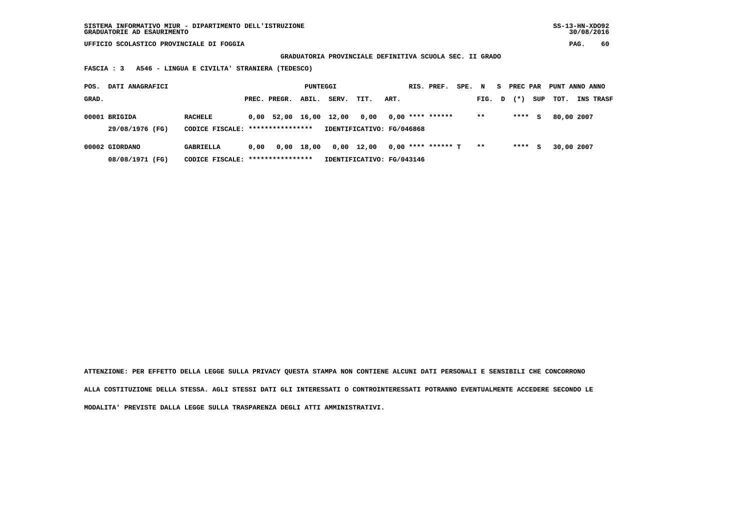SISTEMA INFORMATIVO MIUR - DIPARTIMENTO DELL'ISTRUZIONE
GRADUATORIE AD ESAURIMENTO

UFFICIO SCOLASTICO PROVINCIALE DI FOGGIA

**GRADUATORIA PROVINCIALE DEFINITIVA SCUOLA SEC. II GRADO**

**FASCIA : 3 A546 - LINGUA E CIVILTA' STRANIERA (TEDESCO)**

| POS. GRAD. | DATI ANAGRAFICI | | PREC. | PREGR. | ABIL. | SERV. | TIT. | ART. | RIS. | PREF. | SPE. | N FIG. | S D | PREC PAR (*) | SUP | PUNT TOT. | ANNO INS | ANNO TRASF |
|---|---|---|---|---|---|---|---|---|---|---|---|---|---|---|---|---|---|---|
| 00001 | BRIGIDA | RACHELE | 0,00 | 52,00 | 16,00 | 12,00 | 0,00 | 0,00 | **** | ****** | | ** | | **** | S | 80,00 | 2007 | |
| | 29/08/1976 (FG) | CODICE FISCALE: **************** | IDENTIFICATIVO: FG/046868 | | | | | | | | | | | | | | | |
| 00002 | GIORDANO | GABRIELLA | 0,00 | 0,00 | 18,00 | 0,00 | 12,00 | 0,00 | **** | ****** | T | ** | | **** | S | 30,00 | 2007 | |
| | 08/08/1971 (FG) | CODICE FISCALE: **************** | IDENTIFICATIVO: FG/043146 | | | | | | | | | | | | | | | |

**ATTENZIONE: PER EFFETTO DELLA LEGGE SULLA PRIVACY QUESTA STAMPA NON CONTIENE ALCUNI DATI PERSONALI E SENSIBILI CHE CONCORRONO ALLA COSTITUZIONE DELLA STESSA. AGLI STESSI DATI GLI INTERESSATI O CONTROINTERESSATI POTRANNO EVENTUALMENTE ACCEDERE SECONDO LE MODALITA' PREVISTE DALLA LEGGE SULLA TRASPARENZA DEGLI ATTI AMMINISTRATIVI.**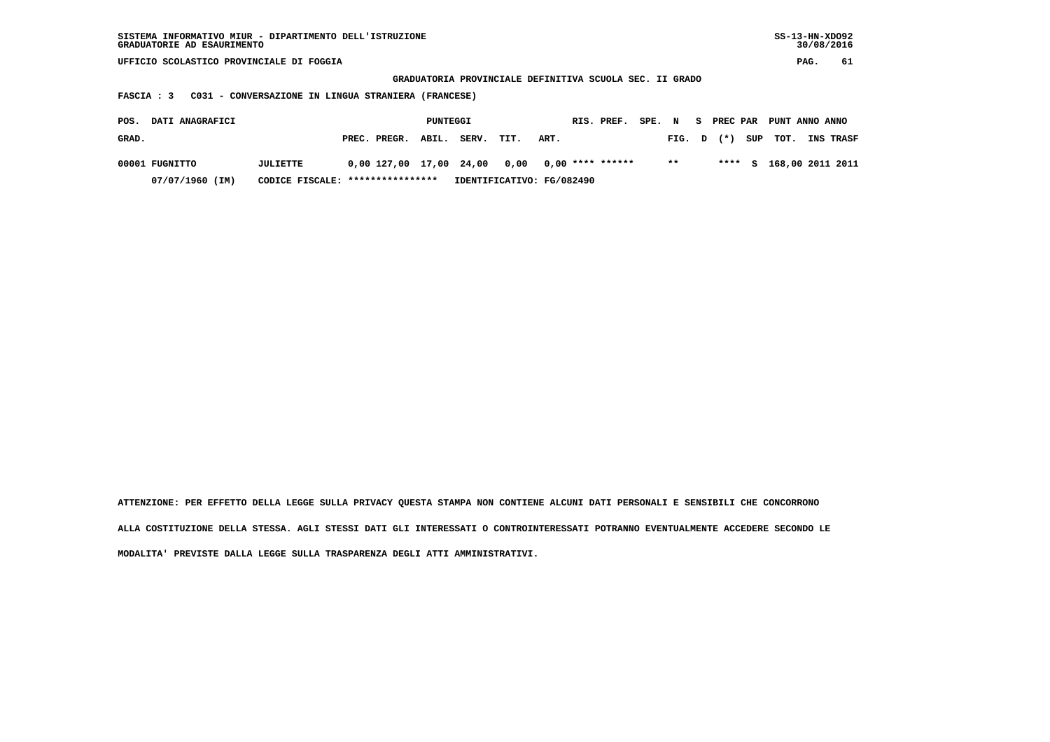SISTEMA INFORMATIVO MIUR - DIPARTIMENTO DELL'ISTRUZIONE
GRADUATORIE AD ESAURIMENTO

SS-13-HN-XDO92
30/08/2016

UFFICIO SCOLASTICO PROVINCIALE DI FOGGIA

**GRADUATORIA PROVINCIALE DEFINITIVA SCUOLA SEC. II GRADO**

**FASCIA : 3 C031 - CONVERSAZIONE IN LINGUA STRANIERA (FRANCESE)**

| POS. GRAD. | DATI ANAGRAFICI | | PUNTEGGI PREC. | PREGR. | ABIL. | SERV. | TIT. | ART. | RIS. | PREF. | SPE. | N FIG. | S D | PREC PAR (*) | SUP | PUNT TOT. | ANNO INS | ANNO TRASF |
|---|---|---|---|---|---|---|---|---|---|---|---|---|---|---|---|---|---|---|
| 00001 | FUGNITTO | JULIETTE | 0,00 | 127,00 | 17,00 | 24,00 | 0,00 | 0,00 | **** | ****** | | ** | | **** | S | 168,00 | 2011 | 2011 |
| | 07/07/1960 (IM) | CODICE FISCALE: **************** | IDENTIFICATIVO: FG/082490 | | | | | | | | | | | | | | | |

ATTENZIONE: PER EFFETTO DELLA LEGGE SULLA PRIVACY QUESTA STAMPA NON CONTIENE ALCUNI DATI PERSONALI E SENSIBILI CHE CONCORRONO ALLA COSTITUZIONE DELLA STESSA. AGLI STESSI DATI GLI INTERESSATI O CONTROINTERESSATI POTRANNO EVENTUALMENTE ACCEDERE SECONDO LE MODALITA' PREVISTE DALLA LEGGE SULLA TRASPARENZA DEGLI ATTI AMMINISTRATIVI.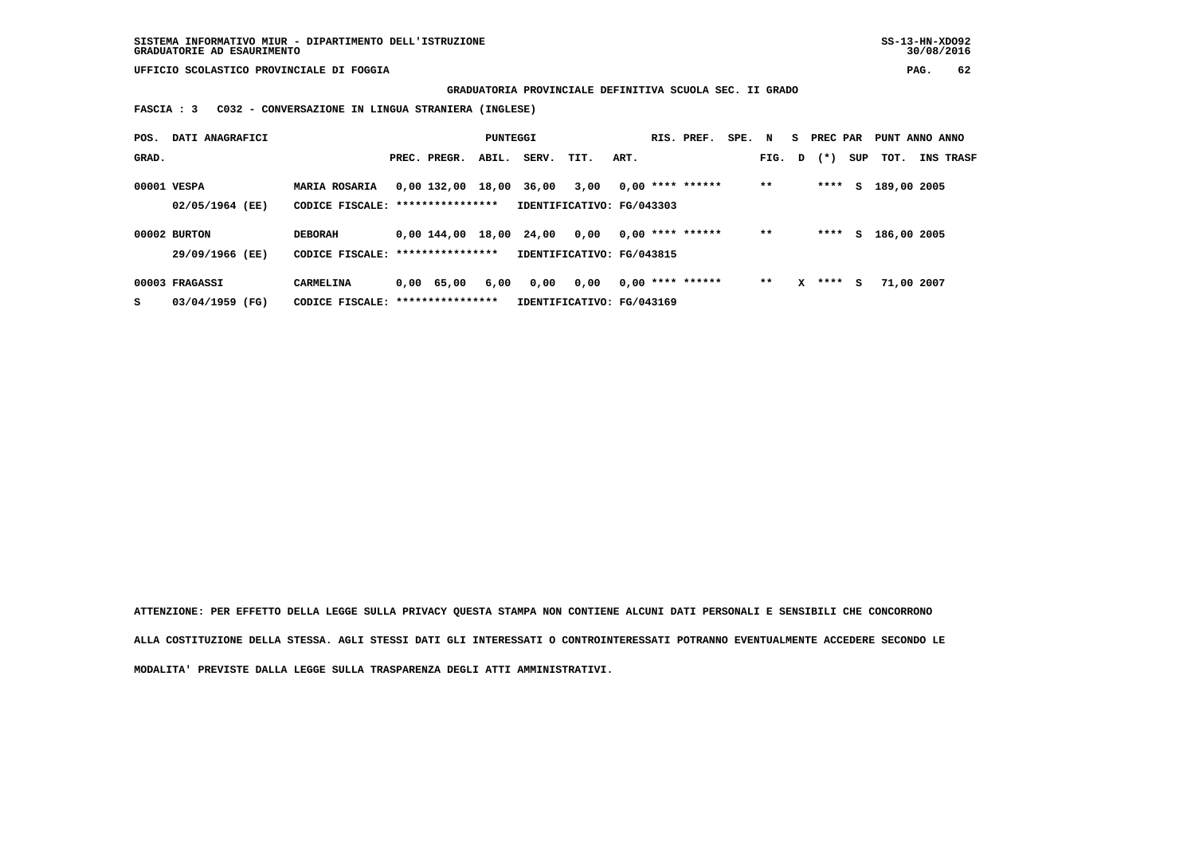SISTEMA INFORMATIVO MIUR - DIPARTIMENTO DELL'ISTRUZIONE
GRADUATORIE AD ESAURIMENTO

UFFICIO SCOLASTICO PROVINCIALE DI FOGGIA

**GRADUATORIA PROVINCIALE DEFINITIVA SCUOLA SEC. II GRADO**

**FASCIA : 3 C032 - CONVERSAZIONE IN LINGUA STRANIERA (INGLESE)**

| POS. GRAD. | DATI ANAGRAFICI | | PREC. | PREGR. | ABIL. | SERV. | TIT. | ART. | RIS. | PREF. | SPE. | N FIG. | S D | PREC PAR (*) | SUP | PUNT TOT. | ANNO INS | ANNO TRASF |
|---|---|---|---|---|---|---|---|---|---|---|---|---|---|---|---|---|---|---|
| 00001 | VESPA | MARIA ROSARIA | 0,00 | 132,00 | 18,00 | 36,00 | 3,00 | 0,00 | **** | ****** | | ** | | **** | S | 189,00 | 2005 | |
| | 02/05/1964 (EE) | CODICE FISCALE: **************** | IDENTIFICATIVO: FG/043303 | | | | | | | | | | | | | | | |
| 00002 | BURTON | DEBORAH | 0,00 | 144,00 | 18,00 | 24,00 | 0,00 | 0,00 | **** | ****** | | ** | | **** | S | 186,00 | 2005 | |
| | 29/09/1966 (EE) | CODICE FISCALE: **************** | IDENTIFICATIVO: FG/043815 | | | | | | | | | | | | | | | |
| 00003 | FRAGASSI | CARMELINA | 0,00 | 65,00 | 6,00 | 0,00 | 0,00 | 0,00 | **** | ****** | | ** | X | **** | S | 71,00 | 2007 | |
| S | 03/04/1959 (FG) | CODICE FISCALE: **************** | IDENTIFICATIVO: FG/043169 | | | | | | | | | | | | | | | |

ATTENZIONE: PER EFFETTO DELLA LEGGE SULLA PRIVACY QUESTA STAMPA NON CONTIENE ALCUNI DATI PERSONALI E SENSIBILI CHE CONCORRONO ALLA COSTITUZIONE DELLA STESSA. AGLI STESSI DATI GLI INTERESSATI O CONTROINTERESSATI POTRANNO EVENTUALMENTE ACCEDERE SECONDO LE MODALITA' PREVISTE DALLA LEGGE SULLA TRASPARENZA DEGLI ATTI AMMINISTRATIVI.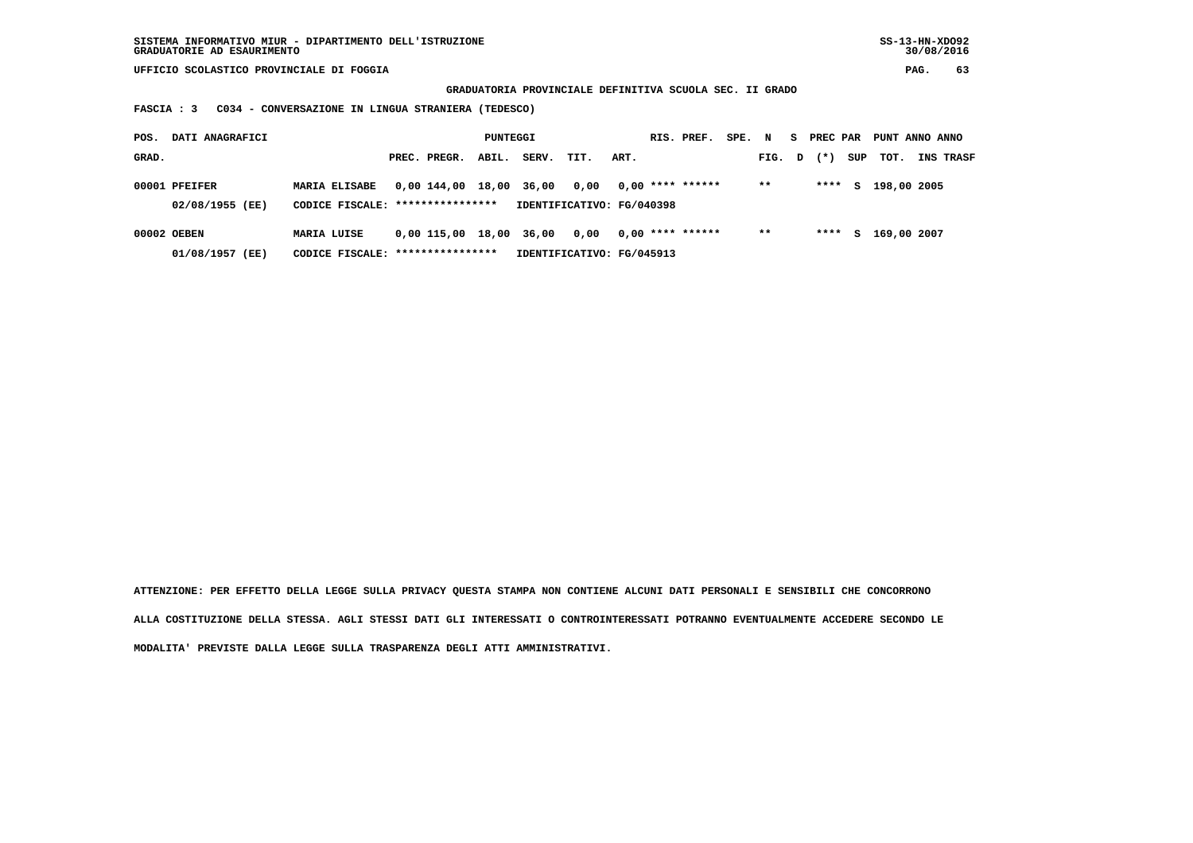SISTEMA INFORMATIVO MIUR - DIPARTIMENTO DELL'ISTRUZIONE
GRADUATORIE AD ESAURIMENTO

UFFICIO SCOLASTICO PROVINCIALE DI FOGGIA

**GRADUATORIA PROVINCIALE DEFINITIVA SCUOLA SEC. II GRADO**

**FASCIA : 3 C034 - CONVERSAZIONE IN LINGUA STRANIERA (TEDESCO)**

| POS. GRAD. | DATI ANAGRAFICI | | PREC. | PREGR. | ABIL. | SERV. | TIT. | ART. | RIS. | PREF. | SPE. | N FIG. | S D | PREC PAR (*) | SUP | PUNT TOT. | ANNO INS | ANNO TRASF |
|---|---|---|---|---|---|---|---|---|---|---|---|---|---|---|---|---|---|---|
| 00001 | PFEIFER | MARIA ELISABE | 0,00 | 144,00 | 18,00 | 36,00 | 0,00 | 0,00 | **** | ****** | | ** | | **** | S | 198,00 | 2005 | |
| | 02/08/1955 (EE) | CODICE FISCALE: **************** | IDENTIFICATIVO: FG/040398 | | | | | | | | | | | | | | | |
| 00002 | OEBEN | MARIA LUISE | 0,00 | 115,00 | 18,00 | 36,00 | 0,00 | 0,00 | **** | ****** | | ** | | **** | S | 169,00 | 2007 | |
| | 01/08/1957 (EE) | CODICE FISCALE: **************** | IDENTIFICATIVO: FG/045913 | | | | | | | | | | | | | | | |

**ATTENZIONE: PER EFFETTO DELLA LEGGE SULLA PRIVACY QUESTA STAMPA NON CONTIENE ALCUNI DATI PERSONALI E SENSIBILI CHE CONCORRONO ALLA COSTITUZIONE DELLA STESSA. AGLI STESSI DATI GLI INTERESSATI O CONTROINTERESSATI POTRANNO EVENTUALMENTE ACCEDERE SECONDO LE MODALITA' PREVISTE DALLA LEGGE SULLA TRASPARENZA DEGLI ATTI AMMINISTRATIVI.**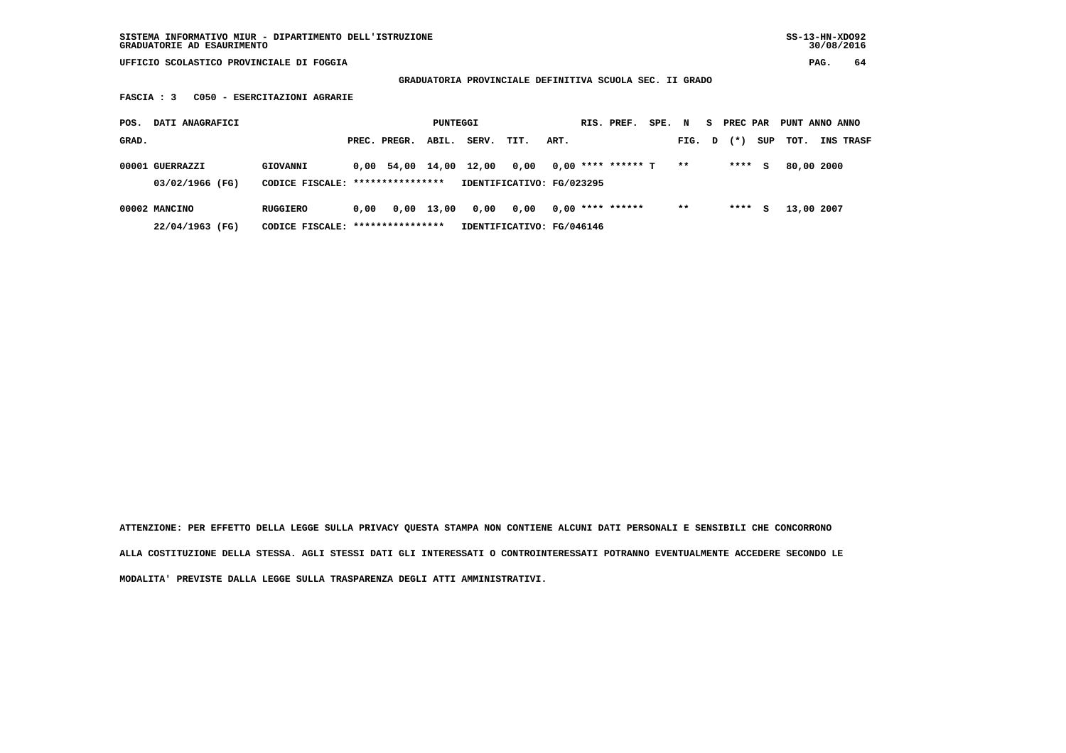SISTEMA INFORMATIVO MIUR - DIPARTIMENTO DELL'ISTRUZIONE
GRADUATORIE AD ESAURIMENTO

UFFICIO SCOLASTICO PROVINCIALE DI FOGGIA

**GRADUATORIA PROVINCIALE DEFINITIVA SCUOLA SEC. II GRADO**

**FASCIA : 3   C050 - ESERCITAZIONI AGRARIE**

| POS. GRAD. | DATI ANAGRAFICI | | PREC. | PREGR. | ABIL. | SERV. | TIT. | ART. | RIS. | PREF. | SPE. | N FIG. | S D | PREC (*) | PAR SUP | PUNT TOT. | ANNO INS | ANNO TRASF |
|---|---|---|---|---|---|---|---|---|---|---|---|---|---|---|---|---|---|---|
| 00001 | GUERRAZZI | GIOVANNI | 0,00 | 54,00 | 14,00 | 12,00 | 0,00 | 0,00 | **** | ****** | T | ** | | **** | S | 80,00 | 2000 | |
| | 03/02/1966 (FG) | CODICE FISCALE: **************** | IDENTIFICATIVO: FG/023295 | | | | | | | | | | | | | | | |
| 00002 | MANCINO | RUGGIERO | 0,00 | 0,00 | 13,00 | 0,00 | 0,00 | 0,00 | **** | ****** | | ** | | **** | S | 13,00 | 2007 | |
| | 22/04/1963 (FG) | CODICE FISCALE: **************** | IDENTIFICATIVO: FG/046146 | | | | | | | | | | | | | | | |

**ATTENZIONE: PER EFFETTO DELLA LEGGE SULLA PRIVACY QUESTA STAMPA NON CONTIENE ALCUNI DATI PERSONALI E SENSIBILI CHE CONCORRONO ALLA COSTITUZIONE DELLA STESSA. AGLI STESSI DATI GLI INTERESSATI O CONTROINTERESSATI POTRANNO EVENTUALMENTE ACCEDERE SECONDO LE MODALITA' PREVISTE DALLA LEGGE SULLA TRASPARENZA DEGLI ATTI AMMINISTRATIVI.**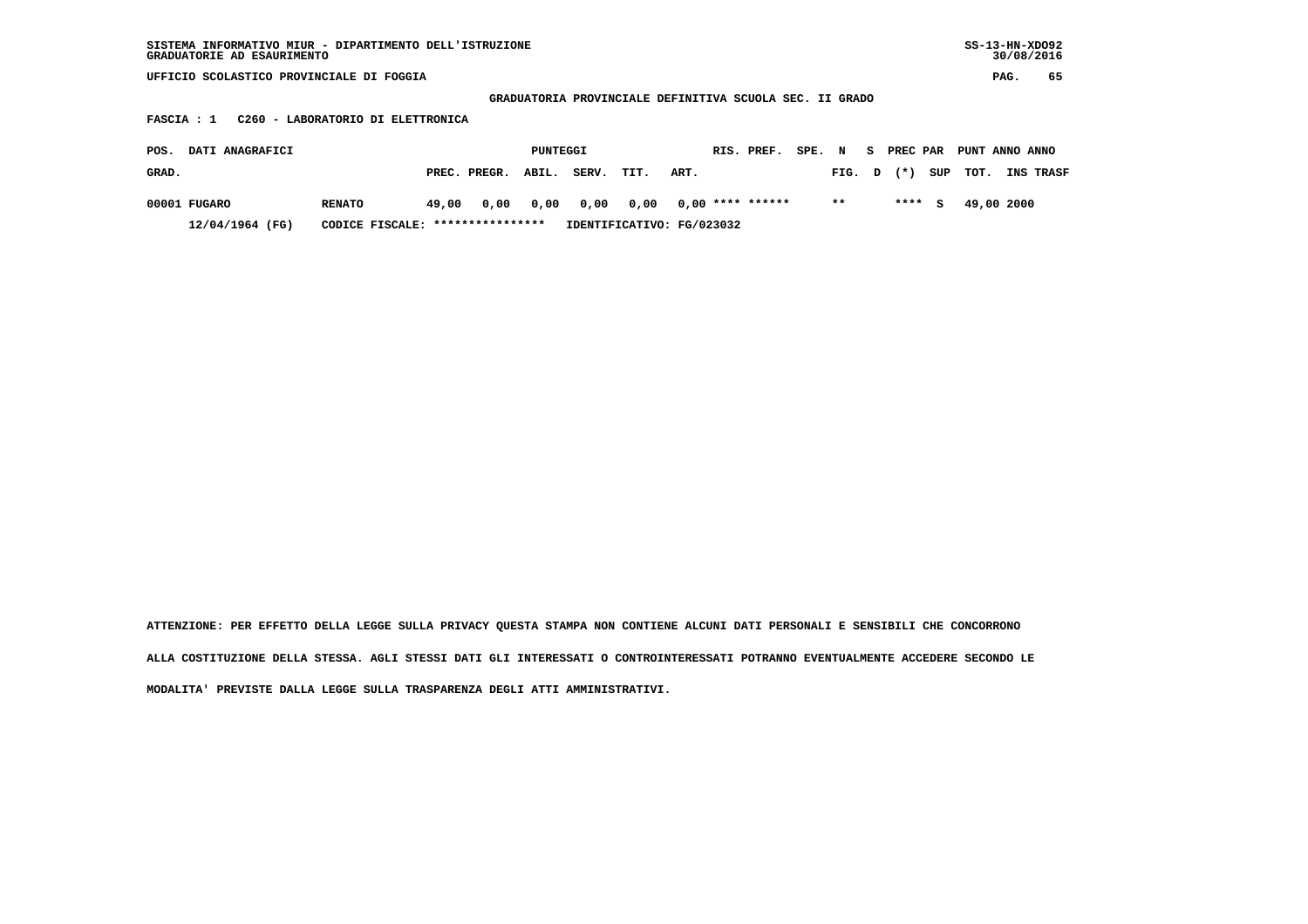SISTEMA INFORMATIVO MIUR - DIPARTIMENTO DELL'ISTRUZIONE
GRADUATORIE AD ESAURIMENTO

UFFICIO SCOLASTICO PROVINCIALE DI FOGGIA

**GRADUATORIA PROVINCIALE DEFINITIVA SCUOLA SEC. II GRADO**

**FASCIA : 1 C260 - LABORATORIO DI ELETTRONICA**

| POS. GRAD. | DATI ANAGRAFICI | | PUNTEGGI PREC. | PREGR. | ABIL. | SERV. | TIT. | ART. | RIS. | PREF. | SPE. | N FIG. | S D | PREC (*) | PAR SUP | PUNT TOT. | ANNO INS | ANNO TRASF |
|---|---|---|---|---|---|---|---|---|---|---|---|---|---|---|---|---|---|---|
| 00001 | FUGARO | RENATO | 49,00 | 0,00 | 0,00 | 0,00 | 0,00 | 0,00 | **** | ****** | | ** | | **** | S | 49,00 | 2000 | |
| | 12/04/1964 (FG) | CODICE FISCALE: **************** | IDENTIFICATIVO: FG/023032 | | | | | | | | | | | | | | | |

ATTENZIONE: PER EFFETTO DELLA LEGGE SULLA PRIVACY QUESTA STAMPA NON CONTIENE ALCUNI DATI PERSONALI E SENSIBILI CHE CONCORRONO ALLA COSTITUZIONE DELLA STESSA. AGLI STESSI DATI GLI INTERESSATI O CONTROINTERESSATI POTRANNO EVENTUALMENTE ACCEDERE SECONDO LE MODALITA' PREVISTE DALLA LEGGE SULLA TRASPARENZA DEGLI ATTI AMMINISTRATIVI.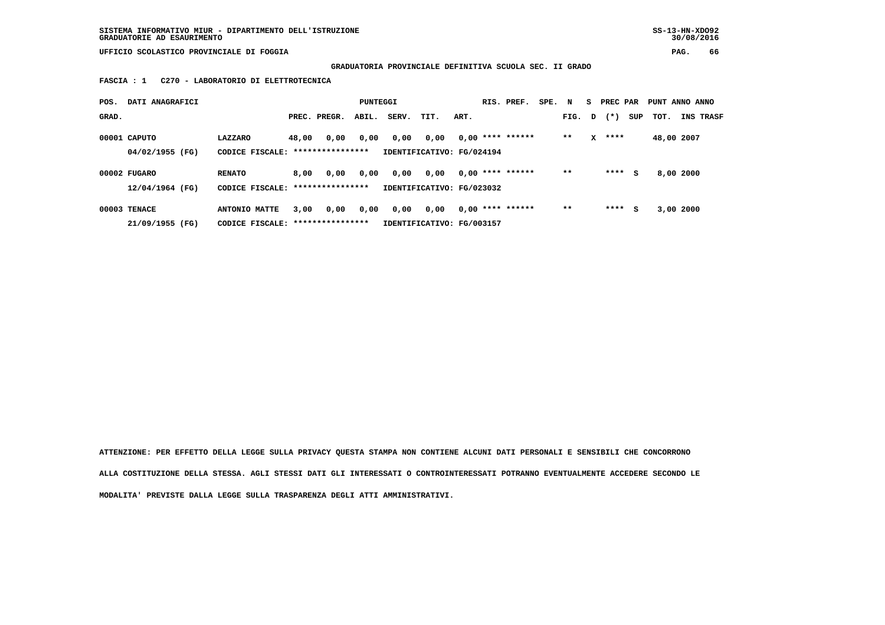SISTEMA INFORMATIVO MIUR - DIPARTIMENTO DELL'ISTRUZIONE
GRADUATORIE AD ESAURIMENTO

UFFICIO SCOLASTICO PROVINCIALE DI FOGGIA

**GRADUATORIA PROVINCIALE DEFINITIVA SCUOLA SEC. II GRADO**

**FASCIA : 1 C270 - LABORATORIO DI ELETTROTECNICA**

| POS. GRAD. | DATI ANAGRAFICI | | PREC. | PREGR. | ABIL. | SERV. | TIT. | ART. | RIS. | PREF. | SPE. | N FIG. | S D | PREC PAR (*) | SUP | PUNT TOT. | ANNO INS | ANNO TRASF |
|---|---|---|---|---|---|---|---|---|---|---|---|---|---|---|---|---|---|---|
| 00001 | CAPUTO | LAZZARO | 48,00 | 0,00 | 0,00 | 0,00 | 0,00 | 0,00 | **** | ****** | | ** | X | **** | | 48,00 | 2007 | |
| | 04/02/1955 (FG) | CODICE FISCALE: **************** | IDENTIFICATIVO: FG/024194 | | | | | | | | | | | | | | | |
| 00002 | FUGARO | RENATO | 8,00 | 0,00 | 0,00 | 0,00 | 0,00 | 0,00 | **** | ****** | | ** | | **** | S | 8,00 | 2000 | |
| | 12/04/1964 (FG) | CODICE FISCALE: **************** | IDENTIFICATIVO: FG/023032 | | | | | | | | | | | | | | | |
| 00003 | TENACE | ANTONIO MATTE | 3,00 | 0,00 | 0,00 | 0,00 | 0,00 | 0,00 | **** | ****** | | ** | | **** | S | 3,00 | 2000 | |
| | 21/09/1955 (FG) | CODICE FISCALE: **************** | IDENTIFICATIVO: FG/003157 | | | | | | | | | | | | | | | |

ATTENZIONE: PER EFFETTO DELLA LEGGE SULLA PRIVACY QUESTA STAMPA NON CONTIENE ALCUNI DATI PERSONALI E SENSIBILI CHE CONCORRONO ALLA COSTITUZIONE DELLA STESSA. AGLI STESSI DATI GLI INTERESSATI O CONTROINTERESSATI POTRANNO EVENTUALMENTE ACCEDERE SECONDO LE MODALITA' PREVISTE DALLA LEGGE SULLA TRASPARENZA DEGLI ATTI AMMINISTRATIVI.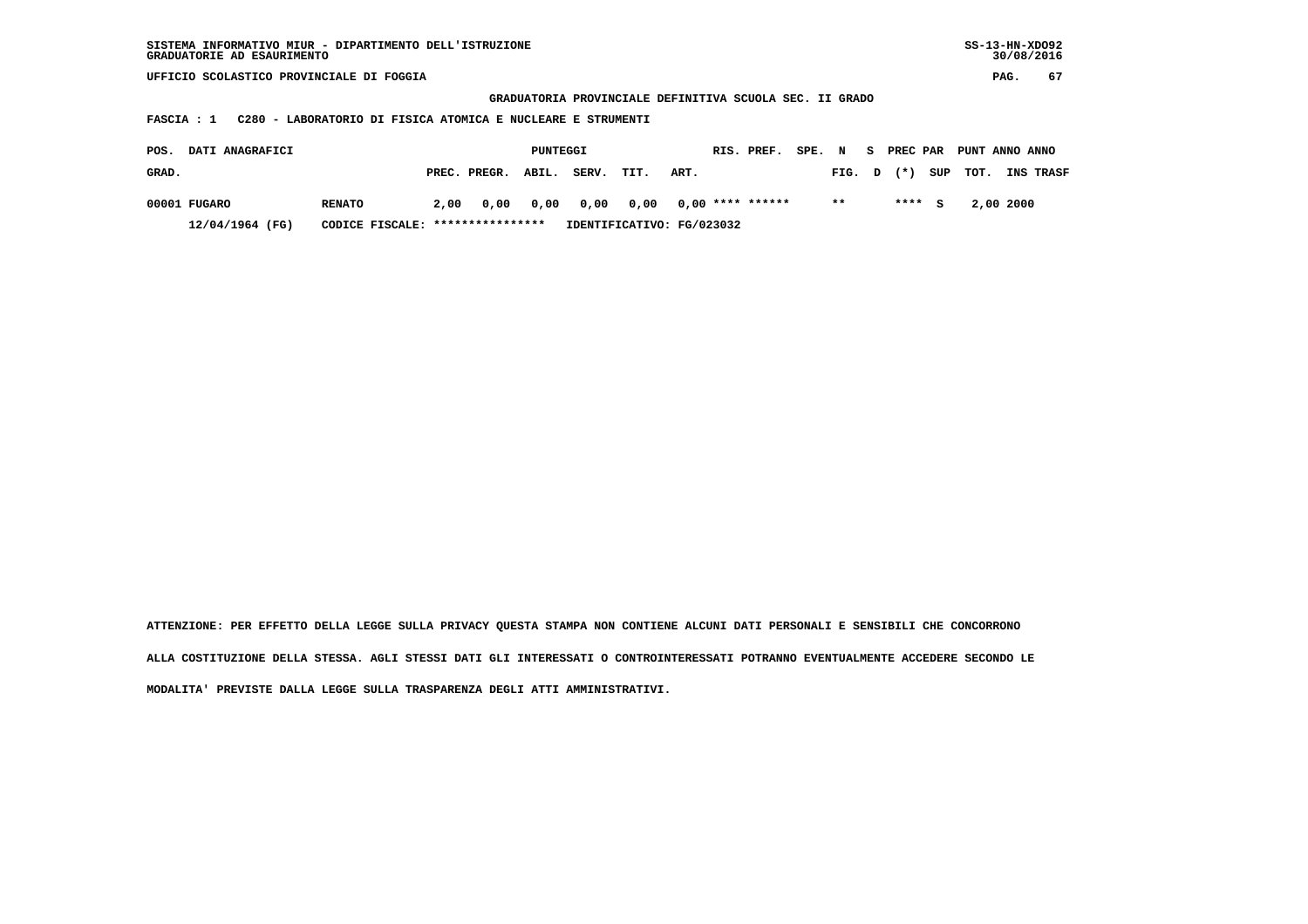SISTEMA INFORMATIVO MIUR - DIPARTIMENTO DELL'ISTRUZIONE
GRADUATORIE AD ESAURIMENTO

UFFICIO SCOLASTICO PROVINCIALE DI FOGGIA

**GRADUATORIA PROVINCIALE DEFINITIVA SCUOLA SEC. II GRADO**

**FASCIA : 1 C280 - LABORATORIO DI FISICA ATOMICA E NUCLEARE E STRUMENTI**

| POS. GRAD. | DATI ANAGRAFICI | | PUNTEGGI PREC. | PREGR. | ABIL. | SERV. | TIT. | ART. | RIS. | PREF. | SPE. FIG. | N D | S (*) | PREC PAR SUP | PUNT TOT. | ANNO INS | ANNO TRASF |
|---|---|---|---|---|---|---|---|---|---|---|---|---|---|---|---|---|---|
| 00001 | FUGARO | RENATO | 2,00 | 0,00 | 0,00 | 0,00 | 0,00 | 0,00 | **** | ****** | ** | | **** | S | 2,00 | 2000 | |
| | 12/04/1964 (FG) | CODICE FISCALE: **************** | IDENTIFICATIVO: FG/023032 | | | | | | | | | | | | | | |

ATTENZIONE: PER EFFETTO DELLA LEGGE SULLA PRIVACY QUESTA STAMPA NON CONTIENE ALCUNI DATI PERSONALI E SENSIBILI CHE CONCORRONO ALLA COSTITUZIONE DELLA STESSA. AGLI STESSI DATI GLI INTERESSATI O CONTROINTERESSATI POTRANNO EVENTUALMENTE ACCEDERE SECONDO LE MODALITA' PREVISTE DALLA LEGGE SULLA TRASPARENZA DEGLI ATTI AMMINISTRATIVI.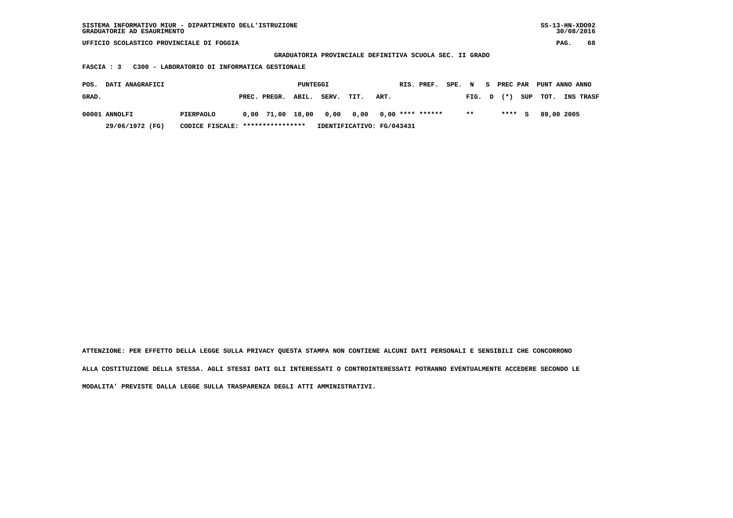SISTEMA INFORMATIVO MIUR - DIPARTIMENTO DELL'ISTRUZIONE
GRADUATORIE AD ESAURIMENTO

SS-13-HN-XDO92
30/08/2016

UFFICIO SCOLASTICO PROVINCIALE DI FOGGIA

**GRADUATORIA PROVINCIALE DEFINITIVA SCUOLA SEC. II GRADO**

**FASCIA : 3 C300 - LABORATORIO DI INFORMATICA GESTIONALE**

| POS. GRAD. | DATI ANAGRAFICI | | PUNTEGGI PREC. | PREGR. | ABIL. | SERV. | TIT. | ART. | RIS. | PREF. | SPE. | N FIG. | S D | PREC PAR (*) | SUP | PUNT TOT. | ANNO INS | ANNO TRASF |
|---|---|---|---|---|---|---|---|---|---|---|---|---|---|---|---|---|---|---|
| 00001 | ANNOLFI | PIERPAOLO | 0,00 | 71,00 | 18,00 | 0,00 | 0,00 | 0,00 | **** | ****** | | ** | | **** | S | 89,00 | 2005 | |
| | 29/06/1972 (FG) | CODICE FISCALE: **************** | IDENTIFICATIVO: FG/043431 | | | | | | | | | | | | | | | |

ATTENZIONE: PER EFFETTO DELLA LEGGE SULLA PRIVACY QUESTA STAMPA NON CONTIENE ALCUNI DATI PERSONALI E SENSIBILI CHE CONCORRONO ALLA COSTITUZIONE DELLA STESSA. AGLI STESSI DATI GLI INTERESSATI O CONTROINTERESSATI POTRANNO EVENTUALMENTE ACCEDERE SECONDO LE MODALITA' PREVISTE DALLA LEGGE SULLA TRASPARENZA DEGLI ATTI AMMINISTRATIVI.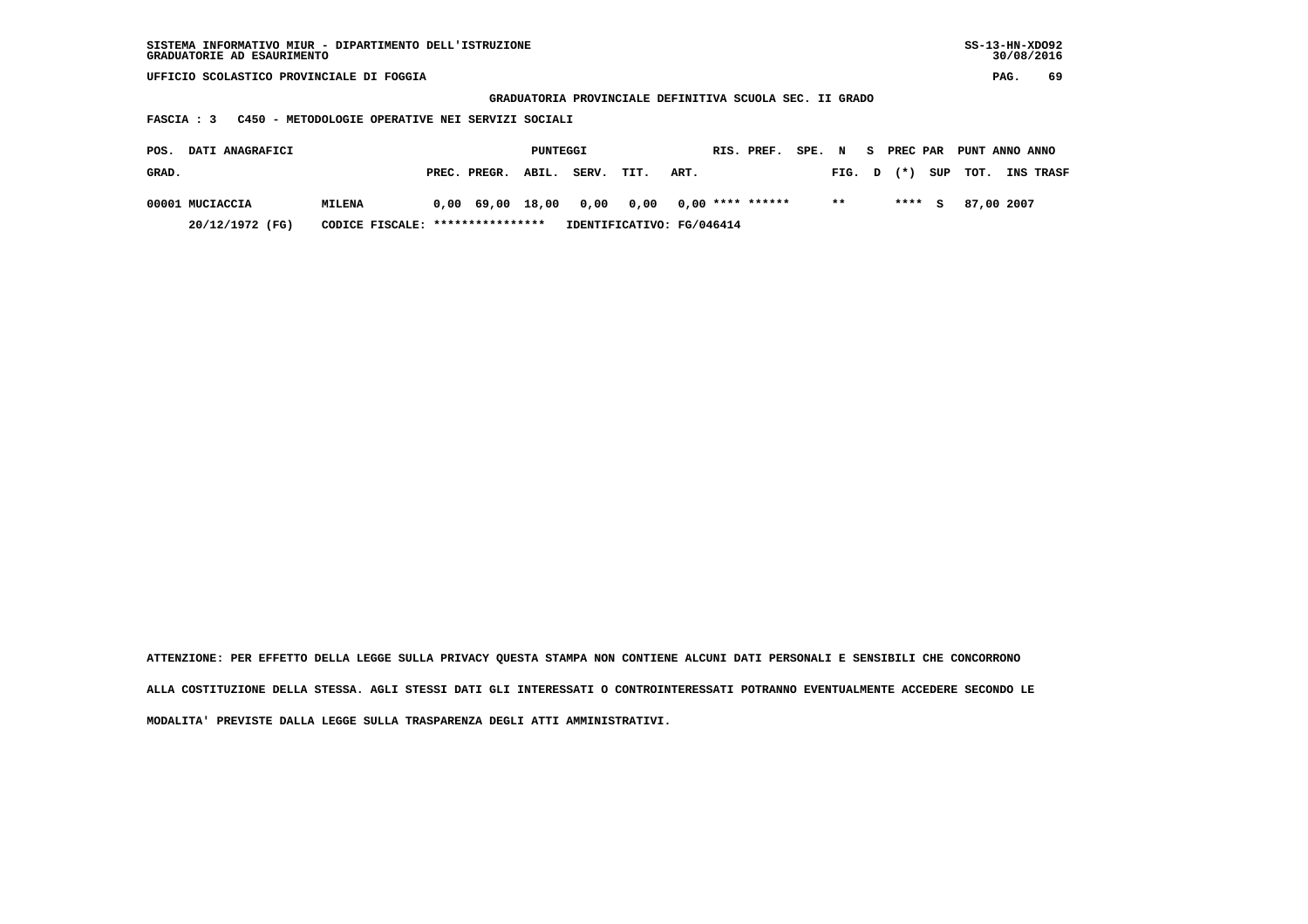SISTEMA INFORMATIVO MIUR - DIPARTIMENTO DELL'ISTRUZIONE
GRADUATORIE AD ESAURIMENTO

UFFICIO SCOLASTICO PROVINCIALE DI FOGGIA

**GRADUATORIA PROVINCIALE DEFINITIVA SCUOLA SEC. II GRADO**

**FASCIA : 3 C450 - METODOLOGIE OPERATIVE NEI SERVIZI SOCIALI**

| POS. GRAD. | DATI ANAGRAFICI | | PUNTEGGI PREC. | PREGR. | ABIL. | SERV. | TIT. | ART. | RIS. | PREF. | SPE. | N FIG. | S D | PREC (*) | PAR SUP | PUNT TOT. | ANNO INS | ANNO TRASF |
|---|---|---|---|---|---|---|---|---|---|---|---|---|---|---|---|---|---|---|
| 00001 | MUCIACCIA | MILENA | 0,00 | 69,00 | 18,00 | 0,00 | 0,00 | 0,00 | **** | ****** | | ** | | **** | S | 87,00 | 2007 | |
| | 20/12/1972 (FG) | CODICE FISCALE: **************** | | | | | | | | | | | | | | | | |

IDENTIFICATIVO: FG/046414

ATTENZIONE: PER EFFETTO DELLA LEGGE SULLA PRIVACY QUESTA STAMPA NON CONTIENE ALCUNI DATI PERSONALI E SENSIBILI CHE CONCORRONO ALLA COSTITUZIONE DELLA STESSA. AGLI STESSI DATI GLI INTERESSATI O CONTROINTERESSATI POTRANNO EVENTUALMENTE ACCEDERE SECONDO LE MODALITA' PREVISTE DALLA LEGGE SULLA TRASPARENZA DEGLI ATTI AMMINISTRATIVI.